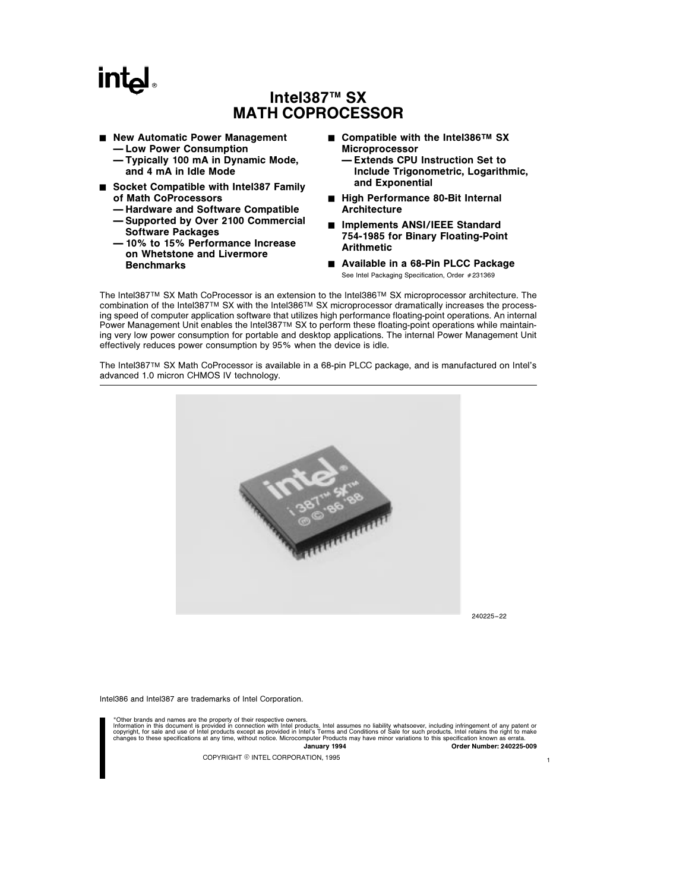# Intel387™ SX MATH COPROCESSOR

- **New Automatic Power Management**
  - **— Low Power Consumption**
  - **— Typically 100 mA in Dynamic Mode, and 4 mA in Idle Mode**
- **Socket Compatible with Intel387 Family of Math CoProcessors**
  - **— Hardware and Software Compatible**
  - **— Supported by Over 2100 Commercial Software Packages**
  - **— 10% to 15% Performance Increase on Whetstone and Livermore Benchmarks**
- **Compatible with the Intel386™ SX Microprocessor**
  - **— Extends CPU Instruction Set to Include Trigonometric, Logarithmic, and Exponential**
- **High Performance 80-Bit Internal Architecture**
- **Implements ANSI/IEEE Standard 754-1985 for Binary Floating-Point Arithmetic**
- **Available in a 68-Pin PLCC Package**
  See Intel Packaging Specification, Order #231369

The Intel387™ SX Math CoProcessor is an extension to the Intel386™ SX microprocessor architecture. The combination of the Intel387™ SX with the Intel386™ SX microprocessor dramatically increases the processing speed of computer application software that utilizes high performance floating-point operations. An internal Power Management Unit enables the Intel387™ SX to perform these floating-point operations while maintaining very low power consumption for portable and desktop applications. The internal Power Management Unit effectively reduces power consumption by 95% when the device is idle.

The Intel387™ SX Math CoProcessor is available in a 68-pin PLCC package, and is manufactured on Intel's advanced 1.0 micron CHMOS IV technology.

240225–22

Intel386 and Intel387 are trademarks of Intel Corporation.

*Other brands and names are the property of their respective owners.
Information in this document is provided in connection with Intel products. Intel assumes no liability whatsoever, including infringement of any patent or copyright, for sale and use of Intel products except as provided in Intel's Terms and Conditions of Sale for such products. Intel retains the right to make changes to these specifications at any time, without notice. Microcomputer Products may have minor variations to this specification known as errata.

**January 1994** **Order Number: 240225-009**

COPYRIGHT © INTEL CORPORATION, 1995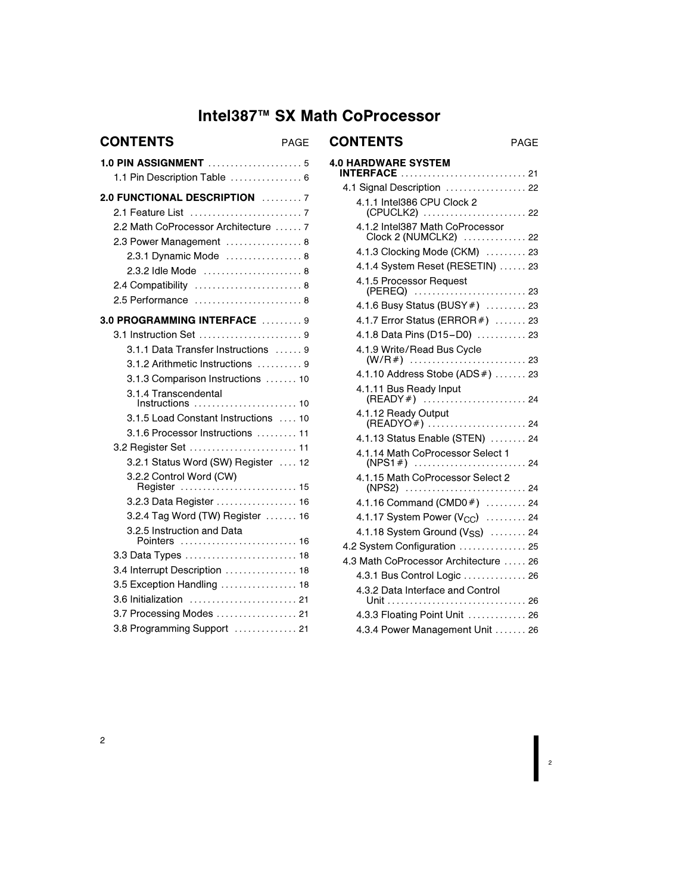# Intel387™ SX Math CoProcessor

## CONTENTS

| CONTENTS | PAGE |
|---|---|
| **1.0 PIN ASSIGNMENT** | 5 |
| 1.1 Pin Description Table | 6 |
| **2.0 FUNCTIONAL DESCRIPTION** | 7 |
| 2.1 Feature List | 7 |
| 2.2 Math CoProcessor Architecture | 7 |
| 2.3 Power Management | 8 |
| 2.3.1 Dynamic Mode | 8 |
| 2.3.2 Idle Mode | 8 |
| 2.4 Compatibility | 8 |
| 2.5 Performance | 8 |
| **3.0 PROGRAMMING INTERFACE** | 9 |
| 3.1 Instruction Set | 9 |
| 3.1.1 Data Transfer Instructions | 9 |
| 3.1.2 Arithmetic Instructions | 9 |
| 3.1.3 Comparison Instructions | 10 |
| 3.1.4 Transcendental Instructions | 10 |
| 3.1.5 Load Constant Instructions | 10 |
| 3.1.6 Processor Instructions | 11 |
| 3.2 Register Set | 11 |
| 3.2.1 Status Word (SW) Register | 12 |
| 3.2.2 Control Word (CW) Register | 15 |
| 3.2.3 Data Register | 16 |
| 3.2.4 Tag Word (TW) Register | 16 |
| 3.2.5 Instruction and Data Pointers | 16 |
| 3.3 Data Types | 18 |
| 3.4 Interrupt Description | 18 |
| 3.5 Exception Handling | 18 |
| 3.6 Initialization | 21 |
| 3.7 Processing Modes | 21 |
| 3.8 Programming Support | 21 |
| **4.0 HARDWARE SYSTEM INTERFACE** | 21 |
| 4.1 Signal Description | 22 |
| 4.1.1 Intel386 CPU Clock 2 (CPUCLK2) | 22 |
| 4.1.2 Intel387 Math CoProcessor Clock 2 (NUMCLK2) | 22 |
| 4.1.3 Clocking Mode (CKM) | 23 |
| 4.1.4 System Reset (RESETIN) | 23 |
| 4.1.5 Processor Request (PEREQ) | 23 |
| 4.1.6 Busy Status (BUSY#) | 23 |
| 4.1.7 Error Status (ERROR#) | 23 |
| 4.1.8 Data Pins (D15–D0) | 23 |
| 4.1.9 Write/Read Bus Cycle (W/R#) | 23 |
| 4.1.10 Address Stobe (ADS#) | 23 |
| 4.1.11 Bus Ready Input (READY#) | 24 |
| 4.1.12 Ready Output (READYO#) | 24 |
| 4.1.13 Status Enable (STEN) | 24 |
| 4.1.14 Math CoProcessor Select 1 (NPS1#) | 24 |
| 4.1.15 Math CoProcessor Select 2 (NPS2) | 24 |
| 4.1.16 Command (CMD0#) | 24 |
| 4.1.17 System Power ($V_{CC}$) | 24 |
| 4.1.18 System Ground ($V_{SS}$) | 24 |
| 4.2 System Configuration | 25 |
| 4.3 Math CoProcessor Architecture | 26 |
| 4.3.1 Bus Control Logic | 26 |
| 4.3.2 Data Interface and Control Unit | 26 |
| 4.3.3 Floating Point Unit | 26 |
| 4.3.4 Power Management Unit | 26 |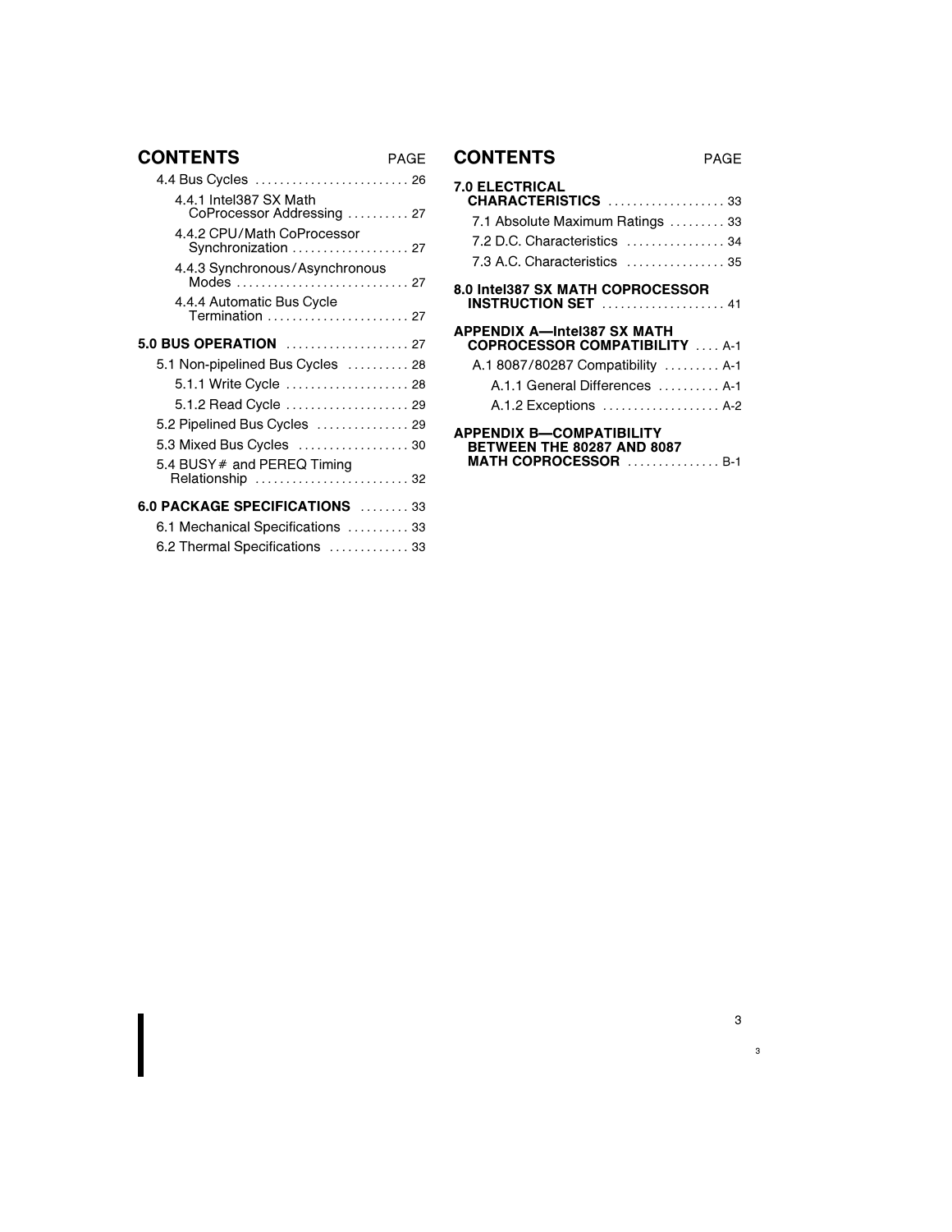# CONTENTS

| | PAGE |
|---|---|
| 4.4 Bus Cycles | 26 |
| 4.4.1 Intel387 SX Math CoProcessor Addressing | 27 |
| 4.4.2 CPU/Math CoProcessor Synchronization | 27 |
| 4.4.3 Synchronous/Asynchronous Modes | 27 |
| 4.4.4 Automatic Bus Cycle Termination | 27 |
| **5.0 BUS OPERATION** | 27 |
| 5.1 Non-pipelined Bus Cycles | 28 |
| 5.1.1 Write Cycle | 28 |
| 5.1.2 Read Cycle | 29 |
| 5.2 Pipelined Bus Cycles | 29 |
| 5.3 Mixed Bus Cycles | 30 |
| 5.4 BUSY# and PEREQ Timing Relationship | 32 |
| **6.0 PACKAGE SPECIFICATIONS** | 33 |
| 6.1 Mechanical Specifications | 33 |
| 6.2 Thermal Specifications | 33 |
| **7.0 ELECTRICAL CHARACTERISTICS** | 33 |
| 7.1 Absolute Maximum Ratings | 33 |
| 7.2 D.C. Characteristics | 34 |
| 7.3 A.C. Characteristics | 35 |
| **8.0 Intel387 SX MATH COPROCESSOR INSTRUCTION SET** | 41 |
| **APPENDIX A—Intel387 SX MATH COPROCESSOR COMPATIBILITY** | A-1 |
| A.1 8087/80287 Compatibility | A-1 |
| A.1.1 General Differences | A-1 |
| A.1.2 Exceptions | A-2 |
| **APPENDIX B—COMPATIBILITY BETWEEN THE 80287 AND 8087 MATH COPROCESSOR** | B-1 |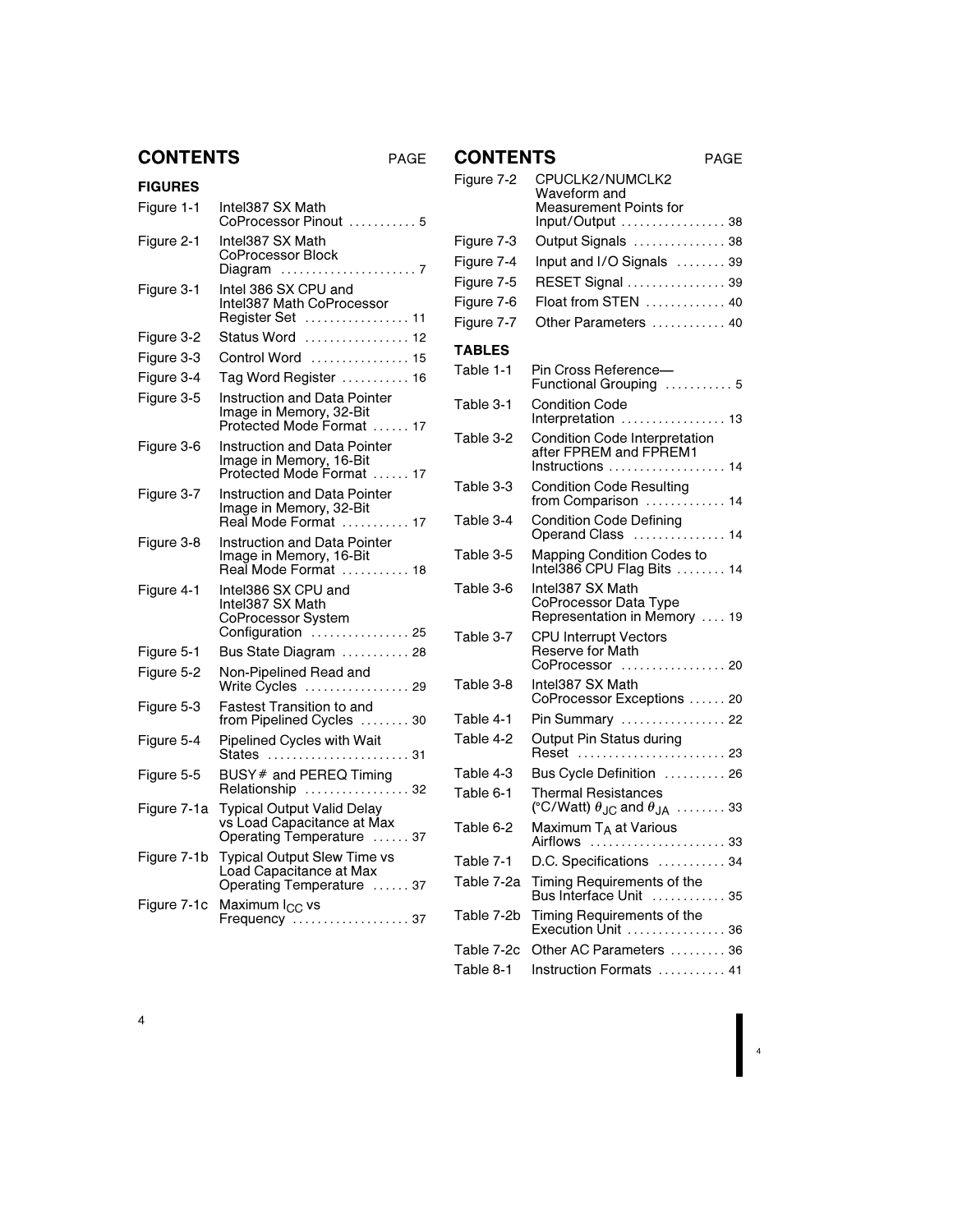## CONTENTS

### FIGURES

| Figure | Title | PAGE |
|---|---|---|
| Figure 1-1 | Intel387 SX Math CoProcessor Pinout | 5 |
| Figure 2-1 | Intel387 SX Math CoProcessor Block Diagram | 7 |
| Figure 3-1 | Intel 386 SX CPU and Intel387 Math CoProcessor Register Set | 11 |
| Figure 3-2 | Status Word | 12 |
| Figure 3-3 | Control Word | 15 |
| Figure 3-4 | Tag Word Register | 16 |
| Figure 3-5 | Instruction and Data Pointer Image in Memory, 32-Bit Protected Mode Format | 17 |
| Figure 3-6 | Instruction and Data Pointer Image in Memory, 16-Bit Protected Mode Format | 17 |
| Figure 3-7 | Instruction and Data Pointer Image in Memory, 32-Bit Real Mode Format | 17 |
| Figure 3-8 | Instruction and Data Pointer Image in Memory, 16-Bit Real Mode Format | 18 |
| Figure 4-1 | Intel386 SX CPU and Intel387 SX Math CoProcessor System Configuration | 25 |
| Figure 5-1 | Bus State Diagram | 28 |
| Figure 5-2 | Non-Pipelined Read and Write Cycles | 29 |
| Figure 5-3 | Fastest Transition to and from Pipelined Cycles | 30 |
| Figure 5-4 | Pipelined Cycles with Wait States | 31 |
| Figure 5-5 | BUSY# and PEREQ Timing Relationship | 32 |
| Figure 7-1a | Typical Output Valid Delay vs Load Capacitance at Max Operating Temperature | 37 |
| Figure 7-1b | Typical Output Slew Time vs Load Capacitance at Max Operating Temperature | 37 |
| Figure 7-1c | Maximum $I_{CC}$ vs Frequency | 37 |
| Figure 7-2 | CPUCLK2/NUMCLK2 Waveform and Measurement Points for Input/Output | 38 |
| Figure 7-3 | Output Signals | 38 |
| Figure 7-4 | Input and I/O Signals | 39 |
| Figure 7-5 | RESET Signal | 39 |
| Figure 7-6 | Float from STEN | 40 |
| Figure 7-7 | Other Parameters | 40 |

### TABLES

| Table | Title | PAGE |
|---|---|---|
| Table 1-1 | Pin Cross Reference—Functional Grouping | 5 |
| Table 3-1 | Condition Code Interpretation | 13 |
| Table 3-2 | Condition Code Interpretation after FPREM and FPREM1 Instructions | 14 |
| Table 3-3 | Condition Code Resulting from Comparison | 14 |
| Table 3-4 | Condition Code Defining Operand Class | 14 |
| Table 3-5 | Mapping Condition Codes to Intel386 CPU Flag Bits | 14 |
| Table 3-6 | Intel387 SX Math CoProcessor Data Type Representation in Memory | 19 |
| Table 3-7 | CPU Interrupt Vectors Reserve for Math CoProcessor | 20 |
| Table 3-8 | Intel387 SX Math CoProcessor Exceptions | 20 |
| Table 4-1 | Pin Summary | 22 |
| Table 4-2 | Output Pin Status during Reset | 23 |
| Table 4-3 | Bus Cycle Definition | 26 |
| Table 6-1 | Thermal Resistances (°C/Watt) $\theta_{JC}$ and $\theta_{JA}$ | 33 |
| Table 6-2 | Maximum $T_A$ at Various Airflows | 33 |
| Table 7-1 | D.C. Specifications | 34 |
| Table 7-2a | Timing Requirements of the Bus Interface Unit | 35 |
| Table 7-2b | Timing Requirements of the Execution Unit | 36 |
| Table 7-2c | Other AC Parameters | 36 |
| Table 8-1 | Instruction Formats | 41 |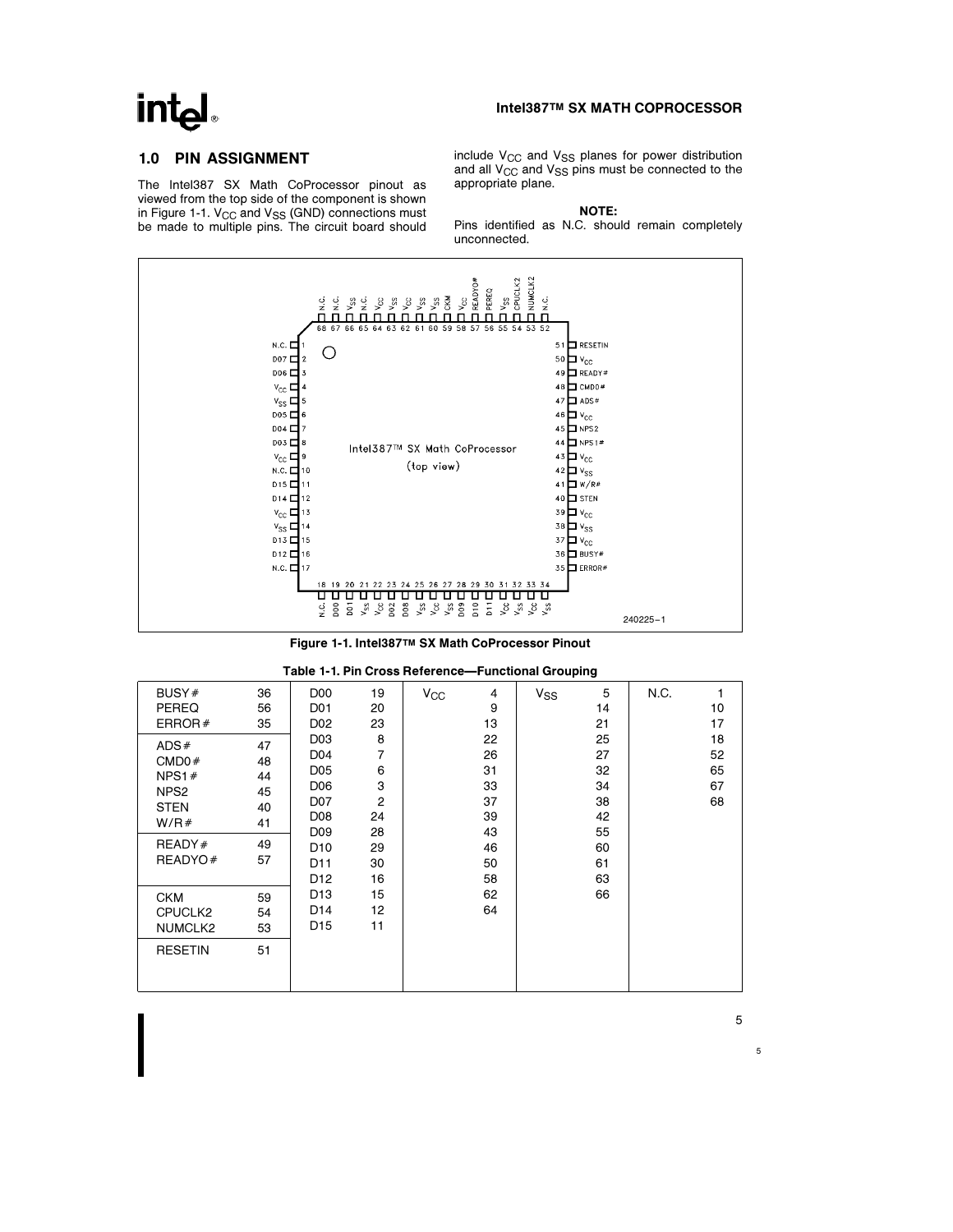## 1.0 PIN ASSIGNMENT

The Intel387 SX Math CoProcessor pinout as viewed from the top side of the component is shown in Figure 1-1. $V_{CC}$ and $V_{SS}$ (GND) connections must be made to multiple pins. The circuit board should include $V_{CC}$ and $V_{SS}$ planes for power distribution and all $V_{CC}$ and $V_{SS}$ pins must be connected to the appropriate plane.

**NOTE:**
Pins identified as N.C. should remain completely unconnected.

Figure 1-1. Intel387™ SX Math CoProcessor Pinout

**Table 1-1. Pin Cross Reference—Functional Grouping**

| Signal | Pin | Signal | Pin | $V_{CC}$ | $V_{SS}$ | N.C. |
|---|---|---|---|---|---|---|
| BUSY# | 36 | D00 | 19 | 4 | 5 | 1 |
| PEREQ | 56 | D01 | 20 | 9 | 14 | 10 |
| ERROR# | 35 | D02 | 23 | 13 | 21 | 17 |
| ADS# | 47 | D03 | 8 | 22 | 25 | 18 |
| CMD0# | 48 | D04 | 7 | 26 | 27 | 52 |
| NPS1# | 44 | D05 | 6 | 31 | 32 | 65 |
| NPS2 | 45 | D06 | 3 | 33 | 34 | 67 |
| STEN | 40 | D07 | 2 | 37 | 38 | 68 |
| W/R# | 41 | D08 | 24 | 39 | 42 | |
| READY# | 49 | D09 | 28 | 43 | 55 | |
| READYO# | 57 | D10 | 29 | 46 | 60 | |
| | | D11 | 30 | 50 | 61 | |
| | | D12 | 16 | 58 | 63 | |
| CKM | 59 | D13 | 15 | 62 | 66 | |
| CPUCLK2 | 54 | D14 | 12 | 64 | | |
| NUMCLK2 | 53 | D15 | 11 | | | |
| RESETIN | 51 | | | | | |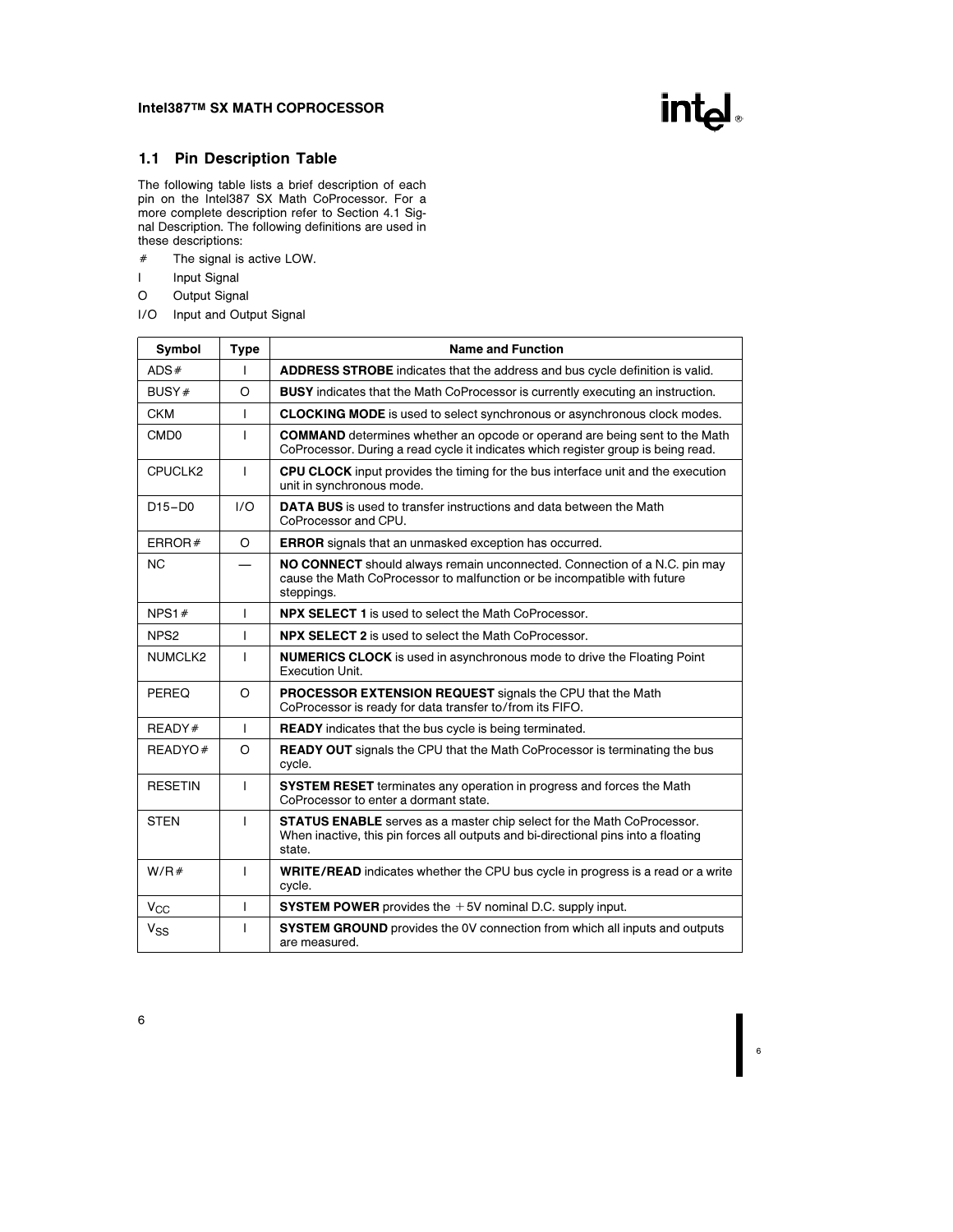## 1.1 Pin Description Table

The following table lists a brief description of each pin on the Intel387 SX Math CoProcessor. For a more complete description refer to Section 4.1 Signal Description. The following definitions are used in these descriptions:

- #   The signal is active LOW.
- I   Input Signal
- O   Output Signal
- I/O   Input and Output Signal

| Symbol | Type | Name and Function |
|---|---|---|
| ADS# | I | **ADDRESS STROBE** indicates that the address and bus cycle definition is valid. |
| BUSY# | O | **BUSY** indicates that the Math CoProcessor is currently executing an instruction. |
| CKM | I | **CLOCKING MODE** is used to select synchronous or asynchronous clock modes. |
| CMD0 | I | **COMMAND** determines whether an opcode or operand are being sent to the Math CoProcessor. During a read cycle it indicates which register group is being read. |
| CPUCLK2 | I | **CPU CLOCK** input provides the timing for the bus interface unit and the execution unit in synchronous mode. |
| D15–D0 | I/O | **DATA BUS** is used to transfer instructions and data between the Math CoProcessor and CPU. |
| ERROR# | O | **ERROR** signals that an unmasked exception has occurred. |
| NC | — | **NO CONNECT** should always remain unconnected. Connection of a N.C. pin may cause the Math CoProcessor to malfunction or be incompatible with future steppings. |
| NPS1# | I | **NPX SELECT 1** is used to select the Math CoProcessor. |
| NPS2 | I | **NPX SELECT 2** is used to select the Math CoProcessor. |
| NUMCLK2 | I | **NUMERICS CLOCK** is used in asynchronous mode to drive the Floating Point Execution Unit. |
| PEREQ | O | **PROCESSOR EXTENSION REQUEST** signals the CPU that the Math CoProcessor is ready for data transfer to/from its FIFO. |
| READY# | I | **READY** indicates that the bus cycle is being terminated. |
| READYO# | O | **READY OUT** signals the CPU that the Math CoProcessor is terminating the bus cycle. |
| RESETIN | I | **SYSTEM RESET** terminates any operation in progress and forces the Math CoProcessor to enter a dormant state. |
| STEN | I | **STATUS ENABLE** serves as a master chip select for the Math CoProcessor. When inactive, this pin forces all outputs and bi-directional pins into a floating state. |
| W/R# | I | **WRITE/READ** indicates whether the CPU bus cycle in progress is a read or a write cycle. |
| $V_{CC}$ | I | **SYSTEM POWER** provides the +5V nominal D.C. supply input. |
| $V_{SS}$ | I | **SYSTEM GROUND** provides the 0V connection from which all inputs and outputs are measured. |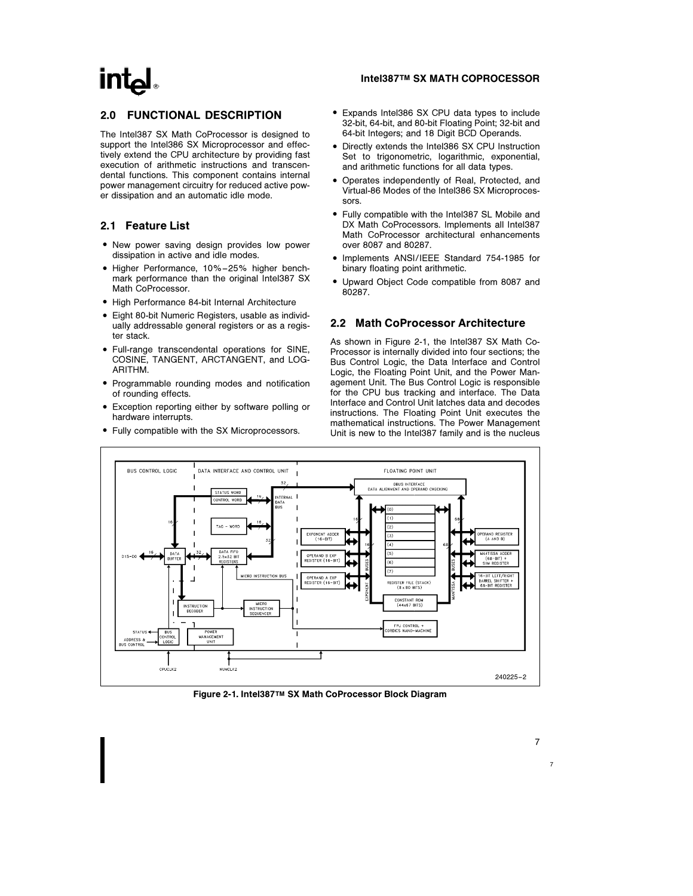## 2.0 FUNCTIONAL DESCRIPTION

The Intel387 SX Math CoProcessor is designed to support the Intel386 SX Microprocessor and effectively extend the CPU architecture by providing fast execution of arithmetic instructions and transcendental functions. This component contains internal power management circuitry for reduced active power dissipation and an automatic idle mode.

### 2.1 Feature List

- New power saving design provides low power dissipation in active and idle modes.
- Higher Performance, 10%–25% higher benchmark performance than the original Intel387 SX Math CoProcessor.
- High Performance 84-bit Internal Architecture
- Eight 80-bit Numeric Registers, usable as individually addressable general registers or as a register stack.
- Full-range transcendental operations for SINE, COSINE, TANGENT, ARCTANGENT, and LOGARITHM.
- Programmable rounding modes and notification of rounding effects.
- Exception reporting either by software polling or hardware interrupts.
- Fully compatible with the SX Microprocessors.
- Expands Intel386 SX CPU data types to include 32-bit, 64-bit, and 80-bit Floating Point; 32-bit and 64-bit Integers; and 18 Digit BCD Operands.
- Directly extends the Intel386 SX CPU Instruction Set to trigonometric, logarithmic, exponential, and arithmetic functions for all data types.
- Operates independently of Real, Protected, and Virtual-86 Modes of the Intel386 SX Microprocessors.
- Fully compatible with the Intel387 SL Mobile and DX Math CoProcessors. Implements all Intel387 Math CoProcessor architectural enhancements over 8087 and 80287.
- Implements ANSI/IEEE Standard 754-1985 for binary floating point arithmetic.
- Upward Object Code compatible from 8087 and 80287.

### 2.2 Math CoProcessor Architecture

As shown in Figure 2-1, the Intel387 SX Math CoProcessor is internally divided into four sections; the Bus Control Logic, the Data Interface and Control Logic, the Floating Point Unit, and the Power Management Unit. The Bus Control Logic is responsible for the CPU bus tracking and interface. The Data Interface and Control Unit latches data and decodes instructions. The Floating Point Unit executes the mathematical instructions. The Power Management Unit is new to the Intel387 family and is the nucleus

Figure 2-1. Intel387™ SX Math CoProcessor Block Diagram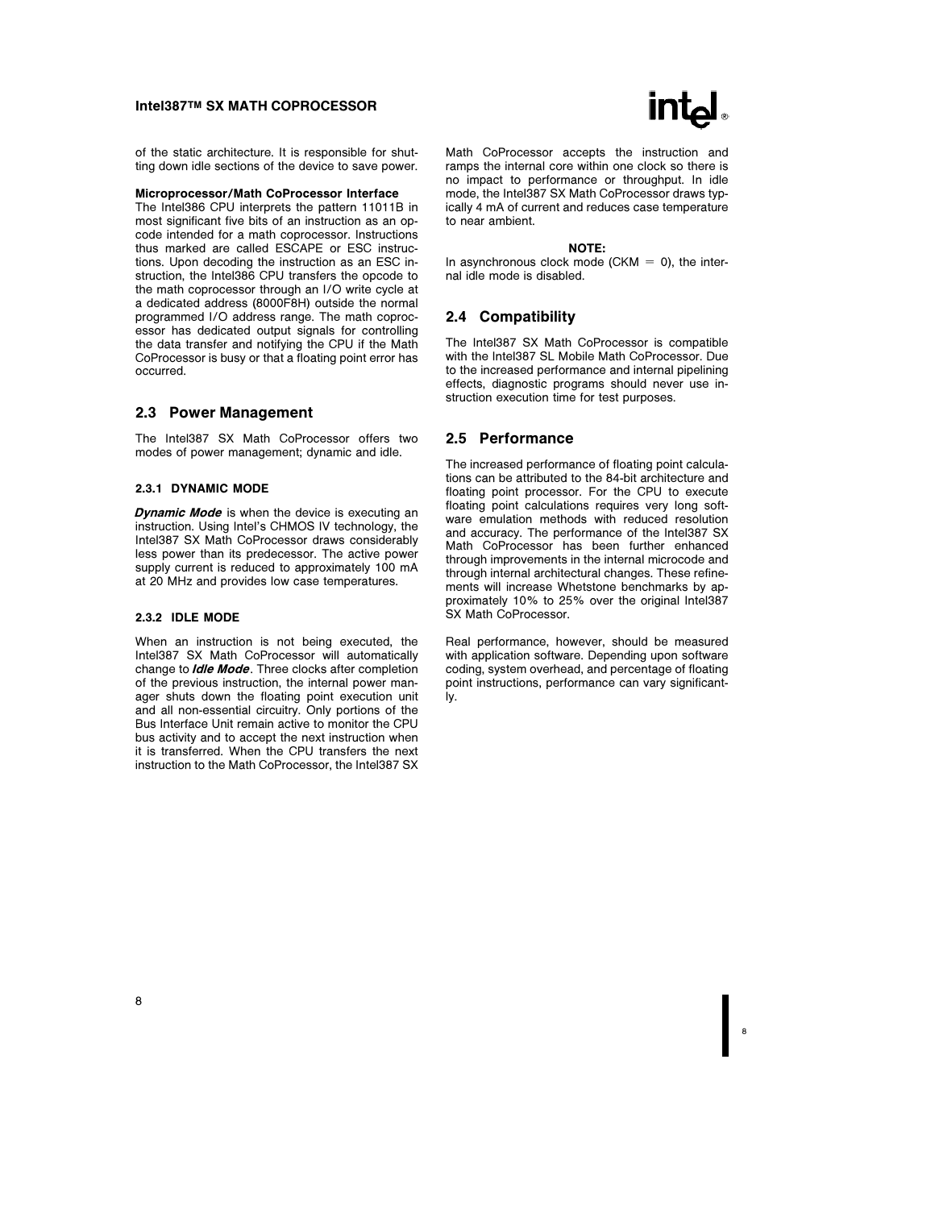of the static architecture. It is responsible for shutting down idle sections of the device to save power.

**Microprocessor/Math CoProcessor Interface**

The Intel386 CPU interprets the pattern 11011B in most significant five bits of an instruction as an opcode intended for a math coprocessor. Instructions thus marked are called ESCAPE or ESC instructions. Upon decoding the instruction as an ESC instruction, the Intel386 CPU transfers the opcode to the math coprocessor through an I/O write cycle at a dedicated address (8000F8H) outside the normal programmed I/O address range. The math coprocessor has dedicated output signals for controlling the data transfer and notifying the CPU if the Math CoProcessor is busy or that a floating point error has occurred.

## 2.3 Power Management

The Intel387 SX Math CoProcessor offers two modes of power management; dynamic and idle.

### 2.3.1 DYNAMIC MODE

***Dynamic Mode*** is when the device is executing an instruction. Using Intel's CHMOS IV technology, the Intel387 SX Math CoProcessor draws considerably less power than its predecessor. The active power supply current is reduced to approximately 100 mA at 20 MHz and provides low case temperatures.

### 2.3.2 IDLE MODE

When an instruction is not being executed, the Intel387 SX Math CoProcessor will automatically change to ***Idle Mode***. Three clocks after completion of the previous instruction, the internal power manager shuts down the floating point execution unit and all non-essential circuitry. Only portions of the Bus Interface Unit remain active to monitor the CPU bus activity and to accept the next instruction when it is transferred. When the CPU transfers the next instruction to the Math CoProcessor, the Intel387 SX Math CoProcessor accepts the instruction and ramps the internal core within one clock so there is no impact to performance or throughput. In idle mode, the Intel387 SX Math CoProcessor draws typically 4 mA of current and reduces case temperature to near ambient.

**NOTE:**

In asynchronous clock mode (CKM = 0), the internal idle mode is disabled.

## 2.4 Compatibility

The Intel387 SX Math CoProcessor is compatible with the Intel387 SL Mobile Math CoProcessor. Due to the increased performance and internal pipelining effects, diagnostic programs should never use instruction execution time for test purposes.

## 2.5 Performance

The increased performance of floating point calculations can be attributed to the 84-bit architecture and floating point processor. For the CPU to execute floating point calculations requires very long software emulation methods with reduced resolution and accuracy. The performance of the Intel387 SX Math CoProcessor has been further enhanced through improvements in the internal microcode and through internal architectural changes. These refinements will increase Whetstone benchmarks by approximately 10% to 25% over the original Intel387 SX Math CoProcessor.

Real performance, however, should be measured with application software. Depending upon software coding, system overhead, and percentage of floating point instructions, performance can vary significantly.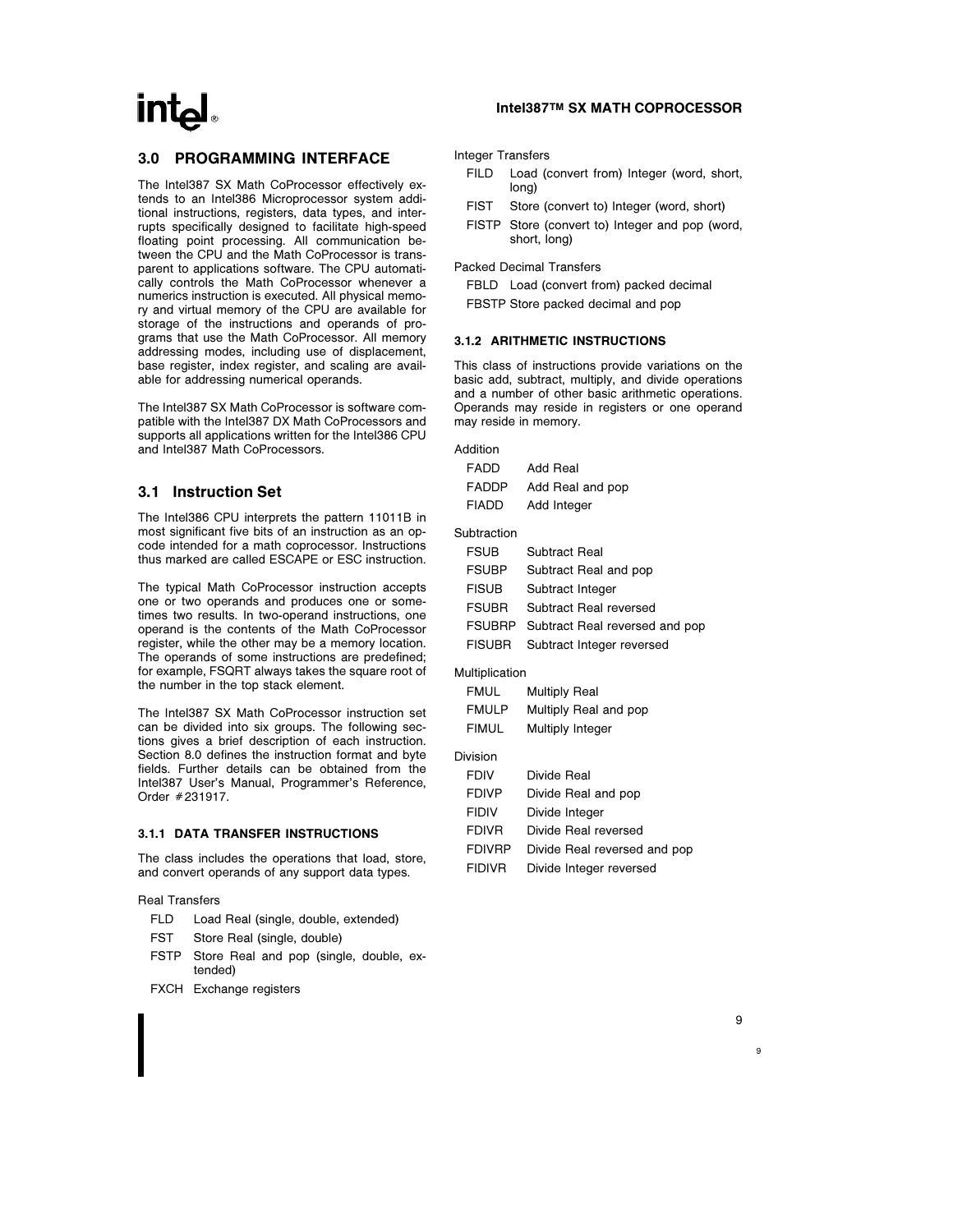## 3.0 PROGRAMMING INTERFACE

The Intel387 SX Math CoProcessor effectively extends to an Intel386 Microprocessor system additional instructions, registers, data types, and interrupts specifically designed to facilitate high-speed floating point processing. All communication between the CPU and the Math CoProcessor is transparent to applications software. The CPU automatically controls the Math CoProcessor whenever a numerics instruction is executed. All physical memory and virtual memory of the CPU are available for storage of the instructions and operands of programs that use the Math CoProcessor. All memory addressing modes, including use of displacement, base register, index register, and scaling are available for addressing numerical operands.

The Intel387 SX Math CoProcessor is software compatible with the Intel387 DX Math CoProcessors and supports all applications written for the Intel386 CPU and Intel387 Math CoProcessors.

### 3.1 Instruction Set

The Intel386 CPU interprets the pattern 11011B in most significant five bits of an instruction as an opcode intended for a math coprocessor. Instructions thus marked are called ESCAPE or ESC instruction.

The typical Math CoProcessor instruction accepts one or two operands and produces one or sometimes two results. In two-operand instructions, one operand is the contents of the Math CoProcessor register, while the other may be a memory location. The operands of some instructions are predefined; for example, FSQRT always takes the square root of the number in the top stack element.

The Intel387 SX Math CoProcessor instruction set can be divided into six groups. The following sections gives a brief description of each instruction. Section 8.0 defines the instruction format and byte fields. Further details can be obtained from the Intel387 User's Manual, Programmer's Reference, Order #231917.

#### 3.1.1 DATA TRANSFER INSTRUCTIONS

The class includes the operations that load, store, and convert operands of any support data types.

Real Transfers

- FLD Load Real (single, double, extended)
- FST Store Real (single, double)
- FSTP Store Real and pop (single, double, extended)
- FXCH Exchange registers

Integer Transfers

- FILD Load (convert from) Integer (word, short, long)
- FIST Store (convert to) Integer (word, short)
- FISTP Store (convert to) Integer and pop (word, short, long)

Packed Decimal Transfers

- FBLD Load (convert from) packed decimal
- FBSTP Store packed decimal and pop

#### 3.1.2 ARITHMETIC INSTRUCTIONS

This class of instructions provide variations on the basic add, subtract, multiply, and divide operations and a number of other basic arithmetic operations. Operands may reside in registers or one operand may reside in memory.

Addition

- FADD Add Real
- FADDP Add Real and pop
- FIADD Add Integer

Subtraction

- FSUB Subtract Real
- FSUBP Subtract Real and pop
- FISUB Subtract Integer
- FSUBR Subtract Real reversed
- FSUBRP Subtract Real reversed and pop
- FISUBR Subtract Integer reversed

Multiplication

- FMUL Multiply Real
- FMULP Multiply Real and pop
- FIMUL Multiply Integer

Division

- FDIV Divide Real
- FDIVP Divide Real and pop
- FIDIV Divide Integer
- FDIVR Divide Real reversed
- FDIVRP Divide Real reversed and pop
- FIDIVR Divide Integer reversed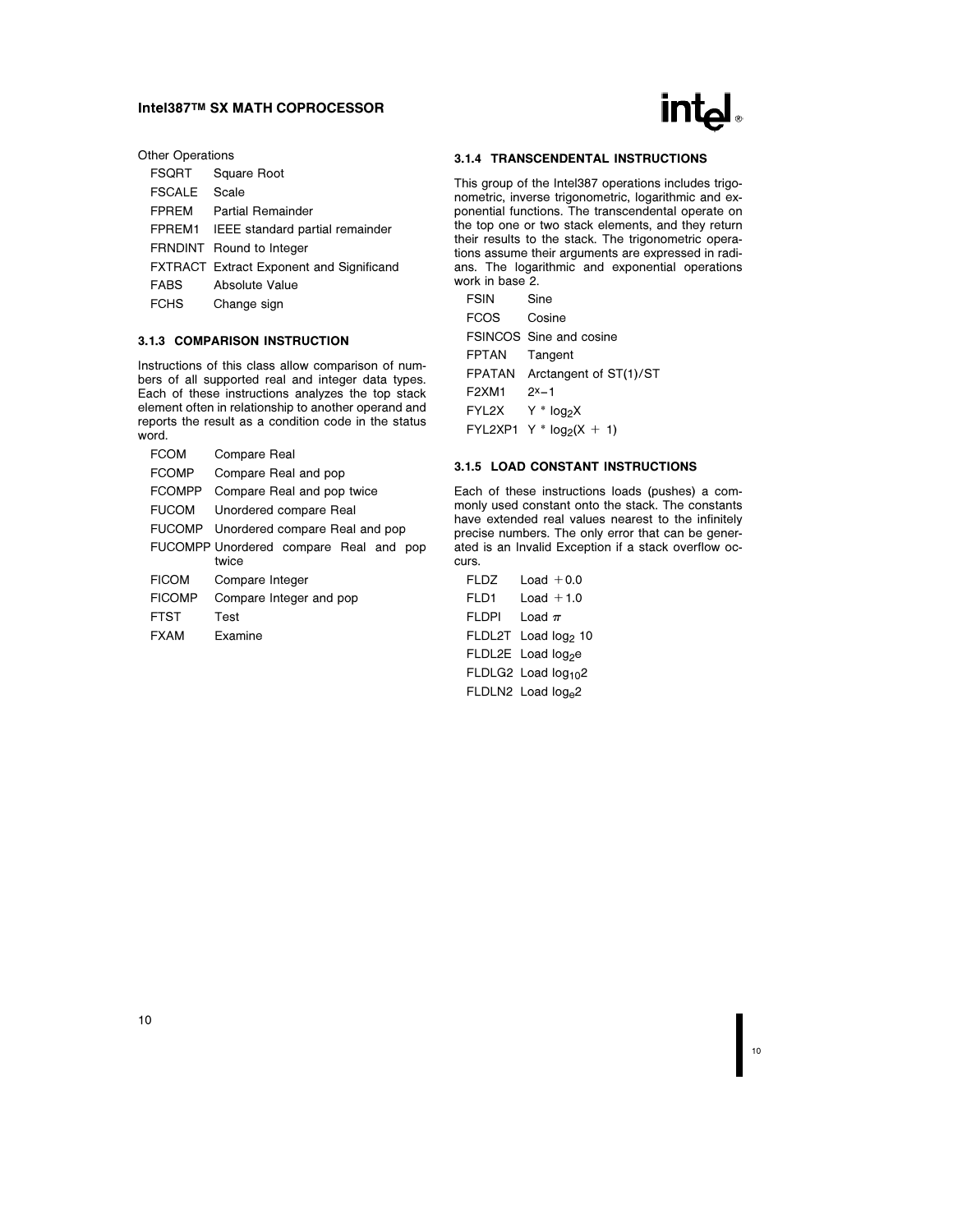Other Operations

| | |
|---|---|
| FSQRT | Square Root |
| FSCALE | Scale |
| FPREM | Partial Remainder |
| FPREM1 | IEEE standard partial remainder |
| FRNDINT | Round to Integer |
| FXTRACT | Extract Exponent and Significand |
| FABS | Absolute Value |
| FCHS | Change sign |

### 3.1.3 COMPARISON INSTRUCTION

Instructions of this class allow comparison of numbers of all supported real and integer data types. Each of these instructions analyzes the top stack element often in relationship to another operand and reports the result as a condition code in the status word.

| | |
|---|---|
| FCOM | Compare Real |
| FCOMP | Compare Real and pop |
| FCOMPP | Compare Real and pop twice |
| FUCOM | Unordered compare Real |
| FUCOMP | Unordered compare Real and pop |
| FUCOMPP | Unordered compare Real and pop twice |
| FICOM | Compare Integer |
| FICOMP | Compare Integer and pop |
| FTST | Test |
| FXAM | Examine |

### 3.1.4 TRANSCENDENTAL INSTRUCTIONS

This group of the Intel387 operations includes trigonometric, inverse trigonometric, logarithmic and exponential functions. The transcendental operate on the top one or two stack elements, and they return their results to the stack. The trigonometric operations assume their arguments are expressed in radians. The logarithmic and exponential operations work in base 2.

| | |
|---|---|
| FSIN | Sine |
| FCOS | Cosine |
| FSINCOS | Sine and cosine |
| FPTAN | Tangent |
| FPATAN | Arctangent of ST(1)/ST |
| F2XM1 | $2^x - 1$ |
| FYL2X | $Y * \log_2 X$ |
| FYL2XP1 | $Y * \log_2(X + 1)$ |

### 3.1.5 LOAD CONSTANT INSTRUCTIONS

Each of these instructions loads (pushes) a commonly used constant onto the stack. The constants have extended real values nearest to the infinitely precise numbers. The only error that can be generated is an Invalid Exception if a stack overflow occurs.

| | |
|---|---|
| FLDZ | Load $+0.0$ |
| FLD1 | Load $+1.0$ |
| FLDPI | Load $\pi$ |
| FLDL2T | Load $\log_2 10$ |
| FLDL2E | Load $\log_2 e$ |
| FLDLG2 | Load $\log_{10} 2$ |
| FLDLN2 | Load $\log_e 2$ |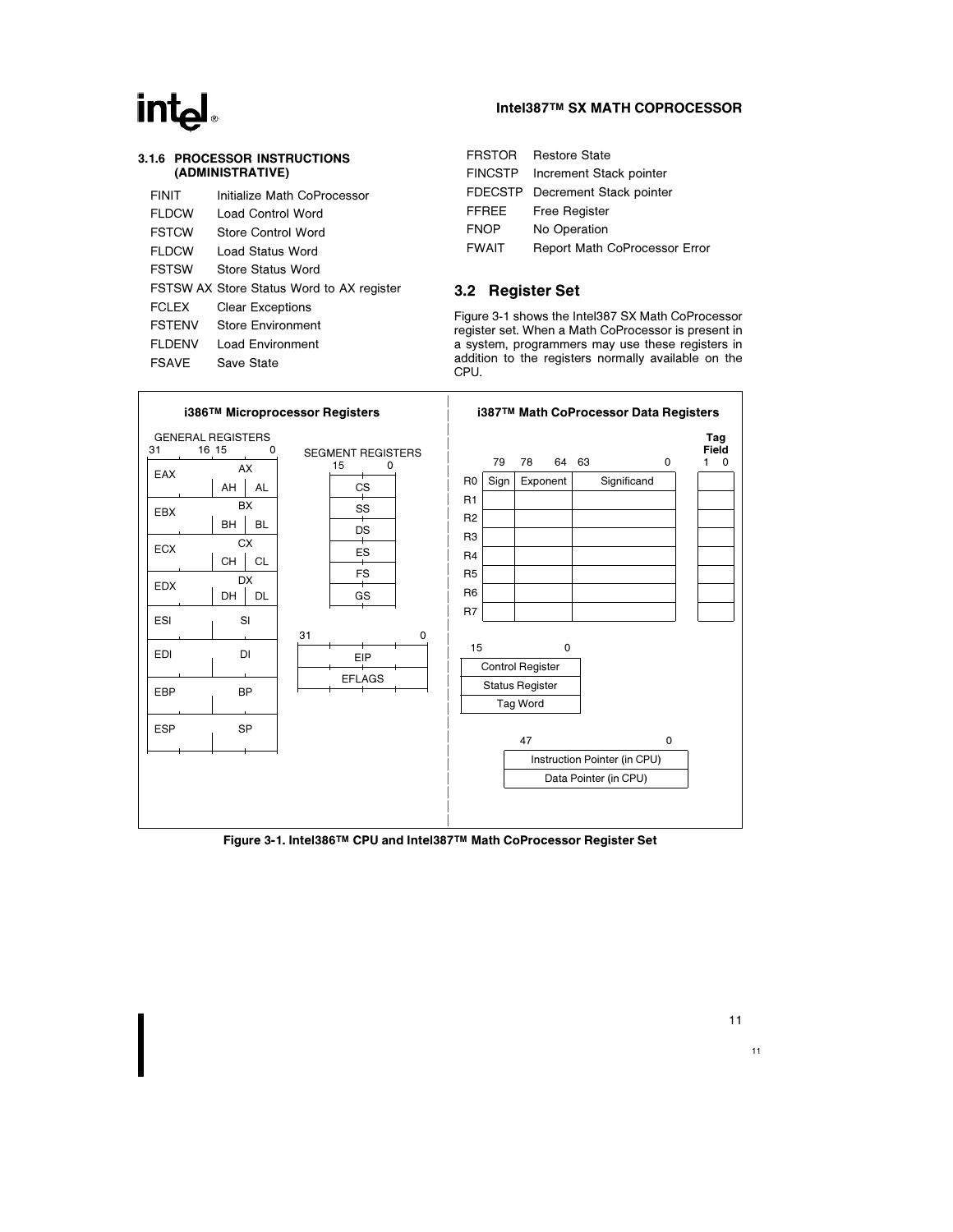### 3.1.6 PROCESSOR INSTRUCTIONS (ADMINISTRATIVE)

| | |
|---|---|
| FINIT | Initialize Math CoProcessor |
| FLDCW | Load Control Word |
| FSTCW | Store Control Word |
| FLDCW | Load Status Word |
| FSTSW | Store Status Word |
| FSTSW AX | Store Status Word to AX register |
| FCLEX | Clear Exceptions |
| FSTENV | Store Environment |
| FLDENV | Load Environment |
| FSAVE | Save State |
| FRSTOR | Restore State |
| FINCSTP | Increment Stack pointer |
| FDECSTP | Decrement Stack pointer |
| FFREE | Free Register |
| FNOP | No Operation |
| FWAIT | Report Math CoProcessor Error |

## 3.2 Register Set

Figure 3-1 shows the Intel387 SX Math CoProcessor register set. When a Math CoProcessor is present in a system, programmers may use these registers in addition to the registers normally available on the CPU.

**i386™ Microprocessor Registers**

GENERAL REGISTERS (bits 31–16, 15–0)

| 31–16 | 15–0 | |
|---|---|---|
| EAX | AX | AH / AL |
| EBX | BX | BH / BL |
| ECX | CX | CH / CL |
| EDX | DX | DH / DL |
| ESI | SI | |
| EDI | DI | |
| EBP | BP | |
| ESP | SP | |

SEGMENT REGISTERS (15–0)

| |
|---|
| CS |
| SS |
| DS |
| ES |
| FS |
| GS |

| 31–0 |
|---|
| EIP |
| EFLAGS |

**i387™ Math CoProcessor Data Registers**

| | 79 | 78–64 | 63–0 | Tag Field 1–0 |
|---|---|---|---|---|
| R0 | Sign | Exponent | Significand | |
| R1 | | | | |
| R2 | | | | |
| R3 | | | | |
| R4 | | | | |
| R5 | | | | |
| R6 | | | | |
| R7 | | | | |

| 15–0 |
|---|
| Control Register |
| Status Register |
| Tag Word |

| 47–0 |
|---|
| Instruction Pointer (in CPU) |
| Data Pointer (in CPU) |

**Figure 3-1. Intel386™ CPU and Intel387™ Math CoProcessor Register Set**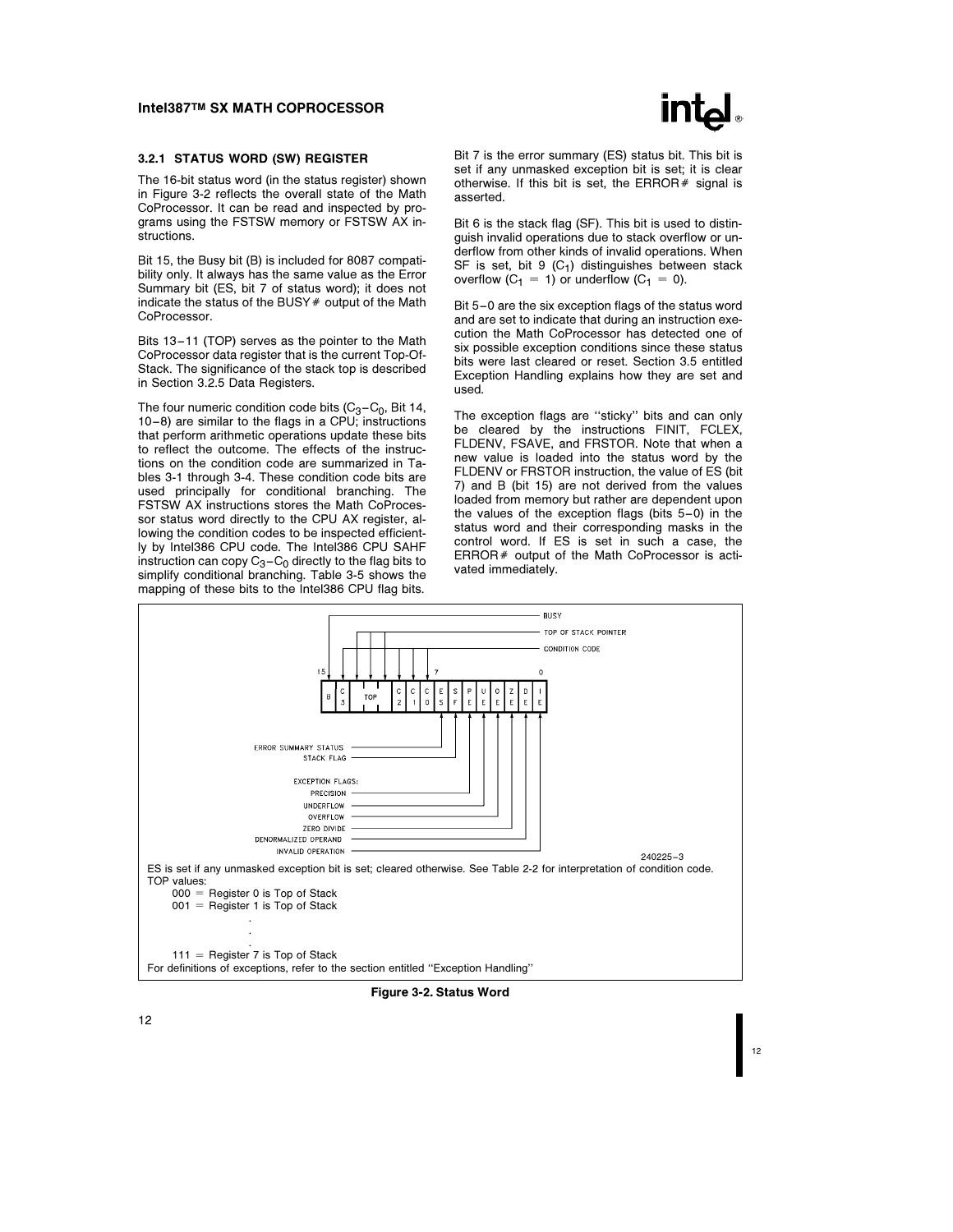### 3.2.1 STATUS WORD (SW) REGISTER

The 16-bit status word (in the status register) shown in Figure 3-2 reflects the overall state of the Math CoProcessor. It can be read and inspected by programs using the FSTSW memory or FSTSW AX instructions.

Bit 15, the Busy bit (B) is included for 8087 compatibility only. It always has the same value as the Error Summary bit (ES, bit 7 of status word); it does not indicate the status of the BUSY# output of the Math CoProcessor.

Bits 13–11 (TOP) serves as the pointer to the Math CoProcessor data register that is the current Top-Of-Stack. The significance of the stack top is described in Section 3.2.5 Data Registers.

The four numeric condition code bits ($C_3$–$C_0$, Bit 14, 10–8) are similar to the flags in a CPU; instructions that perform arithmetic operations update these bits to reflect the outcome. The effects of the instructions on the condition code are summarized in Tables 3-1 through 3-4. These condition code bits are used principally for conditional branching. The FSTSW AX instructions stores the Math CoProcessor status word directly to the CPU AX register, allowing the condition codes to be inspected efficiently by Intel386 CPU code. The Intel386 CPU SAHF instruction can copy $C_3$–$C_0$ directly to the flag bits to simplify conditional branching. Table 3-5 shows the mapping of these bits to the Intel386 CPU flag bits.

Bit 7 is the error summary (ES) status bit. This bit is set if any unmasked exception bit is set; it is clear otherwise. If this bit is set, the ERROR# signal is asserted.

Bit 6 is the stack flag (SF). This bit is used to distinguish invalid operations due to stack overflow or underflow from other kinds of invalid operations. When SF is set, bit 9 ($C_1$) distinguishes between stack overflow ($C_1$ = 1) or underflow ($C_1$ = 0).

Bit 5–0 are the six exception flags of the status word and are set to indicate that during an instruction execution the Math CoProcessor has detected one of six possible exception conditions since these status bits were last cleared or reset. Section 3.5 entitled Exception Handling explains how they are set and used.

The exception flags are "sticky" bits and can only be cleared by the instructions FINIT, FCLEX, FLDENV, FSAVE, and FRSTOR. Note that when a new value is loaded into the status word by the FLDENV or FRSTOR instruction, the value of ES (bit 7) and B (bit 15) are not derived from the values loaded from memory but rather are dependent upon the values of the exception flags (bits 5–0) in the status word and their corresponding masks in the control word. If ES is set in such a case, the ERROR# output of the Math CoProcessor is activated immediately.

| 15 | 14 | 13–11 | 10 | 9 | 8 | 7 | 6 | 5 | 4 | 3 | 2 | 1 | 0 |
|---|---|---|---|---|---|---|---|---|---|---|---|---|---|
| B | C3 | TOP | C2 | C1 | C0 | ES | SF | PE | UE | OE | ZE | DE | IE |

- B: BUSY
- TOP: TOP OF STACK POINTER
- C3, C2, C1, C0: CONDITION CODE
- ES: ERROR SUMMARY STATUS
- SF: STACK FLAG
- EXCEPTION FLAGS:
  - PE: PRECISION
  - UE: UNDERFLOW
  - OE: OVERFLOW
  - ZE: ZERO DIVIDE
  - DE: DENORMALIZED OPERAND
  - IE: INVALID OPERATION

240225–3

ES is set if any unmasked exception bit is set; cleared otherwise. See Table 2-2 for interpretation of condition code.

TOP values:

000 = Register 0 is Top of Stack
001 = Register 1 is Top of Stack
.
.
.
111 = Register 7 is Top of Stack

For definitions of exceptions, refer to the section entitled "Exception Handling"

**Figure 3-2. Status Word**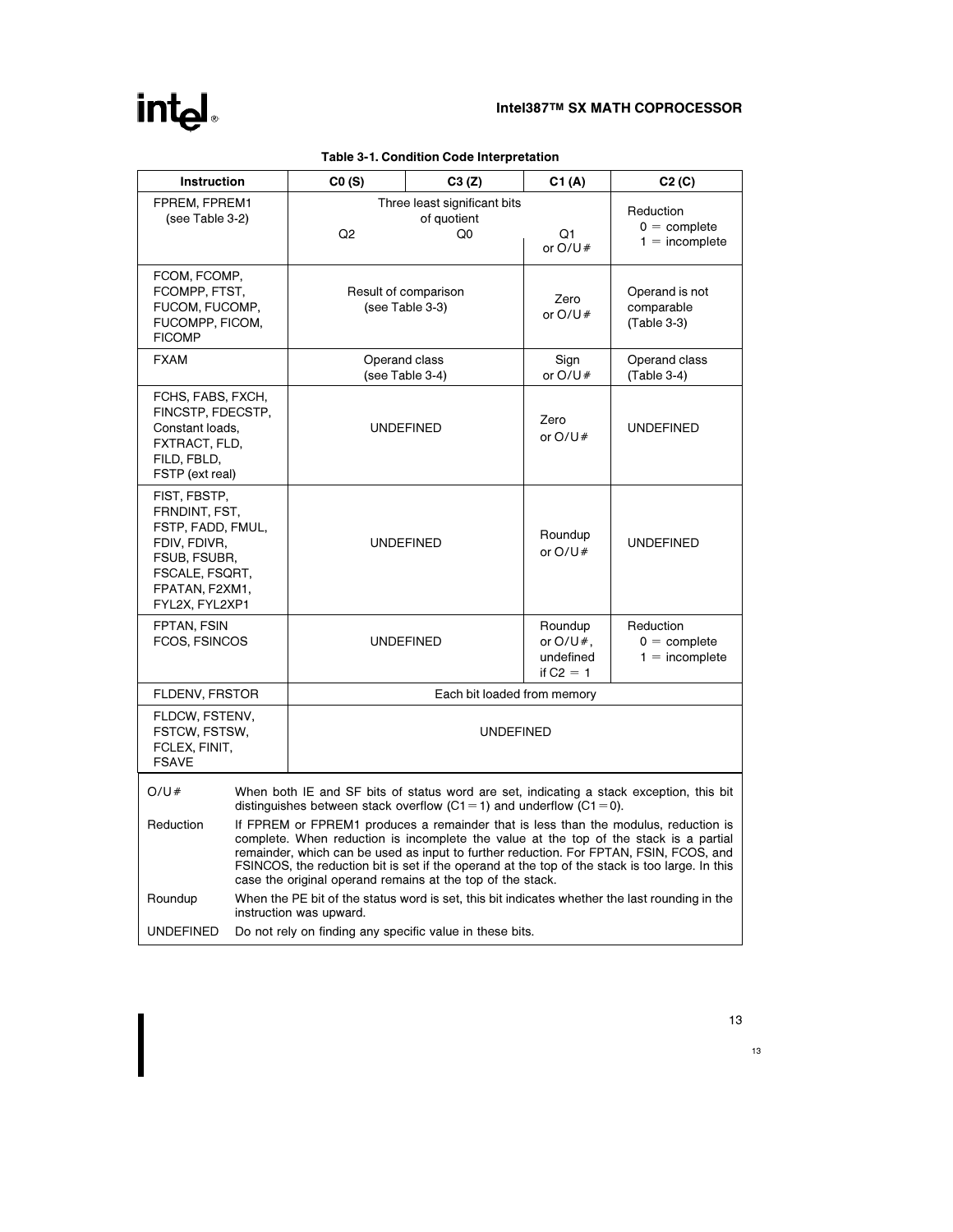**Table 3-1. Condition Code Interpretation**

| Instruction | C0 (S) | C3 (Z) | C1 (A) | C2 (C) |
|---|---|---|---|---|
| FPREM, FPREM1 (see Table 3-2) | Three least significant bits of quotient Q2 | Q0 | Q1 or O/U# | Reduction 0 = complete 1 = incomplete |
| FCOM, FCOMP, FCOMPP, FTST, FUCOM, FUCOMP, FUCOMPP, FICOM, FICOMP | Result of comparison (see Table 3-3) | | Zero or O/U# | Operand is not comparable (Table 3-3) |
| FXAM | Operand class (see Table 3-4) | | Sign or O/U# | Operand class (Table 3-4) |
| FCHS, FABS, FXCH, FINCSTP, FDECSTP, Constant loads, FXTRACT, FLD, FILD, FBLD, FSTP (ext real) | UNDEFINED | | Zero or O/U# | UNDEFINED |
| FIST, FBSTP, FRNDINT, FST, FSTP, FADD, FMUL, FDIV, FDIVR, FSUB, FSUBR, FSCALE, FSQRT, FPATAN, F2XM1, FYL2X, FYL2XP1 | UNDEFINED | | Roundup or O/U# | UNDEFINED |
| FPTAN, FSIN FCOS, FSINCOS | UNDEFINED | | Roundup or O/U#, undefined if C2 = 1 | Reduction 0 = complete 1 = incomplete |
| FLDENV, FRSTOR | Each bit loaded from memory | | | |
| FLDCW, FSTENV, FSTCW, FSTSW, FCLEX, FINIT, FSAVE | UNDEFINED | | | |

| | |
|---|---|
| O/U# | When both IE and SF bits of status word are set, indicating a stack exception, this bit distinguishes between stack overflow (C1 = 1) and underflow (C1 = 0). |
| Reduction | If FPREM or FPREM1 produces a remainder that is less than the modulus, reduction is complete. When reduction is incomplete the value at the top of the stack is a partial remainder, which can be used as input to further reduction. For FPTAN, FSIN, FCOS, and FSINCOS, the reduction bit is set if the operand at the top of the stack is too large. In this case the original operand remains at the top of the stack. |
| Roundup | When the PE bit of the status word is set, this bit indicates whether the last rounding in the instruction was upward. |
| UNDEFINED | Do not rely on finding any specific value in these bits. |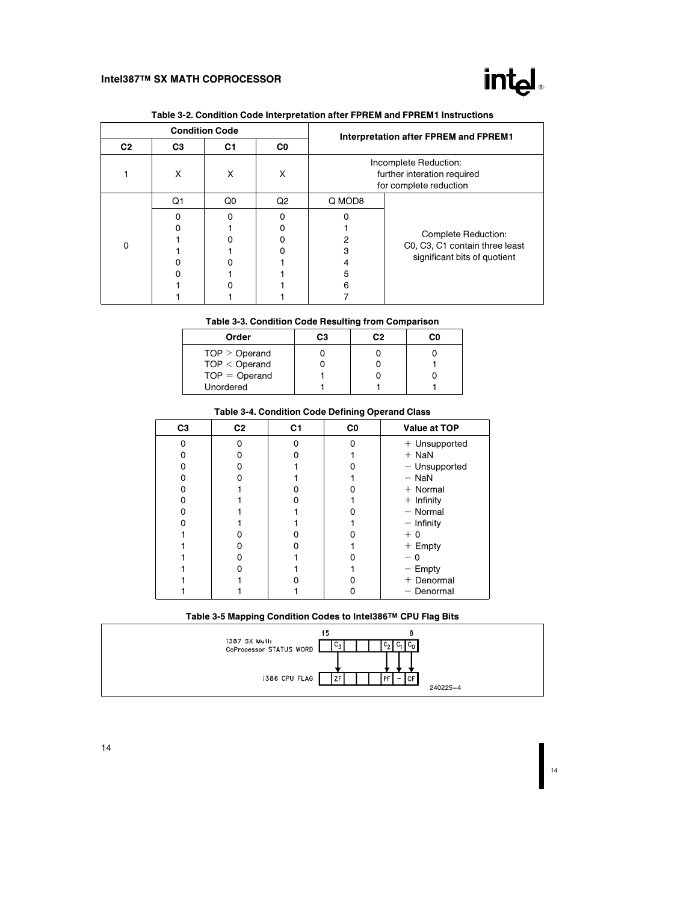**Table 3-2. Condition Code Interpretation after FPREM and FPREM1 Instructions**

| Condition Code | | | | Interpretation after FPREM and FPREM1 | |
|---|---|---|---|---|---|
| C2 | C3 | C1 | C0 | | |
| 1 | X | X | X | Incomplete Reduction: further interation required for complete reduction | |
| 0 | Q1 | Q0 | Q2 | Q MOD8 | Complete Reduction: C0, C3, C1 contain three least significant bits of quotient |
| | 0 | 0 | 0 | 0 | |
| | 0 | 1 | 0 | 1 | |
| | 1 | 0 | 0 | 2 | |
| | 1 | 1 | 0 | 3 | |
| | 0 | 0 | 1 | 4 | |
| | 0 | 1 | 1 | 5 | |
| | 1 | 0 | 1 | 6 | |
| | 1 | 1 | 1 | 7 | |

**Table 3-3. Condition Code Resulting from Comparison**

| Order | C3 | C2 | C0 |
|---|---|---|---|
| TOP > Operand | 0 | 0 | 0 |
| TOP < Operand | 0 | 0 | 1 |
| TOP = Operand | 1 | 0 | 0 |
| Unordered | 1 | 1 | 1 |

**Table 3-4. Condition Code Defining Operand Class**

| C3 | C2 | C1 | C0 | Value at TOP |
|---|---|---|---|---|
| 0 | 0 | 0 | 0 | + Unsupported |
| 0 | 0 | 0 | 1 | + NaN |
| 0 | 0 | 1 | 0 | − Unsupported |
| 0 | 0 | 1 | 1 | − NaN |
| 0 | 1 | 0 | 0 | + Normal |
| 0 | 1 | 0 | 1 | + Infinity |
| 0 | 1 | 1 | 0 | − Normal |
| 0 | 1 | 1 | 1 | − Infinity |
| 1 | 0 | 0 | 0 | + 0 |
| 1 | 0 | 0 | 1 | + Empty |
| 1 | 0 | 1 | 0 | − 0 |
| 1 | 0 | 1 | 1 | − Empty |
| 1 | 1 | 0 | 0 | + Denormal |
| 1 | 1 | 1 | 0 | − Denormal |

**Table 3-5 Mapping Condition Codes to Intel386™ CPU Flag Bits**

| | 15 | | | | | | 8 |
|---|---|---|---|---|---|---|---|
| i387 SX Math CoProcessor STATUS WORD | $C_3$ | | | | $C_2$ | $C_1$ | $C_0$ |
| i386 CPU FLAG | ZF | | | | PF | − | CF |

240225–4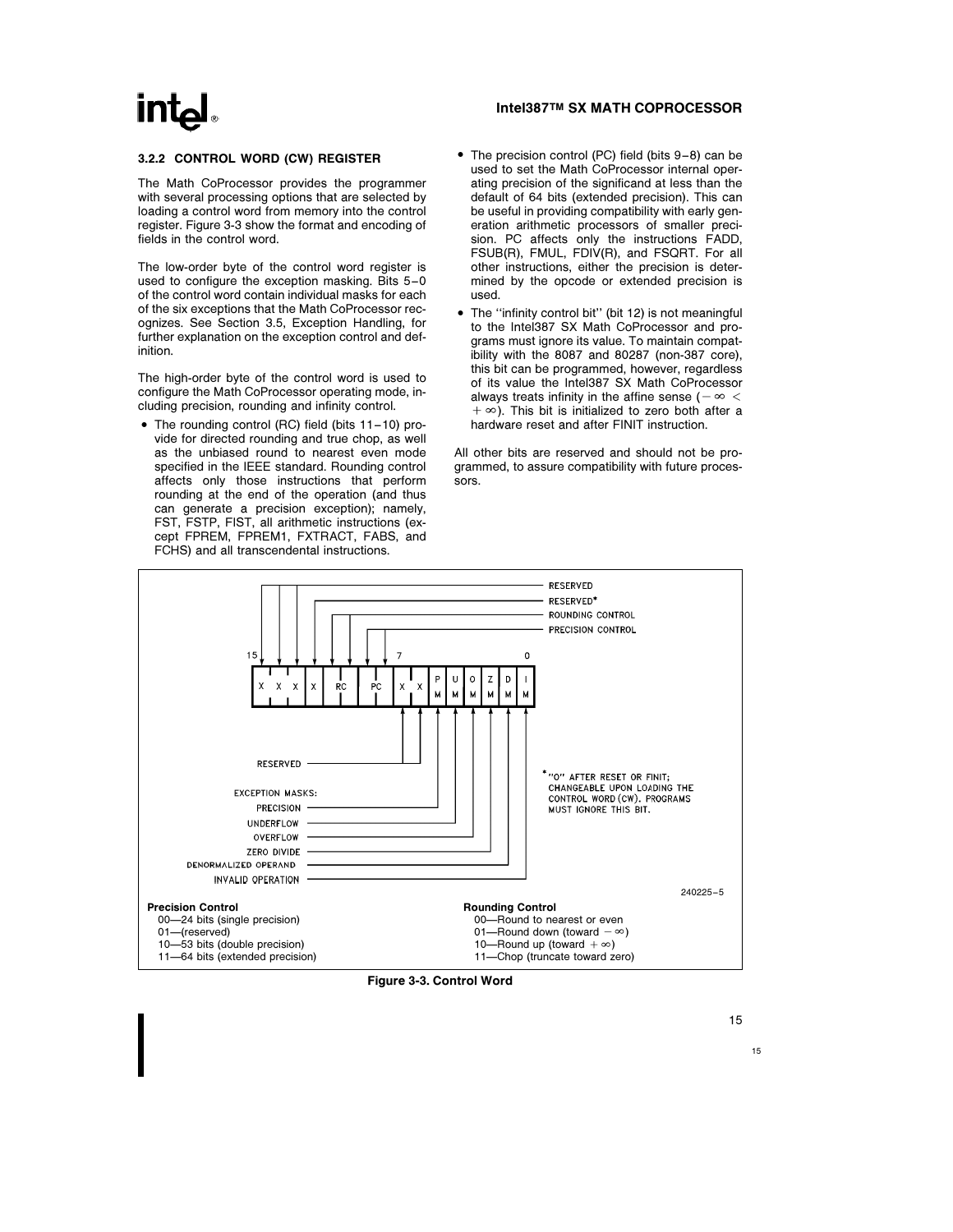### 3.2.2 CONTROL WORD (CW) REGISTER

The Math CoProcessor provides the programmer with several processing options that are selected by loading a control word from memory into the control register. Figure 3-3 show the format and encoding of fields in the control word.

The low-order byte of the control word register is used to configure the exception masking. Bits 5–0 of the control word contain individual masks for each of the six exceptions that the Math CoProcessor recognizes. See Section 3.5, Exception Handling, for further explanation on the exception control and definition.

The high-order byte of the control word is used to configure the Math CoProcessor operating mode, including precision, rounding and infinity control.

- The rounding control (RC) field (bits 11–10) provide for directed rounding and true chop, as well as the unbiased round to nearest even mode specified in the IEEE standard. Rounding control affects only those instructions that perform rounding at the end of the operation (and thus can generate a precision exception); namely, FST, FSTP, FIST, all arithmetic instructions (except FPREM, FPREM1, FXTRACT, FABS, and FCHS) and all transcendental instructions.
- The precision control (PC) field (bits 9–8) can be used to set the Math CoProcessor internal operating precision of the significand at less than the default of 64 bits (extended precision). This can be useful in providing compatibility with early generation arithmetic processors of smaller precision. PC affects only the instructions FADD, FSUB(R), FMUL, FDIV(R), and FSQRT. For all other instructions, either the precision is determined by the opcode or extended precision is used.
- The "infinity control bit" (bit 12) is not meaningful to the Intel387 SX Math CoProcessor and programs must ignore its value. To maintain compatibility with the 8087 and 80287 (non-387 core), this bit can be programmed, however, regardless of its value the Intel387 SX Math CoProcessor always treats infinity in the affine sense ($-\infty < +\infty$). This bit is initialized to zero both after a hardware reset and after FINIT instruction.

All other bits are reserved and should not be programmed, to assure compatibility with future processors.

| 15 | 14 | 13 | 12 | 11–10 | 9–8 | 7 | 6 | 5 | 4 | 3 | 2 | 1 | 0 |
|---|---|---|---|---|---|---|---|---|---|---|---|---|---|
| X | X | X | X | RC | PC | X | X | PM | UM | OM | ZM | DM | IM |

- Bits 15–13: RESERVED
- Bit 12: RESERVED*
- Bits 11–10: ROUNDING CONTROL
- Bits 9–8: PRECISION CONTROL
- Bits 7–6: RESERVED
- EXCEPTION MASKS:
  - PM: PRECISION
  - UM: UNDERFLOW
  - OM: OVERFLOW
  - ZM: ZERO DIVIDE
  - DM: DENORMALIZED OPERAND
  - IM: INVALID OPERATION

*"0" AFTER RESET OR FINIT; CHANGEABLE UPON LOADING THE CONTROL WORD (CW). PROGRAMS MUST IGNORE THIS BIT.

240225–5

**Precision Control**
- 00—24 bits (single precision)
- 01—(reserved)
- 10—53 bits (double precision)
- 11—64 bits (extended precision)

**Rounding Control**
- 00—Round to nearest or even
- 01—Round down (toward $-\infty$)
- 10—Round up (toward $+\infty$)
- 11—Chop (truncate toward zero)

**Figure 3-3. Control Word**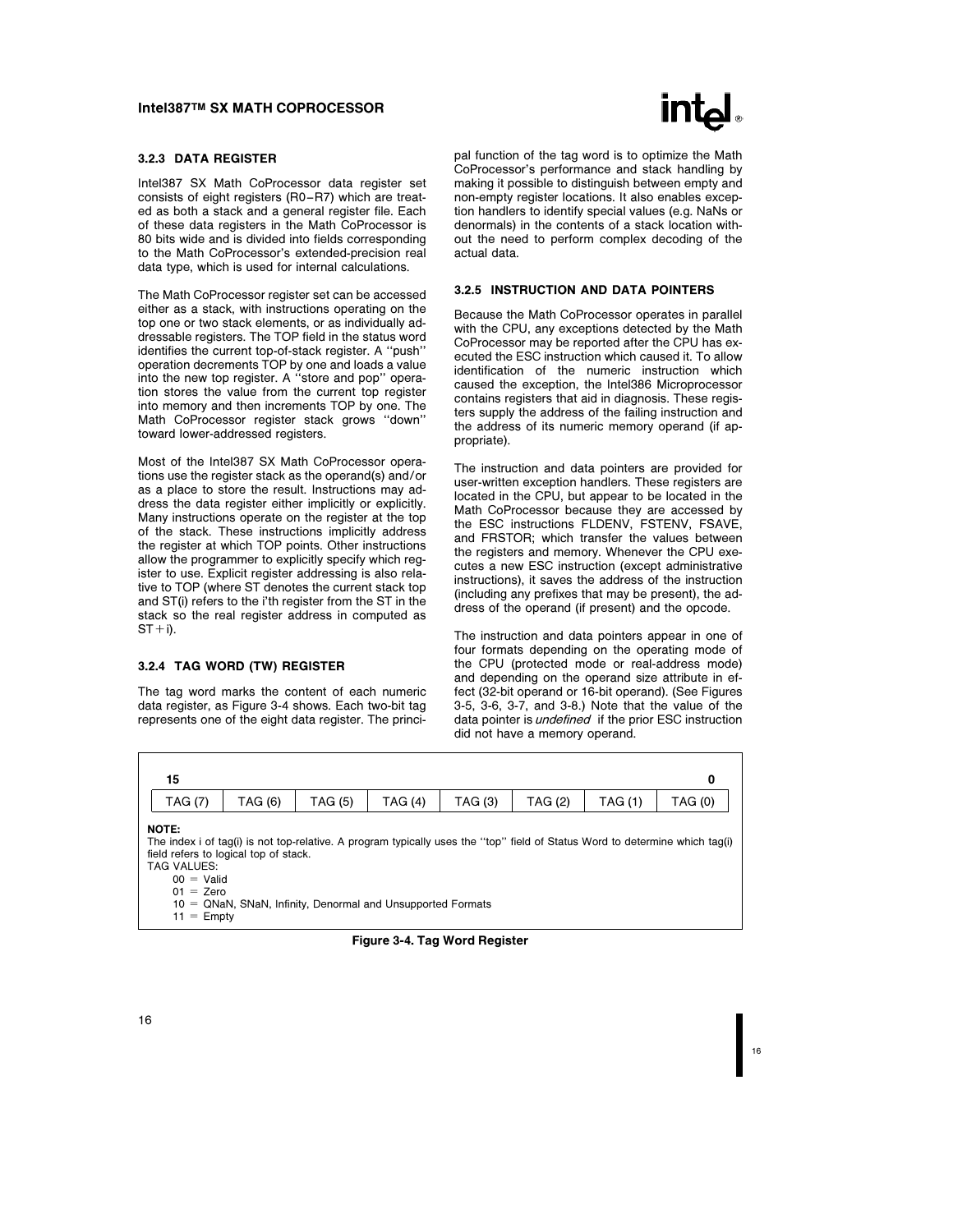### 3.2.3 DATA REGISTER

Intel387 SX Math CoProcessor data register set consists of eight registers (R0–R7) which are treated as both a stack and a general register file. Each of these data registers in the Math CoProcessor is 80 bits wide and is divided into fields corresponding to the Math CoProcessor's extended-precision real data type, which is used for internal calculations.

The Math CoProcessor register set can be accessed either as a stack, with instructions operating on the top one or two stack elements, or as individually addressable registers. The TOP field in the status word identifies the current top-of-stack register. A ''push'' operation decrements TOP by one and loads a value into the new top register. A ''store and pop'' operation stores the value from the current top register into memory and then increments TOP by one. The Math CoProcessor register stack grows ''down'' toward lower-addressed registers.

Most of the Intel387 SX Math CoProcessor operations use the register stack as the operand(s) and/or as a place to store the result. Instructions may address the data register either implicitly or explicitly. Many instructions operate on the register at the top of the stack. These instructions implicitly address the register at which TOP points. Other instructions allow the programmer to explicitly specify which register to use. Explicit register addressing is also relative to TOP (where ST denotes the current stack top and ST(i) refers to the i'th register from the ST in the stack so the real register address in computed as ST+i).

### 3.2.4 TAG WORD (TW) REGISTER

The tag word marks the content of each numeric data register, as Figure 3-4 shows. Each two-bit tag represents one of the eight data register. The principal function of the tag word is to optimize the Math CoProcessor's performance and stack handling by making it possible to distinguish between empty and non-empty register locations. It also enables exception handlers to identify special values (e.g. NaNs or denormals) in the contents of a stack location without the need to perform complex decoding of the actual data.

### 3.2.5 INSTRUCTION AND DATA POINTERS

Because the Math CoProcessor operates in parallel with the CPU, any exceptions detected by the Math CoProcessor may be reported after the CPU has executed the ESC instruction which caused it. To allow identification of the numeric instruction which caused the exception, the Intel386 Microprocessor contains registers that aid in diagnosis. These registers supply the address of the failing instruction and the address of its numeric memory operand (if appropriate).

The instruction and data pointers are provided for user-written exception handlers. These registers are located in the CPU, but appear to be located in the Math CoProcessor because they are accessed by the ESC instructions FLDENV, FSTENV, FSAVE, and FRSTOR; which transfer the values between the registers and memory. Whenever the CPU executes a new ESC instruction (except administrative instructions), it saves the address of the instruction (including any prefixes that may be present), the address of the operand (if present) and the opcode.

The instruction and data pointers appear in one of four formats depending on the operating mode of the CPU (protected mode or real-address mode) and depending on the operand size attribute in effect (32-bit operand or 16-bit operand). (See Figures 3-5, 3-6, 3-7, and 3-8.) Note that the value of the data pointer is *undefined* if the prior ESC instruction did not have a memory operand.

| 15 | | | | | | | 0 |
|---|---|---|---|---|---|---|---|
| TAG (7) | TAG (6) | TAG (5) | TAG (4) | TAG (3) | TAG (2) | TAG (1) | TAG (0) |

**NOTE:**
The index i of tag(i) is not top-relative. A program typically uses the ''top'' field of Status Word to determine which tag(i) field refers to logical top of stack.

TAG VALUES:
- 00 = Valid
- 01 = Zero
- 10 = QNaN, SNaN, Infinity, Denormal and Unsupported Formats
- 11 = Empty

**Figure 3-4. Tag Word Register**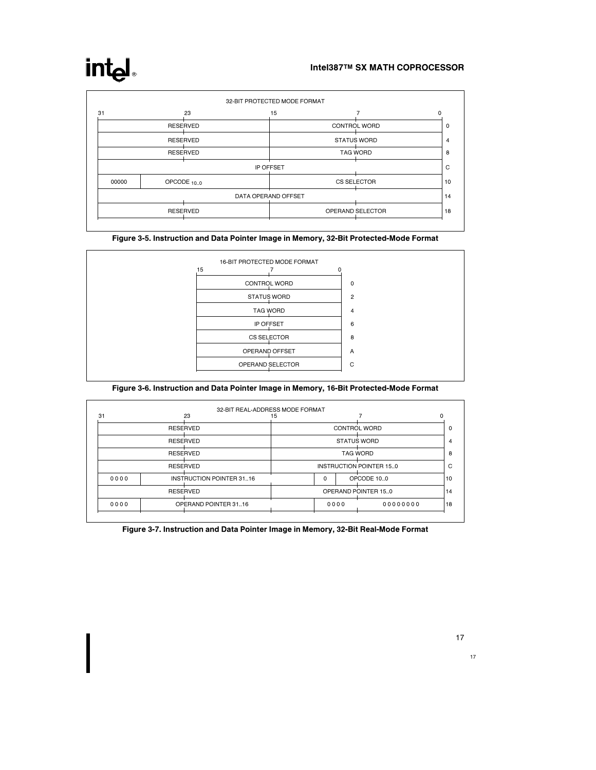**32-BIT PROTECTED MODE FORMAT**

| 31–16 (bits 31..23..16) | | 15–0 (bits 15..7..0) | Offset |
|---|---|---|---|
| RESERVED | | CONTROL WORD | 0 |
| RESERVED | | STATUS WORD | 4 |
| RESERVED | | TAG WORD | 8 |
| IP OFFSET | | | C |
| 00000 | OPCODE $_{10..0}$ | CS SELECTOR | 10 |
| DATA OPERAND OFFSET | | | 14 |
| RESERVED | | OPERAND SELECTOR | 18 |

**Figure 3-5. Instruction and Data Pointer Image in Memory, 32-Bit Protected-Mode Format**

**16-BIT PROTECTED MODE FORMAT**

| 15–0 (bits 15..7..0) | Offset |
|---|---|
| CONTROL WORD | 0 |
| STATUS WORD | 2 |
| TAG WORD | 4 |
| IP OFFSET | 6 |
| CS SELECTOR | 8 |
| OPERAND OFFSET | A |
| OPERAND SELECTOR | C |

**Figure 3-6. Instruction and Data Pointer Image in Memory, 16-Bit Protected-Mode Format**

**32-BIT REAL-ADDRESS MODE FORMAT**

| 31–28 | 27–16 (bits ..23..) | 15–11 | 10–0 (bits ..7..0) | Offset |
|---|---|---|---|---|
| RESERVED | | CONTROL WORD | | 0 |
| RESERVED | | STATUS WORD | | 4 |
| RESERVED | | TAG WORD | | 8 |
| RESERVED | | INSTRUCTION POINTER 15..0 | | C |
| 0 0 0 0 | INSTRUCTION POINTER 31..16 | 0 | OPCODE 10..0 | 10 |
| RESERVED | | OPERAND POINTER 15..0 | | 14 |
| 0 0 0 0 | OPERAND POINTER 31..16 | 0 0 0 0 | 0 0 0 0 0 0 0 0 | 18 |

**Figure 3-7. Instruction and Data Pointer Image in Memory, 32-Bit Real-Mode Format**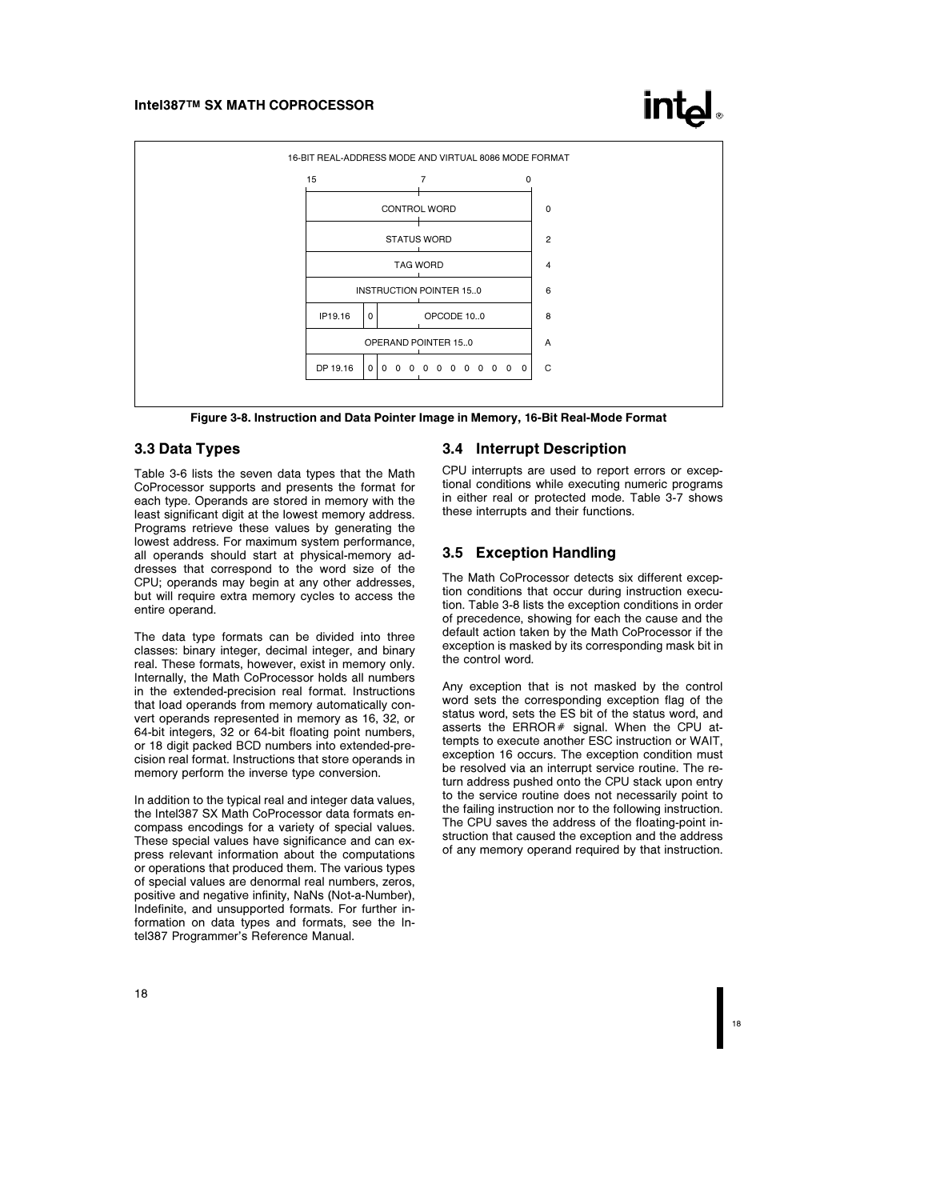16-BIT REAL-ADDRESS MODE AND VIRTUAL 8086 MODE FORMAT

| 15 … 7 … 0 | | |
|---|---|---|
| CONTROL WORD | | 0 |
| STATUS WORD | | 2 |
| TAG WORD | | 4 |
| INSTRUCTION POINTER 15..0 | | 6 |
| IP19.16 | 0 OPCODE 10..0 | 8 |
| OPERAND POINTER 15..0 | | A |
| DP 19.16 | 0 0 0 0 0 0 0 0 0 0 0 0 | C |

**Figure 3-8. Instruction and Data Pointer Image in Memory, 16-Bit Real-Mode Format**

## 3.3 Data Types

Table 3-6 lists the seven data types that the Math CoProcessor supports and presents the format for each type. Operands are stored in memory with the least significant digit at the lowest memory address. Programs retrieve these values by generating the lowest address. For maximum system performance, all operands should start at physical-memory addresses that correspond to the word size of the CPU; operands may begin at any other addresses, but will require extra memory cycles to access the entire operand.

The data type formats can be divided into three classes: binary integer, decimal integer, and binary real. These formats, however, exist in memory only. Internally, the Math CoProcessor holds all numbers in the extended-precision real format. Instructions that load operands from memory automatically convert operands represented in memory as 16, 32, or 64-bit integers, 32 or 64-bit floating point numbers, or 18 digit packed BCD numbers into extended-precision real format. Instructions that store operands in memory perform the inverse type conversion.

In addition to the typical real and integer data values, the Intel387 SX Math CoProcessor data formats encompass encodings for a variety of special values. These special values have significance and can express relevant information about the computations or operations that produced them. The various types of special values are denormal real numbers, zeros, positive and negative infinity, NaNs (Not-a-Number), Indefinite, and unsupported formats. For further information on data types and formats, see the Intel387 Programmer's Reference Manual.

## 3.4 Interrupt Description

CPU interrupts are used to report errors or exceptional conditions while executing numeric programs in either real or protected mode. Table 3-7 shows these interrupts and their functions.

## 3.5 Exception Handling

The Math CoProcessor detects six different exception conditions that occur during instruction execution. Table 3-8 lists the exception conditions in order of precedence, showing for each the cause and the default action taken by the Math CoProcessor if the exception is masked by its corresponding mask bit in the control word.

Any exception that is not masked by the control word sets the corresponding exception flag of the status word, sets the ES bit of the status word, and asserts the ERROR# signal. When the CPU attempts to execute another ESC instruction or WAIT, exception 16 occurs. The exception condition must be resolved via an interrupt service routine. The return address pushed onto the CPU stack upon entry to the service routine does not necessarily point to the failing instruction nor to the following instruction. The CPU saves the address of the floating-point instruction that caused the exception and the address of any memory operand required by that instruction.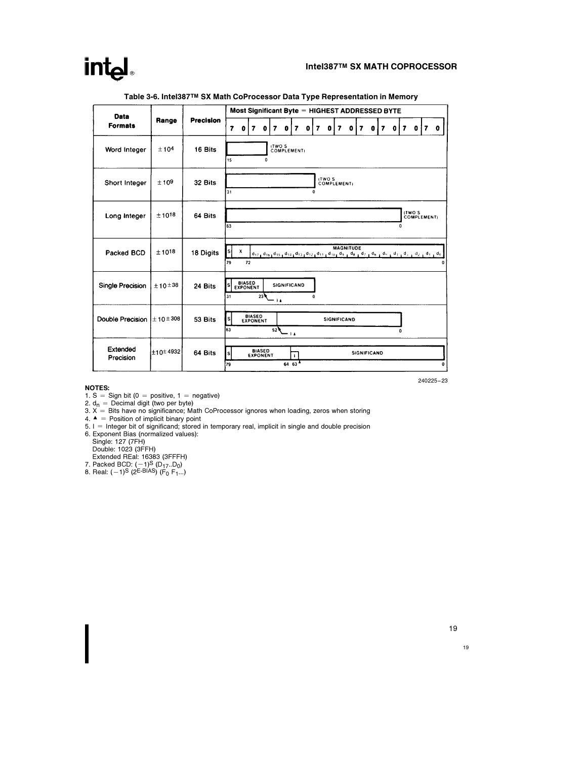**Table 3-6. Intel387™ SX Math CoProcessor Data Type Representation in Memory**

| Data Formats | Range | Precision | Most Significant Byte = HIGHEST ADDRESSED BYTE |
|---|---|---|---|
| Word Integer | $\pm 10^4$ | 16 Bits | 15–0 (TWO'S COMPLEMENT) |
| Short Integer | $\pm 10^9$ | 32 Bits | 31–0 (TWO'S COMPLEMENT) |
| Long Integer | $\pm 10^{18}$ | 64 Bits | 63–0 (TWO'S COMPLEMENT) |
| Packed BCD | $\pm 10^{18}$ | 18 Digits | 79: S; 78–72: X; 71–0: MAGNITUDE $d_{17}$ $d_{16}$ $d_{15}$ $d_{14}$ $d_{13}$ $d_{12}$ $d_{11}$ $d_{10}$ $d_9$ $d_8$ $d_7$ $d_6$ $d_5$ $d_4$ $d_3$ $d_2$ $d_1$ $d_0$ |
| Single Precision | $\pm 10^{\pm 38}$ | 24 Bits | 31: S; BIASED EXPONENT; 23: I▲; SIGNIFICAND to 0 |
| Double Precision | $\pm 10^{\pm 308}$ | 53 Bits | 63: S; BIASED EXPONENT; 52: I▲; SIGNIFICAND to 0 |
| Extended Precision | $\pm 10^{\pm 4932}$ | 64 Bits | 79: S; BIASED EXPONENT to 64; 63: I▲; SIGNIFICAND to 0 |

240225–23

**NOTES:**

1. S = Sign bit (0 = positive, 1 = negative)
2. $d_n$ = Decimal digit (two per byte)
3. X = Bits have no significance; Math CoProcessor ignores when loading, zeros when storing
4. ▲ = Position of implicit binary point
5. I = Integer bit of significand; stored in temporary real, implicit in single and double precision
6. Exponent Bias (normalized values):
   Single: 127 (7FH)
   Double: 1023 (3FFH)
   Extended REal: 16383 (3FFFH)
7. Packed BCD: $(-1)^S (D_{17}..D_0)$
8. Real: $(-1)^S (2^{E-BIAS}) (F_0\ F_1...)$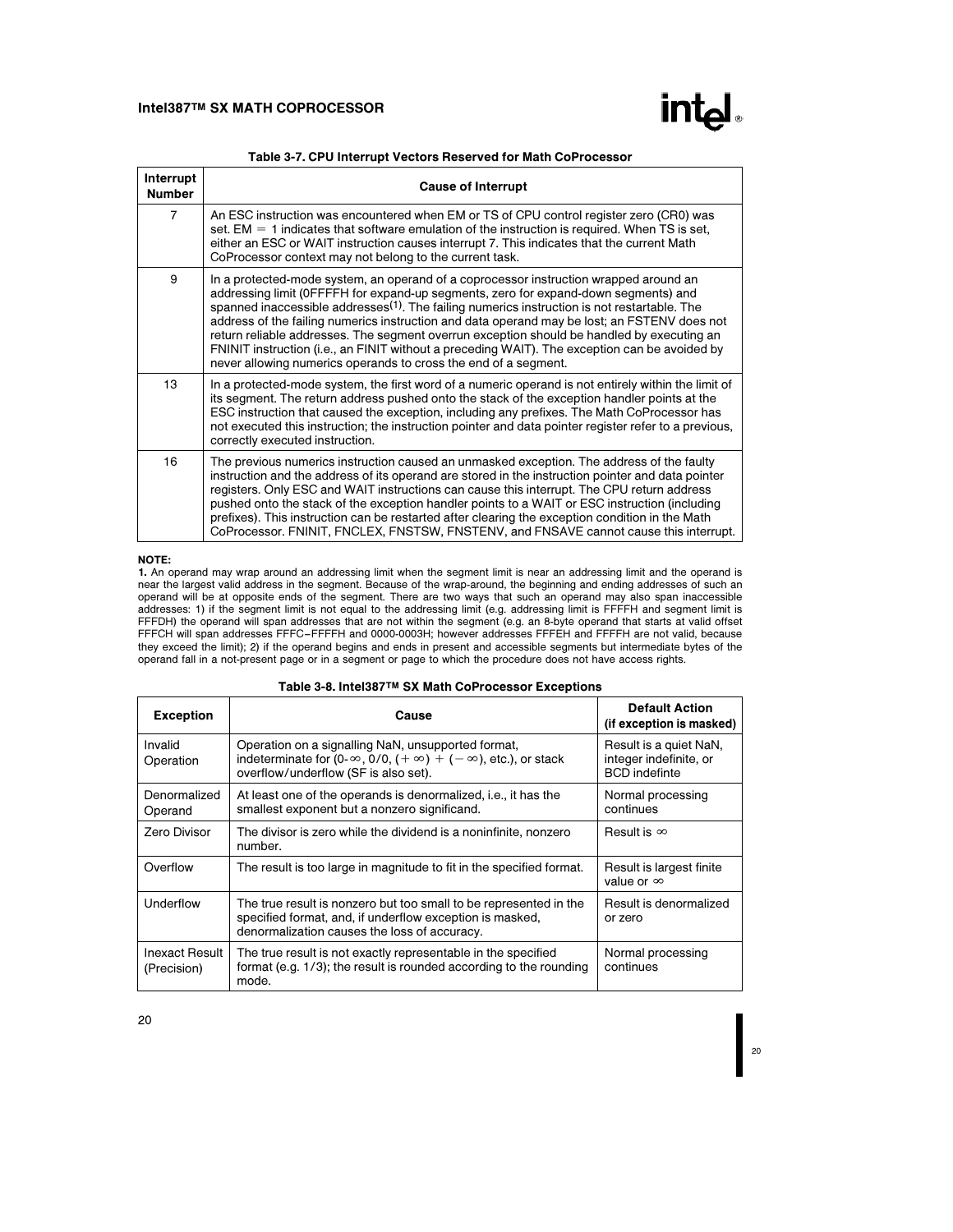**Table 3-7. CPU Interrupt Vectors Reserved for Math CoProcessor**

| Interrupt Number | Cause of Interrupt |
|---|---|
| 7 | An ESC instruction was encountered when EM or TS of CPU control register zero (CR0) was set. EM = 1 indicates that software emulation of the instruction is required. When TS is set, either an ESC or WAIT instruction causes interrupt 7. This indicates that the current Math CoProcessor context may not belong to the current task. |
| 9 | In a protected-mode system, an operand of a coprocessor instruction wrapped around an addressing limit (0FFFFH for expand-up segments, zero for expand-down segments) and spanned inaccessible addresses[1]. The failing numerics instruction is not restartable. The address of the failing numerics instruction and data operand may be lost; an FSTENV does not return reliable addresses. The segment overrun exception should be handled by executing an FNINIT instruction (i.e., an FINIT without a preceding WAIT). The exception can be avoided by never allowing numerics operands to cross the end of a segment. |
| 13 | In a protected-mode system, the first word of a numeric operand is not entirely within the limit of its segment. The return address pushed onto the stack of the exception handler points at the ESC instruction that caused the exception, including any prefixes. The Math CoProcessor has not executed this instruction; the instruction pointer and data pointer register refer to a previous, correctly executed instruction. |
| 16 | The previous numerics instruction caused an unmasked exception. The address of the faulty instruction and the address of its operand are stored in the instruction pointer and data pointer registers. Only ESC and WAIT instructions can cause this interrupt. The CPU return address pushed onto the stack of the exception handler points to a WAIT or ESC instruction (including prefixes). This instruction can be restarted after clearing the exception condition in the Math CoProcessor. FNINIT, FNCLEX, FNSTSW, FNSTENV, and FNSAVE cannot cause this interrupt. |

**NOTE:**
**1.** An operand may wrap around an addressing limit when the segment limit is near an addressing limit and the operand is near the largest valid address in the segment. Because of the wrap-around, the beginning and ending addresses of such an operand will be at opposite ends of the segment. There are two ways that such an operand may also span inaccessible addresses: 1) if the segment limit is not equal to the addressing limit (e.g. addressing limit is FFFFH and segment limit is FFFDH) the operand will span addresses that are not within the segment (e.g. an 8-byte operand that starts at valid offset FFFCH will span addresses FFFC–FFFFH and 0000-0003H; however addresses FFFEH and FFFFH are not valid, because they exceed the limit); 2) if the operand begins and ends in present and accessible segments but intermediate bytes of the operand fall in a not-present page or in a segment or page to which the procedure does not have access rights.

**Table 3-8. Intel387™ SX Math CoProcessor Exceptions**

| Exception | Cause | Default Action (if exception is masked) |
|---|---|---|
| Invalid Operation | Operation on a signalling NaN, unsupported format, indeterminate for ($0 \cdot \infty$, 0/0, $(+\infty) + (-\infty)$, etc.), or stack overflow/underflow (SF is also set). | Result is a quiet NaN, integer indefinite, or BCD indefinte |
| Denormalized Operand | At least one of the operands is denormalized, i.e., it has the smallest exponent but a nonzero significand. | Normal processing continues |
| Zero Divisor | The divisor is zero while the dividend is a noninfinite, nonzero number. | Result is $\infty$ |
| Overflow | The result is too large in magnitude to fit in the specified format. | Result is largest finite value or $\infty$ |
| Underflow | The true result is nonzero but too small to be represented in the specified format, and, if underflow exception is masked, denormalization causes the loss of accuracy. | Result is denormalized or zero |
| Inexact Result (Precision) | The true result is not exactly representable in the specified format (e.g. 1/3); the result is rounded according to the rounding mode. | Normal processing continues |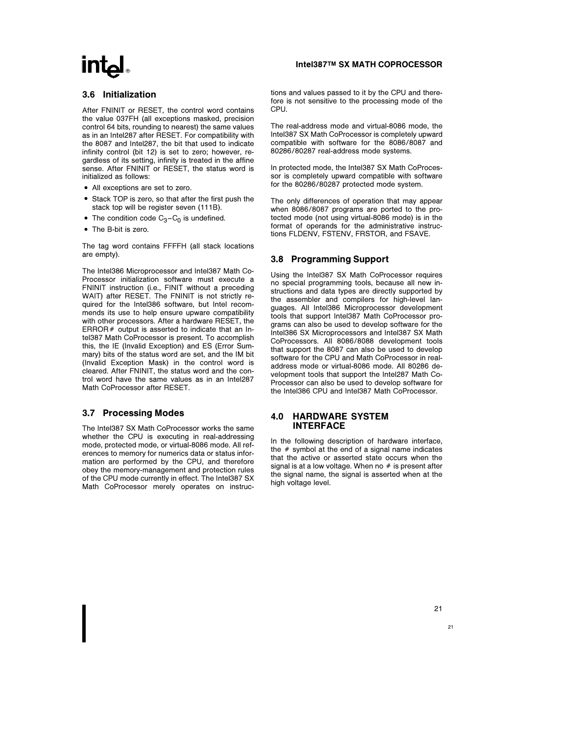### 3.6 Initialization

After FNINIT or RESET, the control word contains the value 037FH (all exceptions masked, precision control 64 bits, rounding to nearest) the same values as in an Intel287 after RESET. For compatibility with the 8087 and Intel287, the bit that used to indicate infinity control (bit 12) is set to zero; however, regardless of its setting, infinity is treated in the affine sense. After FNINIT or RESET, the status word is initialized as follows:

- All exceptions are set to zero.
- Stack TOP is zero, so that after the first push the stack top will be register seven (111B).
- The condition code $C_3$–$C_0$ is undefined.
- The B-bit is zero.

The tag word contains FFFFH (all stack locations are empty).

The Intel386 Microprocessor and Intel387 Math CoProcessor initialization software must execute a FNINIT instruction (i.e., FINIT without a preceding WAIT) after RESET. The FNINIT is not strictly required for the Intel386 software, but Intel recommends its use to help ensure upware compatibility with other processors. After a hardware RESET, the ERROR# output is asserted to indicate that an Intel387 Math CoProcessor is present. To accomplish this, the IE (Invalid Exception) and ES (Error Summary) bits of the status word are set, and the IM bit (Invalid Exception Mask) in the control word is cleared. After FNINIT, the status word and the control word have the same values as in an Intel287 Math CoProcessor after RESET.

### 3.7 Processing Modes

The Intel387 SX Math CoProcessor works the same whether the CPU is executing in real-addressing mode, protected mode, or virtual-8086 mode. All references to memory for numerics data or status information are performed by the CPU, and therefore obey the memory-management and protection rules of the CPU mode currently in effect. The Intel387 SX Math CoProcessor merely operates on instructions and values passed to it by the CPU and therefore is not sensitive to the processing mode of the CPU.

The real-address mode and virtual-8086 mode, the Intel387 SX Math CoProcessor is completely upward compatible with software for the 8086/8087 and 80286/80287 real-address mode systems.

In protected mode, the Intel387 SX Math CoProcessor is completely upward compatible with software for the 80286/80287 protected mode system.

The only differences of operation that may appear when 8086/8087 programs are ported to the protected mode (not using virtual-8086 mode) is in the format of operands for the administrative instructions FLDENV, FSTENV, FRSTOR, and FSAVE.

### 3.8 Programming Support

Using the Intel387 SX Math CoProcessor requires no special programming tools, because all new instructions and data types are directly supported by the assembler and compilers for high-level languages. All Intel386 Microprocessor development tools that support Intel387 Math CoProcessor programs can also be used to develop software for the Intel386 SX Microprocessors and Intel387 SX Math CoProcessors. All 8086/8088 development tools that support the 8087 can also be used to develop software for the CPU and Math CoProcessor in real-address mode or virtual-8086 mode. All 80286 development tools that support the Intel287 Math CoProcessor can also be used to develop software for the Intel386 CPU and Intel387 Math CoProcessor.

## 4.0 HARDWARE SYSTEM INTERFACE

In the following description of hardware interface, the # symbol at the end of a signal name indicates that the active or asserted state occurs when the signal is at a low voltage. When no # is present after the signal name, the signal is asserted when at the high voltage level.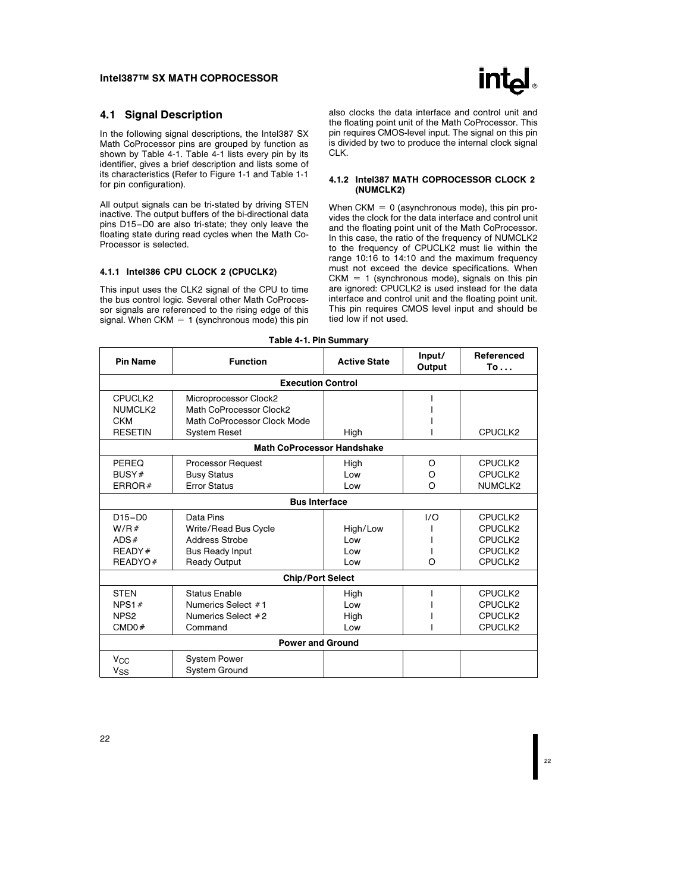## 4.1 Signal Description

In the following signal descriptions, the Intel387 SX Math CoProcessor pins are grouped by function as shown by Table 4-1. Table 4-1 lists every pin by its identifier, gives a brief description and lists some of its characteristics (Refer to Figure 1-1 and Table 1-1 for pin configuration).

All output signals can be tri-stated by driving STEN inactive. The output buffers of the bi-directional data pins D15–D0 are also tri-state; they only leave the floating state during read cycles when the Math CoProcessor is selected.

### 4.1.1 Intel386 CPU CLOCK 2 (CPUCLK2)

This input uses the CLK2 signal of the CPU to time the bus control logic. Several other Math CoProcessor signals are referenced to the rising edge of this signal. When CKM = 1 (synchronous mode) this pin also clocks the data interface and control unit and the floating point unit of the Math CoProcessor. This pin requires CMOS-level input. The signal on this pin is divided by two to produce the internal clock signal CLK.

### 4.1.2 Intel387 MATH COPROCESSOR CLOCK 2 (NUMCLK2)

When CKM = 0 (asynchronous mode), this pin provides the clock for the data interface and control unit and the floating point unit of the Math CoProcessor. In this case, the ratio of the frequency of NUMCLK2 to the frequency of CPUCLK2 must lie within the range 10:16 to 14:10 and the maximum frequency must not exceed the device specifications. When CKM = 1 (synchronous mode), signals on this pin are ignored: CPUCLK2 is used instead for the data interface and control unit and the floating point unit. This pin requires CMOS level input and should be tied low if not used.

**Table 4-1. Pin Summary**

| Pin Name | Function | Active State | Input/ Output | Referenced To . . . |
|---|---|---|---|---|
| **Execution Control** | | | | |
| CPUCLK2 | Microprocessor Clock2 | | I | |
| NUMCLK2 | Math CoProcessor Clock2 | | I | |
| CKM | Math CoProcessor Clock Mode | | I | |
| RESETIN | System Reset | High | I | CPUCLK2 |
| **Math CoProcessor Handshake** | | | | |
| PEREQ | Processor Request | High | O | CPUCLK2 |
| BUSY# | Busy Status | Low | O | CPUCLK2 |
| ERROR# | Error Status | Low | O | NUMCLK2 |
| **Bus Interface** | | | | |
| D15–D0 | Data Pins | | I/O | CPUCLK2 |
| W/R# | Write/Read Bus Cycle | High/Low | I | CPUCLK2 |
| ADS# | Address Strobe | Low | I | CPUCLK2 |
| READY# | Bus Ready Input | Low | I | CPUCLK2 |
| READYO# | Ready Output | Low | O | CPUCLK2 |
| **Chip/Port Select** | | | | |
| STEN | Status Enable | High | I | CPUCLK2 |
| NPS1# | Numerics Select #1 | Low | I | CPUCLK2 |
| NPS2 | Numerics Select #2 | High | I | CPUCLK2 |
| CMD0# | Command | Low | I | CPUCLK2 |
| **Power and Ground** | | | | |
| $V_{CC}$ | System Power | | | |
| $V_{SS}$ | System Ground | | | |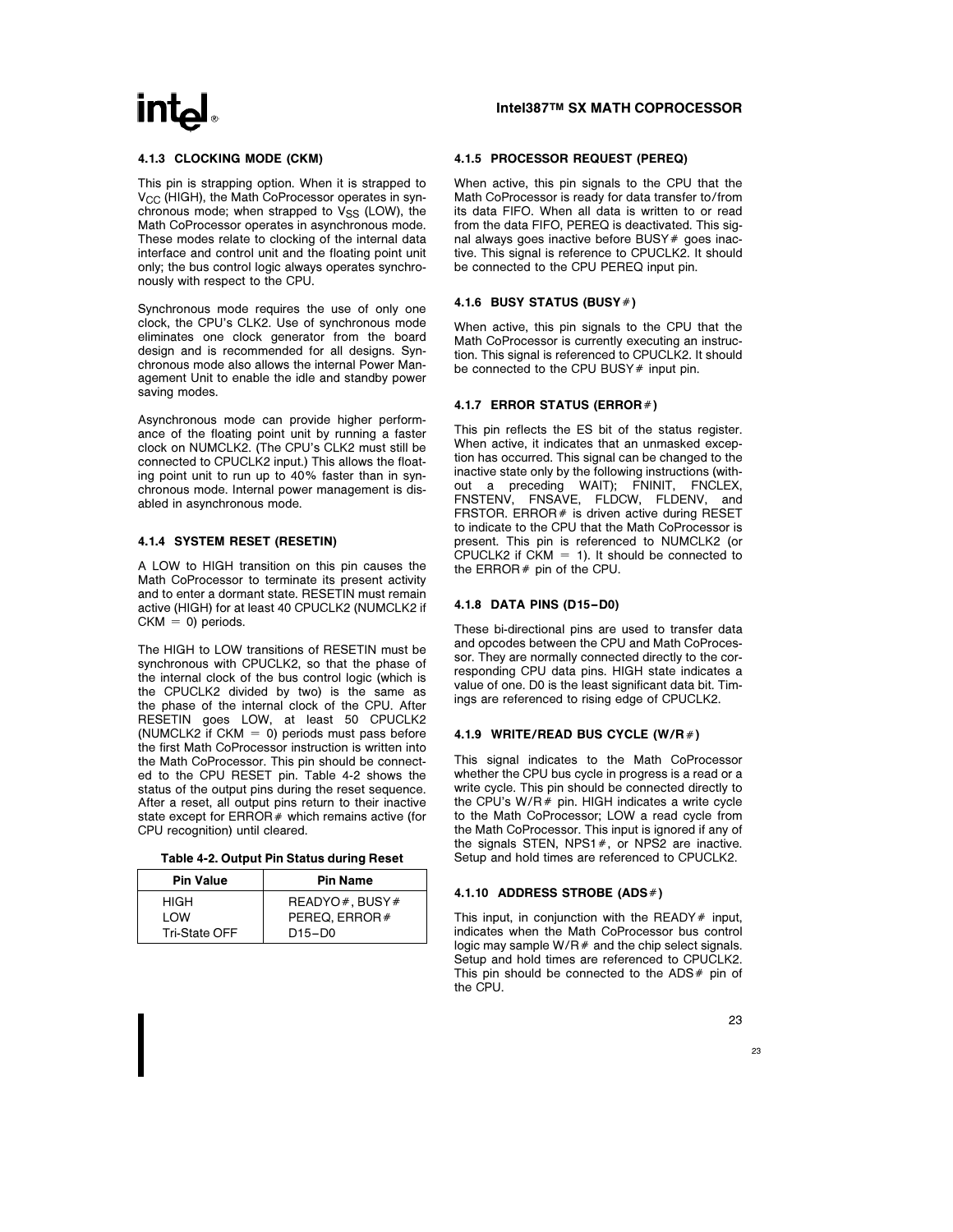#### 4.1.3 CLOCKING MODE (CKM)

This pin is strapping option. When it is strapped to $V_{CC}$ (HIGH), the Math CoProcessor operates in synchronous mode; when strapped to $V_{SS}$ (LOW), the Math CoProcessor operates in asynchronous mode. These modes relate to clocking of the internal data interface and control unit and the floating point unit only; the bus control logic always operates synchronously with respect to the CPU.

Synchronous mode requires the use of only one clock, the CPU's CLK2. Use of synchronous mode eliminates one clock generator from the board design and is recommended for all designs. Synchronous mode also allows the internal Power Management Unit to enable the idle and standby power saving modes.

Asynchronous mode can provide higher performance of the floating point unit by running a faster clock on NUMCLK2. (The CPU's CLK2 must still be connected to CPUCLK2 input.) This allows the floating point unit to run up to 40% faster than in synchronous mode. Internal power management is disabled in asynchronous mode.

#### 4.1.4 SYSTEM RESET (RESETIN)

A LOW to HIGH transition on this pin causes the Math CoProcessor to terminate its present activity and to enter a dormant state. RESETIN must remain active (HIGH) for at least 40 CPUCLK2 (NUMCLK2 if CKM = 0) periods.

The HIGH to LOW transitions of RESETIN must be synchronous with CPUCLK2, so that the phase of the internal clock of the bus control logic (which is the CPUCLK2 divided by two) is the same as the phase of the internal clock of the CPU. After RESETIN goes LOW, at least 50 CPUCLK2 (NUMCLK2 if CKM = 0) periods must pass before the first Math CoProcessor instruction is written into the Math CoProcessor. This pin should be connected to the CPU RESET pin. Table 4-2 shows the status of the output pins during the reset sequence. After a reset, all output pins return to their inactive state except for ERROR# which remains active (for CPU recognition) until cleared.

**Table 4-2. Output Pin Status during Reset**

| Pin Value | Pin Name |
|---|---|
| HIGH | READYO#, BUSY# |
| LOW | PEREQ, ERROR# |
| Tri-State OFF | D15–D0 |

#### 4.1.5 PROCESSOR REQUEST (PEREQ)

When active, this pin signals to the CPU that the Math CoProcessor is ready for data transfer to/from its data FIFO. When all data is written to or read from the data FIFO, PEREQ is deactivated. This signal always goes inactive before BUSY# goes inactive. This signal is reference to CPUCLK2. It should be connected to the CPU PEREQ input pin.

#### 4.1.6 BUSY STATUS (BUSY#)

When active, this pin signals to the CPU that the Math CoProcessor is currently executing an instruction. This signal is referenced to CPUCLK2. It should be connected to the CPU BUSY# input pin.

#### 4.1.7 ERROR STATUS (ERROR#)

This pin reflects the ES bit of the status register. When active, it indicates that an unmasked exception has occurred. This signal can be changed to the inactive state only by the following instructions (without a preceding WAIT); FNINIT, FNCLEX, FNSTENV, FNSAVE, FLDCW, FLDENV, and FRSTOR. ERROR# is driven active during RESET to indicate to the CPU that the Math CoProcessor is present. This pin is referenced to NUMCLK2 (or CPUCLK2 if CKM = 1). It should be connected to the ERROR# pin of the CPU.

#### 4.1.8 DATA PINS (D15–D0)

These bi-directional pins are used to transfer data and opcodes between the CPU and Math CoProcessor. They are normally connected directly to the corresponding CPU data pins. HIGH state indicates a value of one. D0 is the least significant data bit. Timings are referenced to rising edge of CPUCLK2.

#### 4.1.9 WRITE/READ BUS CYCLE (W/R#)

This signal indicates to the Math CoProcessor whether the CPU bus cycle in progress is a read or a write cycle. This pin should be connected directly to the CPU's W/R# pin. HIGH indicates a write cycle to the Math CoProcessor; LOW a read cycle from the Math CoProcessor. This input is ignored if any of the signals STEN, NPS1#, or NPS2 are inactive. Setup and hold times are referenced to CPUCLK2.

#### 4.1.10 ADDRESS STROBE (ADS#)

This input, in conjunction with the READY# input, indicates when the Math CoProcessor bus control logic may sample W/R# and the chip select signals. Setup and hold times are referenced to CPUCLK2. This pin should be connected to the ADS# pin of the CPU.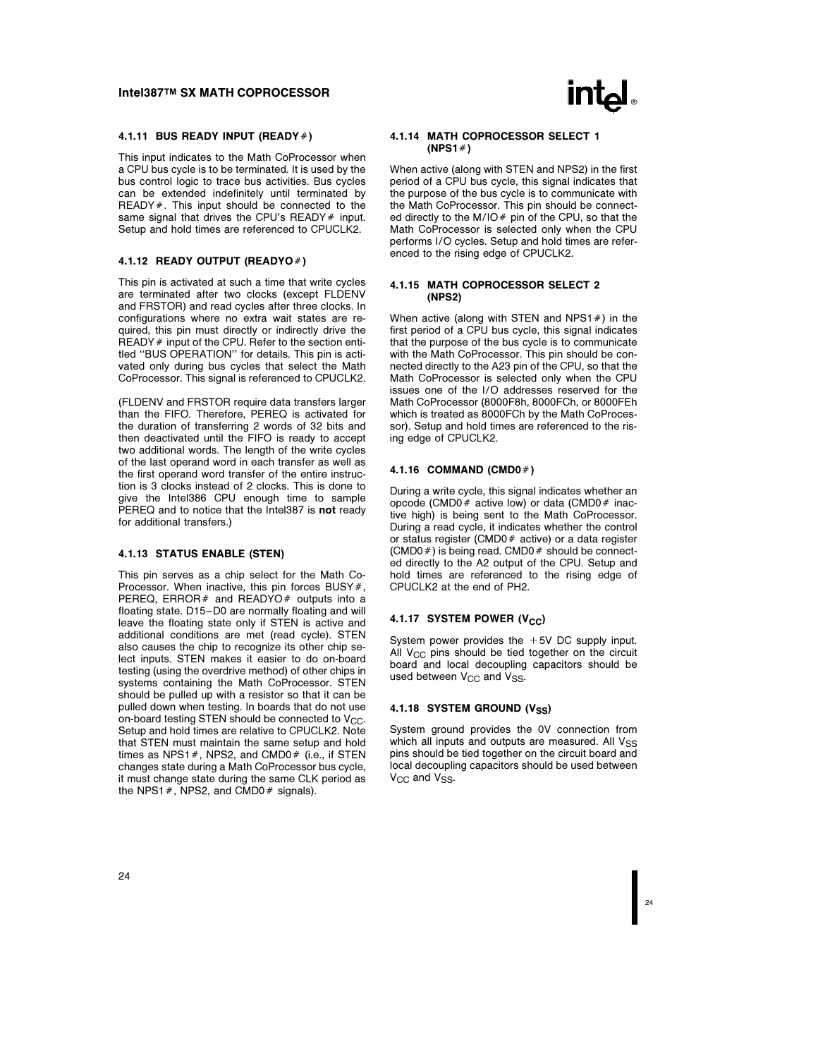#### 4.1.11 BUS READY INPUT (READY#)

This input indicates to the Math CoProcessor when a CPU bus cycle is to be terminated. It is used by the bus control logic to trace bus activities. Bus cycles can be extended indefinitely until terminated by READY#. This input should be connected to the same signal that drives the CPU's READY# input. Setup and hold times are referenced to CPUCLK2.

#### 4.1.12 READY OUTPUT (READYO#)

This pin is activated at such a time that write cycles are terminated after two clocks (except FLDENV and FRSTOR) and read cycles after three clocks. In configurations where no extra wait states are required, this pin must directly or indirectly drive the READY# input of the CPU. Refer to the section entitled "BUS OPERATION" for details. This pin is activated only during bus cycles that select the Math CoProcessor. This signal is referenced to CPUCLK2.

(FLDENV and FRSTOR require data transfers larger than the FIFO. Therefore, PEREQ is activated for the duration of transferring 2 words of 32 bits and then deactivated until the FIFO is ready to accept two additional words. The length of the write cycles of the last operand word in each transfer as well as the first operand word transfer of the entire instruction is 3 clocks instead of 2 clocks. This is done to give the Intel386 CPU enough time to sample PEREQ and to notice that the Intel387 is **not** ready for additional transfers.)

#### 4.1.13 STATUS ENABLE (STEN)

This pin serves as a chip select for the Math CoProcessor. When inactive, this pin forces BUSY#, PEREQ, ERROR# and READYO# outputs into a floating state. D15–D0 are normally floating and will leave the floating state only if STEN is active and additional conditions are met (read cycle). STEN also causes the chip to recognize its other chip select inputs. STEN makes it easier to do on-board testing (using the overdrive method) of other chips in systems containing the Math CoProcessor. STEN should be pulled up with a resistor so that it can be pulled down when testing. In boards that do not use on-board testing STEN should be connected to $V_{CC}$. Setup and hold times are relative to CPUCLK2. Note that STEN must maintain the same setup and hold times as NPS1#, NPS2, and CMD0# (i.e., if STEN changes state during a Math CoProcessor bus cycle, it must change state during the same CLK period as the NPS1#, NPS2, and CMD0# signals).

#### 4.1.14 MATH COPROCESSOR SELECT 1 (NPS1#)

When active (along with STEN and NPS2) in the first period of a CPU bus cycle, this signal indicates that the purpose of the bus cycle is to communicate with the Math CoProcessor. This pin should be connected directly to the M/IO# pin of the CPU, so that the Math CoProcessor is selected only when the CPU performs I/O cycles. Setup and hold times are referenced to the rising edge of CPUCLK2.

#### 4.1.15 MATH COPROCESSOR SELECT 2 (NPS2)

When active (along with STEN and NPS1#) in the first period of a CPU bus cycle, this signal indicates that the purpose of the bus cycle is to communicate with the Math CoProcessor. This pin should be connected directly to the A23 pin of the CPU, so that the Math CoProcessor is selected only when the CPU issues one of the I/O addresses reserved for the Math CoProcessor (8000F8h, 8000FCh, or 8000FEh which is treated as 8000FCh by the Math CoProcessor). Setup and hold times are referenced to the rising edge of CPUCLK2.

#### 4.1.16 COMMAND (CMD0#)

During a write cycle, this signal indicates whether an opcode (CMD0# active low) or data (CMD0# inactive high) is being sent to the Math CoProcessor. During a read cycle, it indicates whether the control or status register (CMD0# active) or a data register (CMD0#) is being read. CMD0# should be connected directly to the A2 output of the CPU. Setup and hold times are referenced to the rising edge of CPUCLK2 at the end of PH2.

#### 4.1.17 SYSTEM POWER ($V_{CC}$)

System power provides the +5V DC supply input. All $V_{CC}$ pins should be tied together on the circuit board and local decoupling capacitors should be used between $V_{CC}$ and $V_{SS}$.

#### 4.1.18 SYSTEM GROUND ($V_{SS}$)

System ground provides the 0V connection from which all inputs and outputs are measured. All $V_{SS}$ pins should be tied together on the circuit board and local decoupling capacitors should be used between $V_{CC}$ and $V_{SS}$.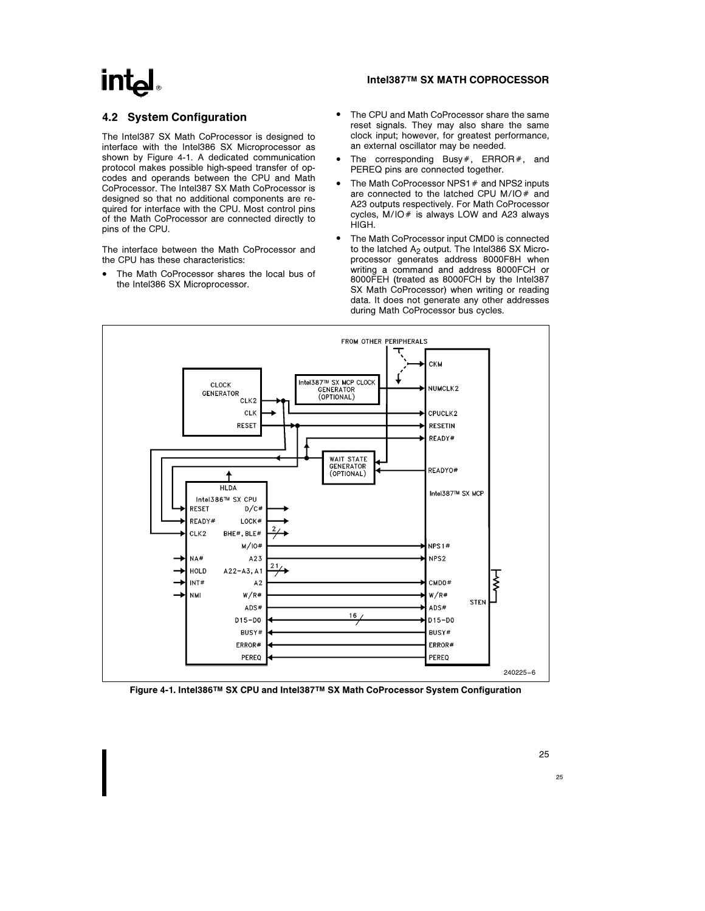## 4.2 System Configuration

The Intel387 SX Math CoProcessor is designed to interface with the Intel386 SX Microprocessor as shown by Figure 4-1. A dedicated communication protocol makes possible high-speed transfer of opcodes and operands between the CPU and Math CoProcessor. The Intel387 SX Math CoProcessor is designed so that no additional components are required for interface with the CPU. Most control pins of the Math CoProcessor are connected directly to pins of the CPU.

The interface between the Math CoProcessor and the CPU has these characteristics:

- The Math CoProcessor shares the local bus of the Intel386 SX Microprocessor.
- The CPU and Math CoProcessor share the same reset signals. They may also share the same clock input; however, for greatest performance, an external oscillator may be needed.
- The corresponding Busy#, ERROR#, and PEREQ pins are connected together.
- The Math CoProcessor NPS1# and NPS2 inputs are connected to the latched CPU M/IO# and A23 outputs respectively. For Math CoProcessor cycles, M/IO# is always LOW and A23 always HIGH.
- The Math CoProcessor input CMD0 is connected to the latched $A_2$ output. The Intel386 SX Microprocessor generates address 8000F8H when writing a command and address 8000FCH or 8000FEH (treated as 8000FCH by the Intel387 SX Math CoProcessor) when writing or reading data. It does not generate any other addresses during Math CoProcessor bus cycles.

Figure 4-1. Intel386™ SX CPU and Intel387™ SX Math CoProcessor System Configuration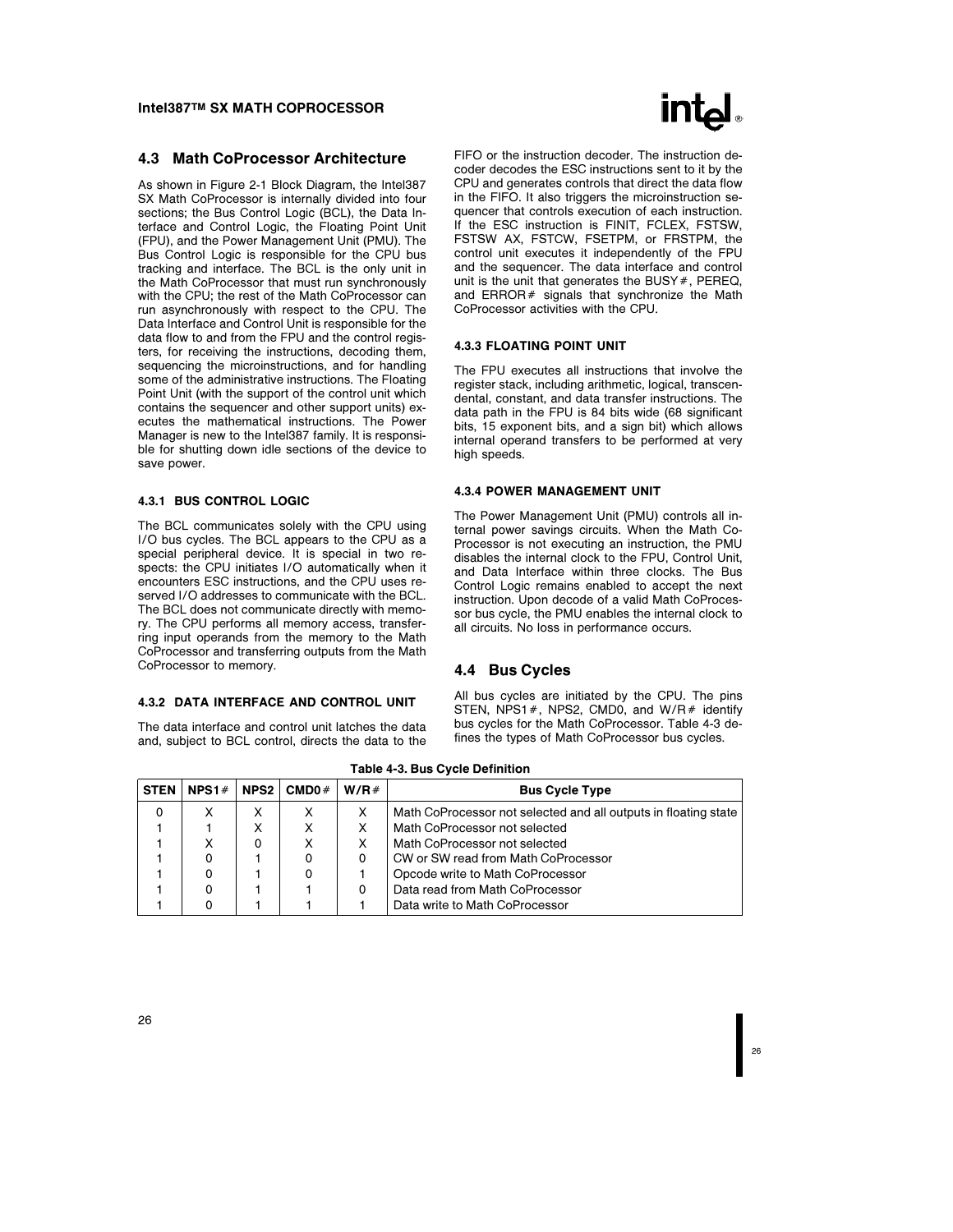## 4.3 Math CoProcessor Architecture

As shown in Figure 2-1 Block Diagram, the Intel387 SX Math CoProcessor is internally divided into four sections; the Bus Control Logic (BCL), the Data Interface and Control Logic, the Floating Point Unit (FPU), and the Power Management Unit (PMU). The Bus Control Logic is responsible for the CPU bus tracking and interface. The BCL is the only unit in the Math CoProcessor that must run synchronously with the CPU; the rest of the Math CoProcessor can run asynchronously with respect to the CPU. The Data Interface and Control Unit is responsible for the data flow to and from the FPU and the control registers, for receiving the instructions, decoding them, sequencing the microinstructions, and for handling some of the administrative instructions. The Floating Point Unit (with the support of the control unit which contains the sequencer and other support units) executes the mathematical instructions. The Power Manager is new to the Intel387 family. It is responsible for shutting down idle sections of the device to save power.

### 4.3.1 BUS CONTROL LOGIC

The BCL communicates solely with the CPU using I/O bus cycles. The BCL appears to the CPU as a special peripheral device. It is special in two respects: the CPU initiates I/O automatically when it encounters ESC instructions, and the CPU uses reserved I/O addresses to communicate with the BCL. The BCL does not communicate directly with memory. The CPU performs all memory access, transferring input operands from the memory to the Math CoProcessor and transferring outputs from the Math CoProcessor to memory.

### 4.3.2 DATA INTERFACE AND CONTROL UNIT

The data interface and control unit latches the data and, subject to BCL control, directs the data to the FIFO or the instruction decoder. The instruction decoder decodes the ESC instructions sent to it by the CPU and generates controls that direct the data flow in the FIFO. It also triggers the microinstruction sequencer that controls execution of each instruction. If the ESC instruction is FINIT, FCLEX, FSTSW, FSTSW AX, FSTCW, FSETPM, or FRSTPM, the control unit executes it independently of the FPU and the sequencer. The data interface and control unit is the unit that generates the BUSY#, PEREQ, and ERROR# signals that synchronize the Math CoProcessor activities with the CPU.

### 4.3.3 FLOATING POINT UNIT

The FPU executes all instructions that involve the register stack, including arithmetic, logical, transcendental, constant, and data transfer instructions. The data path in the FPU is 84 bits wide (68 significant bits, 15 exponent bits, and a sign bit) which allows internal operand transfers to be performed at very high speeds.

### 4.3.4 POWER MANAGEMENT UNIT

The Power Management Unit (PMU) controls all internal power savings circuits. When the Math CoProcessor is not executing an instruction, the PMU disables the internal clock to the FPU, Control Unit, and Data Interface within three clocks. The Bus Control Logic remains enabled to accept the next instruction. Upon decode of a valid Math CoProcessor bus cycle, the PMU enables the internal clock to all circuits. No loss in performance occurs.

## 4.4 Bus Cycles

All bus cycles are initiated by the CPU. The pins STEN, NPS1#, NPS2, CMD0, and W/R# identify bus cycles for the Math CoProcessor. Table 4-3 defines the types of Math CoProcessor bus cycles.

**Table 4-3. Bus Cycle Definition**

| STEN | NPS1# | NPS2 | CMD0# | W/R# | Bus Cycle Type |
|---|---|---|---|---|---|
| 0 | X | X | X | X | Math CoProcessor not selected and all outputs in floating state |
| 1 | 1 | X | X | X | Math CoProcessor not selected |
| 1 | X | 0 | X | X | Math CoProcessor not selected |
| 1 | 0 | 1 | 0 | 0 | CW or SW read from Math CoProcessor |
| 1 | 0 | 1 | 0 | 1 | Opcode write to Math CoProcessor |
| 1 | 0 | 1 | 1 | 0 | Data read from Math CoProcessor |
| 1 | 0 | 1 | 1 | 1 | Data write to Math CoProcessor |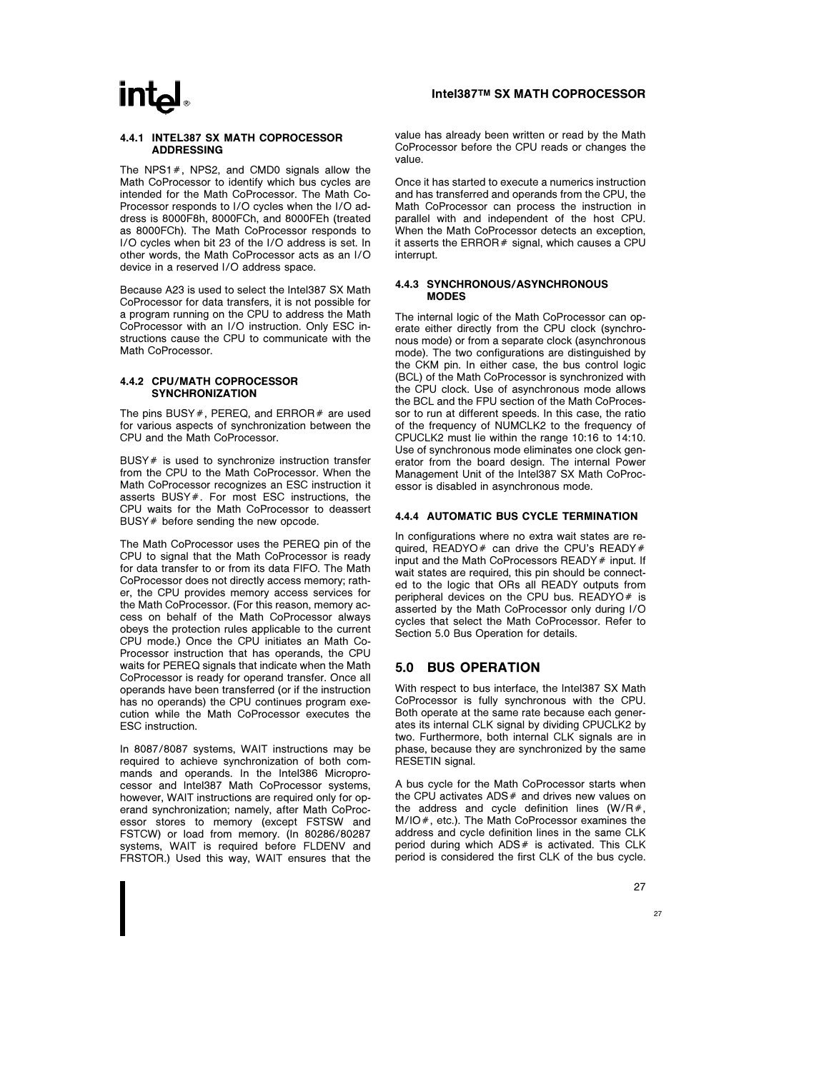#### 4.4.1 INTEL387 SX MATH COPROCESSOR ADDRESSING

The NPS1#, NPS2, and CMD0 signals allow the Math CoProcessor to identify which bus cycles are intended for the Math CoProcessor. The Math CoProcessor responds to I/O cycles when the I/O address is 8000F8h, 8000FCh, and 8000FEh (treated as 8000FCh). The Math CoProcessor responds to I/O cycles when bit 23 of the I/O address is set. In other words, the Math CoProcessor acts as an I/O device in a reserved I/O address space.

Because A23 is used to select the Intel387 SX Math CoProcessor for data transfers, it is not possible for a program running on the CPU to address the Math CoProcessor with an I/O instruction. Only ESC instructions cause the CPU to communicate with the Math CoProcessor.

#### 4.4.2 CPU/MATH COPROCESSOR SYNCHRONIZATION

The pins BUSY#, PEREQ, and ERROR# are used for various aspects of synchronization between the CPU and the Math CoProcessor.

BUSY# is used to synchronize instruction transfer from the CPU to the Math CoProcessor. When the Math CoProcessor recognizes an ESC instruction it asserts BUSY#. For most ESC instructions, the CPU waits for the Math CoProcessor to deassert BUSY# before sending the new opcode.

The Math CoProcessor uses the PEREQ pin of the CPU to signal that the Math CoProcessor is ready for data transfer to or from its data FIFO. The Math CoProcessor does not directly access memory; rather, the CPU provides memory access services for the Math CoProcessor. (For this reason, memory access on behalf of the Math CoProcessor always obeys the protection rules applicable to the current CPU mode.) Once the CPU initiates an Math CoProcessor instruction that has operands, the CPU waits for PEREQ signals that indicate when the Math CoProcessor is ready for operand transfer. Once all operands have been transferred (or if the instruction has no operands) the CPU continues program execution while the Math CoProcessor executes the ESC instruction.

In 8087/8087 systems, WAIT instructions may be required to achieve synchronization of both commands and operands. In the Intel386 Microprocessor and Intel387 Math CoProcessor systems, however, WAIT instructions are required only for operand synchronization; namely, after Math CoProcessor stores to memory (except FSTSW and FSTCW) or load from memory. (In 80286/80287 systems, WAIT is required before FLDENV and FRSTOR.) Used this way, WAIT ensures that the value has already been written or read by the Math CoProcessor before the CPU reads or changes the value.

Once it has started to execute a numerics instruction and has transferred and operands from the CPU, the Math CoProcessor can process the instruction in parallel with and independent of the host CPU. When the Math CoProcessor detects an exception, it asserts the ERROR# signal, which causes a CPU interrupt.

#### 4.4.3 SYNCHRONOUS/ASYNCHRONOUS MODES

The internal logic of the Math CoProcessor can operate either directly from the CPU clock (synchronous mode) or from a separate clock (asynchronous mode). The two configurations are distinguished by the CKM pin. In either case, the bus control logic (BCL) of the Math CoProcessor is synchronized with the CPU clock. Use of asynchronous mode allows the BCL and the FPU section of the Math CoProcessor to run at different speeds. In this case, the ratio of the frequency of NUMCLK2 to the frequency of CPUCLK2 must lie within the range 10:16 to 14:10. Use of synchronous mode eliminates one clock generator from the board design. The internal Power Management Unit of the Intel387 SX Math CoProcessor is disabled in asynchronous mode.

#### 4.4.4 AUTOMATIC BUS CYCLE TERMINATION

In configurations where no extra wait states are required, READYO# can drive the CPU's READY# input and the Math CoProcessors READY# input. If wait states are required, this pin should be connected to the logic that ORs all READY outputs from peripheral devices on the CPU bus. READYO# is asserted by the Math CoProcessor only during I/O cycles that select the Math CoProcessor. Refer to Section 5.0 Bus Operation for details.

## 5.0 BUS OPERATION

With respect to bus interface, the Intel387 SX Math CoProcessor is fully synchronous with the CPU. Both operate at the same rate because each generates its internal CLK signal by dividing CPUCLK2 by two. Furthermore, both internal CLK signals are in phase, because they are synchronized by the same RESETIN signal.

A bus cycle for the Math CoProcessor starts when the CPU activates ADS# and drives new values on the address and cycle definition lines (W/R#, M/IO#, etc.). The Math CoProcessor examines the address and cycle definition lines in the same CLK period during which ADS# is activated. This CLK period is considered the first CLK of the bus cycle.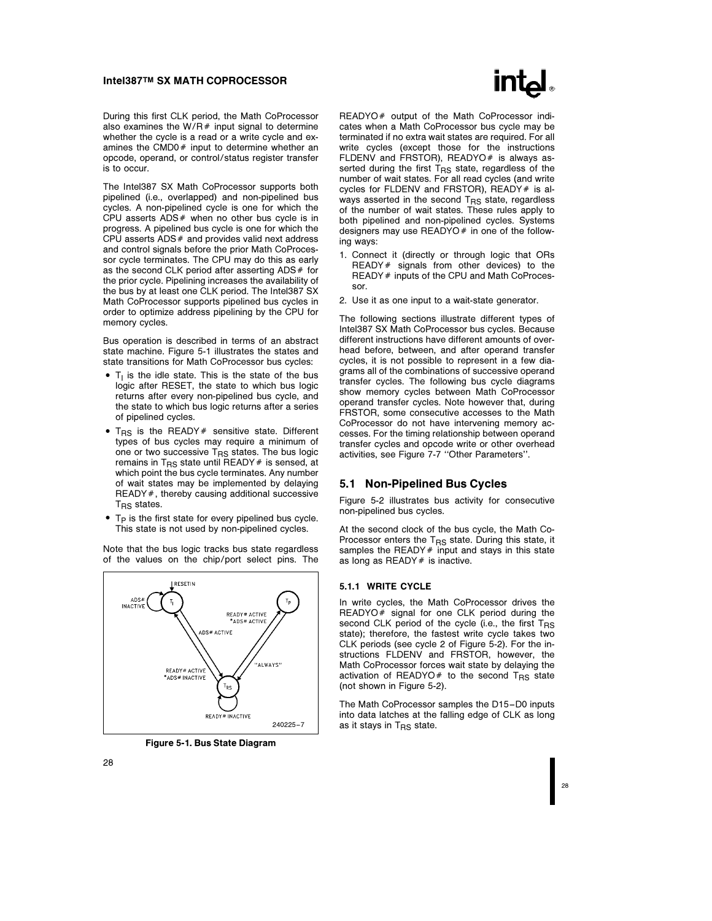During this first CLK period, the Math CoProcessor also examines the W/R# input signal to determine whether the cycle is a read or a write cycle and examines the CMD0# input to determine whether an opcode, operand, or control/status register transfer is to occur.

The Intel387 SX Math CoProcessor supports both pipelined (i.e., overlapped) and non-pipelined bus cycles. A non-pipelined cycle is one for which the CPU asserts ADS# when no other bus cycle is in progress. A pipelined bus cycle is one for which the CPU asserts ADS# and provides valid next address and control signals before the prior Math CoProcessor cycle terminates. The CPU may do this as early as the second CLK period after asserting ADS# for the prior cycle. Pipelining increases the availability of the bus by at least one CLK period. The Intel387 SX Math CoProcessor supports pipelined bus cycles in order to optimize address pipelining by the CPU for memory cycles.

Bus operation is described in terms of an abstract state machine. Figure 5-1 illustrates the states and state transitions for Math CoProcessor bus cycles:

- $T_I$ is the idle state. This is the state of the bus logic after RESET, the state to which bus logic returns after every non-pipelined bus cycle, and the state to which bus logic returns after a series of pipelined cycles.
- $T_{RS}$ is the READY# sensitive state. Different types of bus cycles may require a minimum of one or two successive $T_{RS}$ states. The bus logic remains in $T_{RS}$ state until READY# is sensed, at which point the bus cycle terminates. Any number of wait states may be implemented by delaying READY#, thereby causing additional successive $T_{RS}$ states.
- $T_P$ is the first state for every pipelined bus cycle. This state is not used by non-pipelined cycles.

Note that the bus logic tracks bus state regardless of the values on the chip/port select pins. The READYO# output of the Math CoProcessor indicates when a Math CoProcessor bus cycle may be terminated if no extra wait states are required. For all write cycles (except those for the instructions FLDENV and FRSTOR), READYO# is always asserted during the first $T_{RS}$ state, regardless of the number of wait states. For all read cycles (and write cycles for FLDENV and FRSTOR), READY# is always asserted in the second $T_{RS}$ state, regardless of the number of wait states. These rules apply to both pipelined and non-pipelined cycles. Systems designers may use READYO# in one of the following ways:

1. Connect it (directly or through logic that ORs READY# signals from other devices) to the READY# inputs of the CPU and Math CoProcessor.
2. Use it as one input to a wait-state generator.

The following sections illustrate different types of Intel387 SX Math CoProcessor bus cycles. Because different instructions have different amounts of overhead before, between, and after operand transfer cycles, it is not possible to represent in a few diagrams all of the combinations of successive operand transfer cycles. The following bus cycle diagrams show memory cycles between Math CoProcessor operand transfer cycles. Note however that, during FRSTOR, some consecutive accesses to the Math CoProcessor do not have intervening memory accesses. For the timing relationship between operand transfer cycles and opcode write or other overhead activities, see Figure 7-7 "Other Parameters".

RESETIN — ADS# INACTIVE — $T_I$ — $T_P$ — READY# ACTIVE *ADS# ACTIVE — ADS# ACTIVE — READY# ACTIVE *ADS# INACTIVE — "ALWAYS" — $T_{RS}$ — READY# INACTIVE — 240225-7

**Figure 5-1. Bus State Diagram**

## 5.1 Non-Pipelined Bus Cycles

Figure 5-2 illustrates bus activity for consecutive non-pipelined bus cycles.

At the second clock of the bus cycle, the Math CoProcessor enters the $T_{RS}$ state. During this state, it samples the READY# input and stays in this state as long as READY# is inactive.

### 5.1.1 WRITE CYCLE

In write cycles, the Math CoProcessor drives the READYO# signal for one CLK period during the second CLK period of the cycle (i.e., the first $T_{RS}$ state); therefore, the fastest write cycle takes two CLK periods (see cycle 2 of Figure 5-2). For the instructions FLDENV and FRSTOR, however, the Math CoProcessor forces wait state by delaying the activation of READYO# to the second $T_{RS}$ state (not shown in Figure 5-2).

The Math CoProcessor samples the D15–D0 inputs into data latches at the falling edge of CLK as long as it stays in $T_{RS}$ state.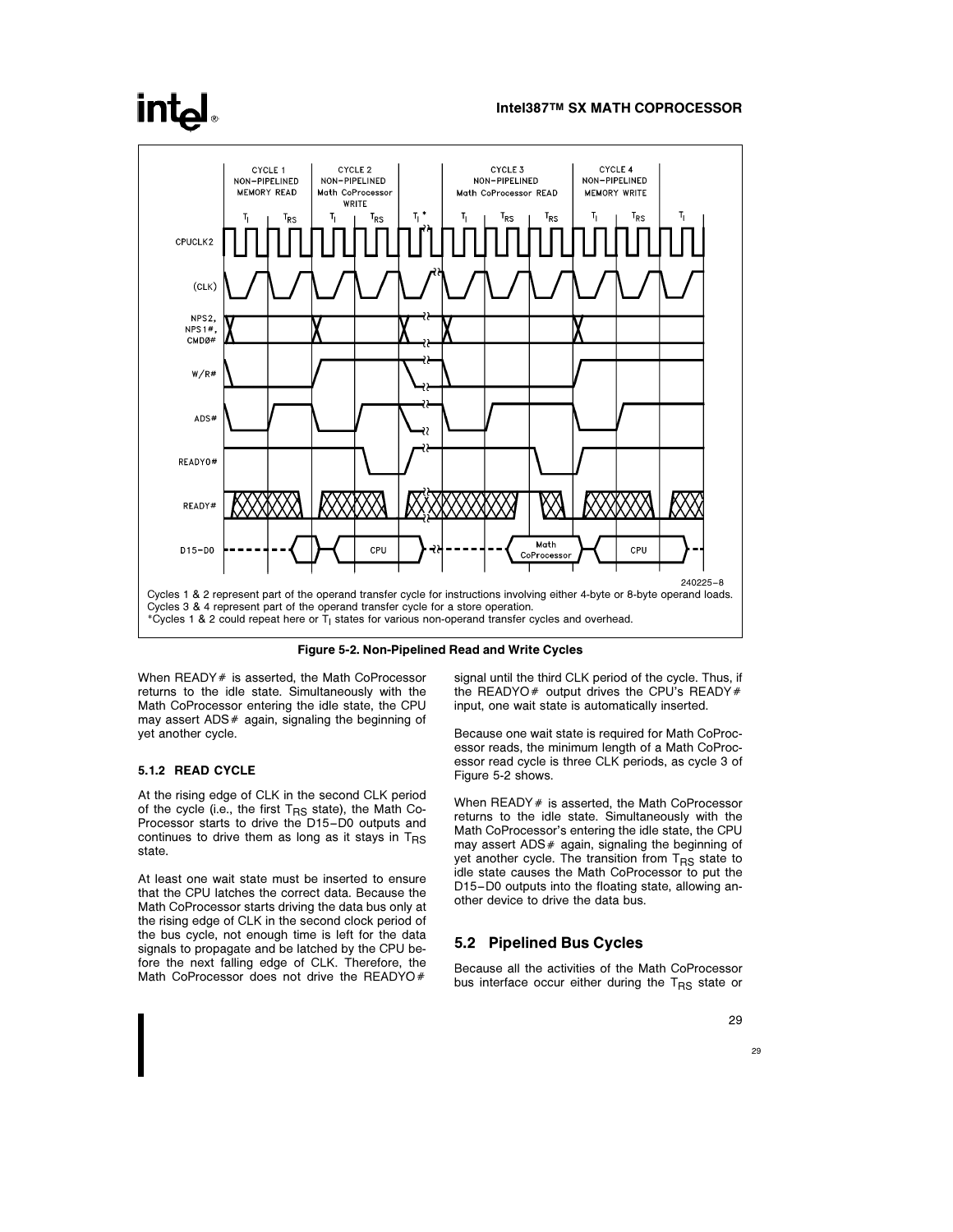Cycles 1 & 2 represent part of the operand transfer cycle for instructions involving either 4-byte or 8-byte operand loads.
Cycles 3 & 4 represent part of the operand transfer cycle for a store operation.
*Cycles 1 & 2 could repeat here or $T_I$ states for various non-operand transfer cycles and overhead.

**Figure 5-2. Non-Pipelined Read and Write Cycles**

When READY# is asserted, the Math CoProcessor returns to the idle state. Simultaneously with the Math CoProcessor entering the idle state, the CPU may assert ADS# again, signaling the beginning of yet another cycle.

#### 5.1.2 READ CYCLE

At the rising edge of CLK in the second CLK period of the cycle (i.e., the first $T_{RS}$ state), the Math CoProcessor starts to drive the D15–D0 outputs and continues to drive them as long as it stays in $T_{RS}$ state.

At least one wait state must be inserted to ensure that the CPU latches the correct data. Because the Math CoProcessor starts driving the data bus only at the rising edge of CLK in the second clock period of the bus cycle, not enough time is left for the data signals to propagate and be latched by the CPU before the next falling edge of CLK. Therefore, the Math CoProcessor does not drive the READYO# signal until the third CLK period of the cycle. Thus, if the READYO# output drives the CPU's READY# input, one wait state is automatically inserted.

Because one wait state is required for Math CoProcessor reads, the minimum length of a Math CoProcessor read cycle is three CLK periods, as cycle 3 of Figure 5-2 shows.

When READY# is asserted, the Math CoProcessor returns to the idle state. Simultaneously with the Math CoProcessor's entering the idle state, the CPU may assert ADS# again, signaling the beginning of yet another cycle. The transition from $T_{RS}$ state to idle state causes the Math CoProcessor to put the D15–D0 outputs into the floating state, allowing another device to drive the data bus.

## 5.2 Pipelined Bus Cycles

Because all the activities of the Math CoProcessor bus interface occur either during the $T_{RS}$ state or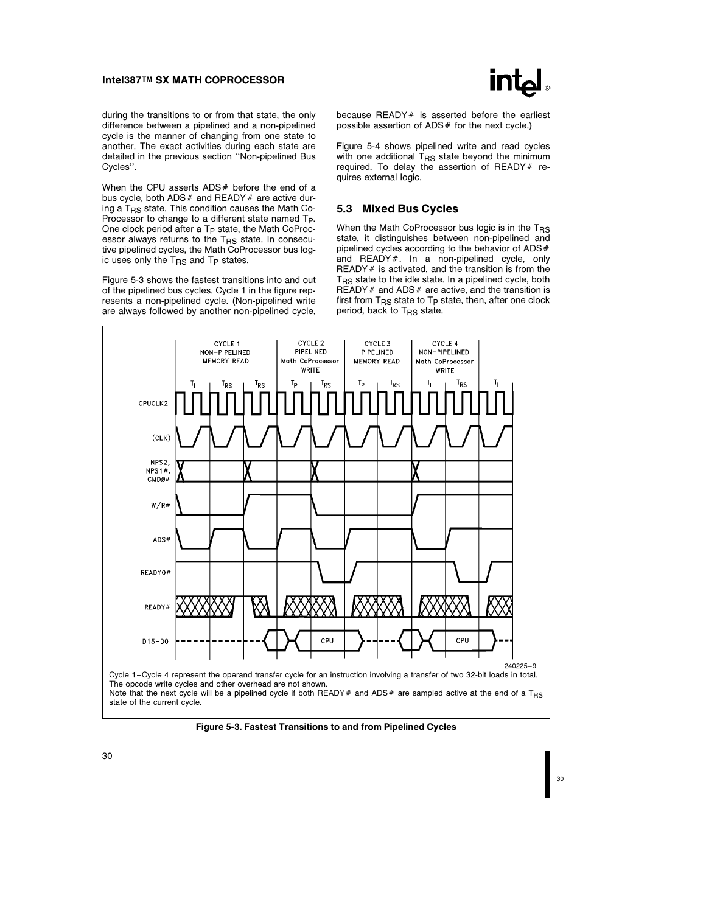during the transitions to or from that state, the only difference between a pipelined and a non-pipelined cycle is the manner of changing from one state to another. The exact activities during each state are detailed in the previous section ''Non-pipelined Bus Cycles''.

When the CPU asserts ADS# before the end of a bus cycle, both ADS# and READY# are active during a $T_{RS}$ state. This condition causes the Math CoProcessor to change to a different state named $T_P$. One clock period after a $T_P$ state, the Math CoProcessor always returns to the $T_{RS}$ state. In consecutive pipelined cycles, the Math CoProcessor bus logic uses only the $T_{RS}$ and $T_P$ states.

Figure 5-3 shows the fastest transitions into and out of the pipelined bus cycles. Cycle 1 in the figure represents a non-pipelined cycle. (Non-pipelined write are always followed by another non-pipelined cycle, because READY# is asserted before the earliest possible assertion of ADS# for the next cycle.)

Figure 5-4 shows pipelined write and read cycles with one additional $T_{RS}$ state beyond the minimum required. To delay the assertion of READY# requires external logic.

## 5.3 Mixed Bus Cycles

When the Math CoProcessor bus logic is in the $T_{RS}$ state, it distinguishes between non-pipelined and pipelined cycles according to the behavior of ADS# and READY#. In a non-pipelined cycle, only READY# is activated, and the transition is from the $T_{RS}$ state to the idle state. In a pipelined cycle, both READY# and ADS# are active, and the transition is first from $T_{RS}$ state to $T_P$ state, then, after one clock period, back to $T_{RS}$ state.

240225–9

Cycle 1–Cycle 4 represent the operand transfer cycle for an instruction involving a transfer of two 32-bit loads in total. The opcode write cycles and other overhead are not shown.
Note that the next cycle will be a pipelined cycle if both READY# and ADS# are sampled active at the end of a $T_{RS}$ state of the current cycle.

**Figure 5-3. Fastest Transitions to and from Pipelined Cycles**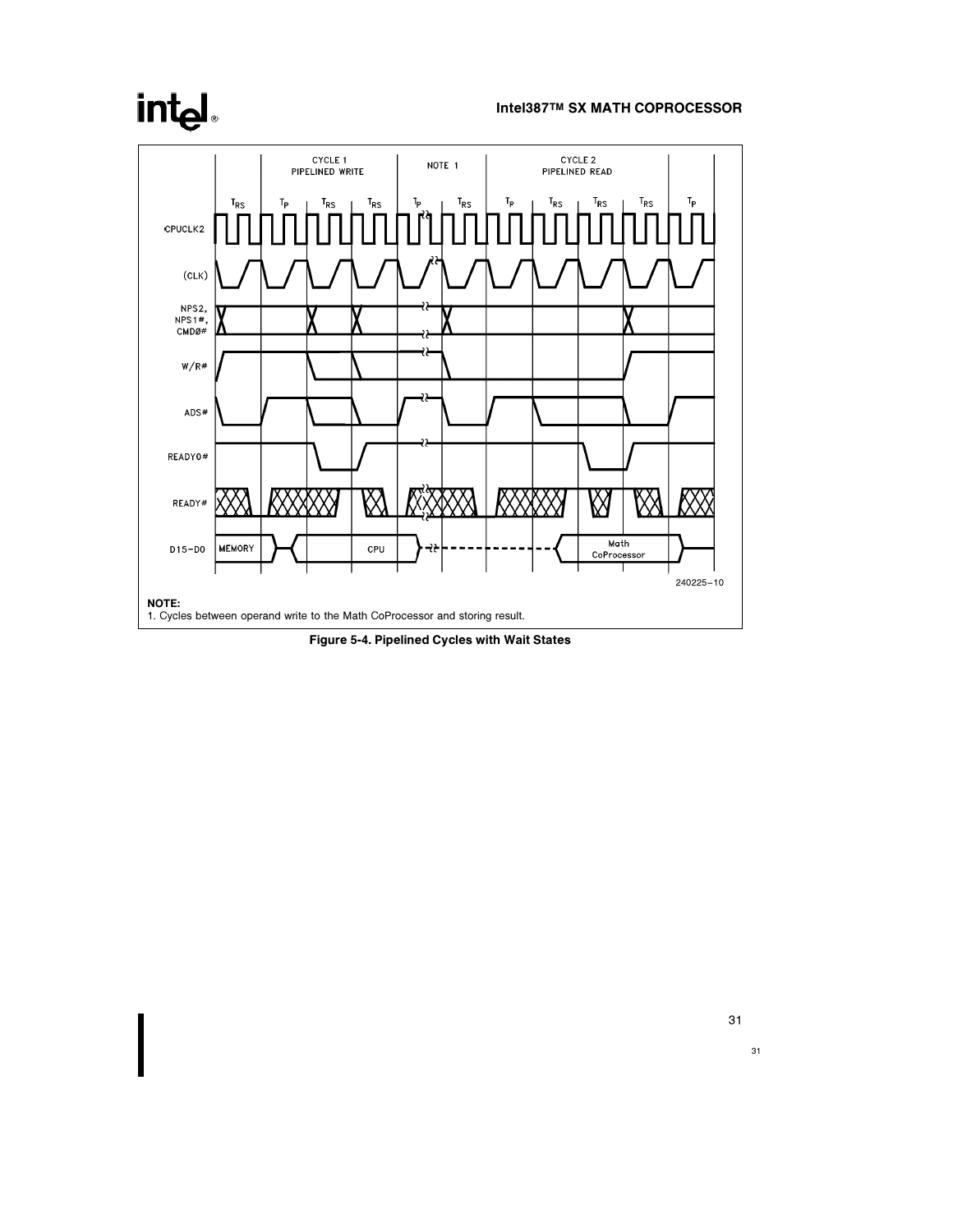CYCLE 1 PIPELINED WRITE | NOTE 1 | CYCLE 2 PIPELINED READ

$T_{RS}$ $T_P$ $T_{RS}$ $T_{RS}$ $T_P$ $T_{RS}$ $T_P$ $T_{RS}$ $T_{RS}$ $T_{RS}$ $T_P$

CPUCLK2

(CLK)

NPS2, NPS1#, CMD0#

W/R#

ADS#

READYO#

READY#

D15–D0: MEMORY, CPU, Math CoProcessor

240225–10

**NOTE:**
1. Cycles between operand write to the Math CoProcessor and storing result.

**Figure 5-4. Pipelined Cycles with Wait States**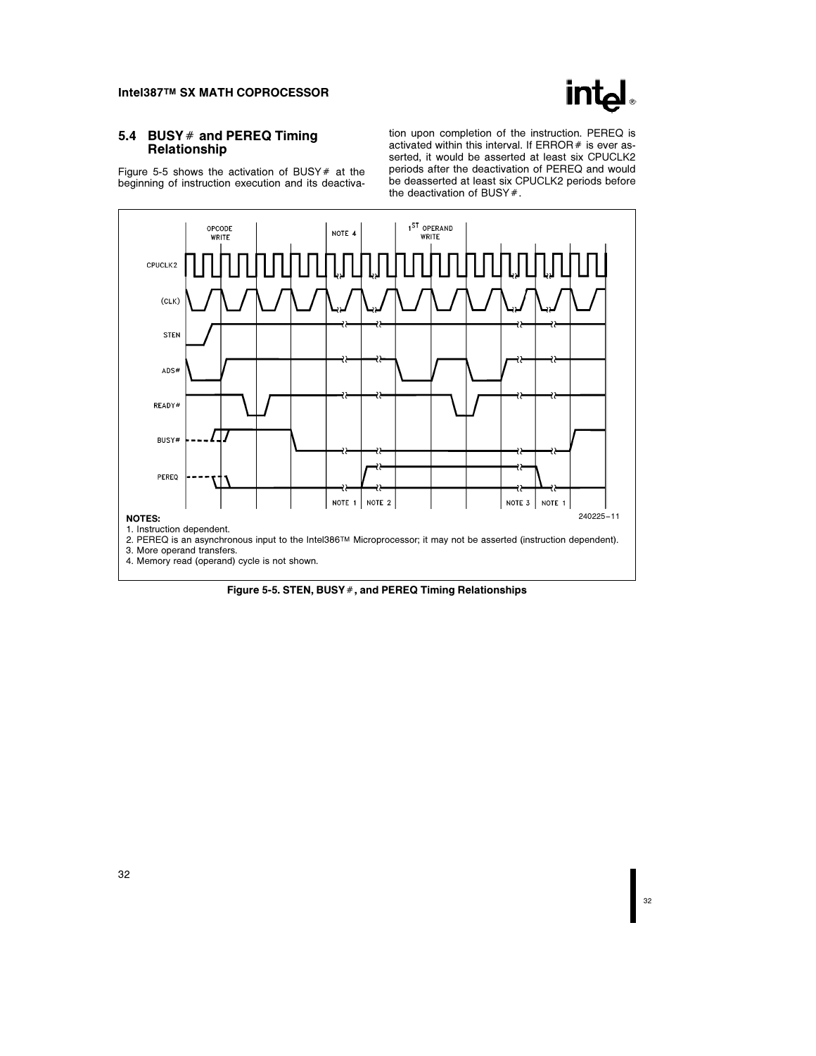## 5.4 BUSY# and PEREQ Timing Relationship

Figure 5-5 shows the activation of BUSY# at the beginning of instruction execution and its deactivation upon completion of the instruction. PEREQ is activated within this interval. If ERROR# is ever asserted, it would be asserted at least six CPUCLK2 periods after the deactivation of PEREQ and would be deasserted at least six CPUCLK2 periods before the deactivation of BUSY#.

NOTES:
1. Instruction dependent.
2. PEREQ is an asynchronous input to the Intel386™ Microprocessor; it may not be asserted (instruction dependent).
3. More operand transfers.
4. Memory read (operand) cycle is not shown.

240225–11

**Figure 5-5. STEN, BUSY#, and PEREQ Timing Relationships**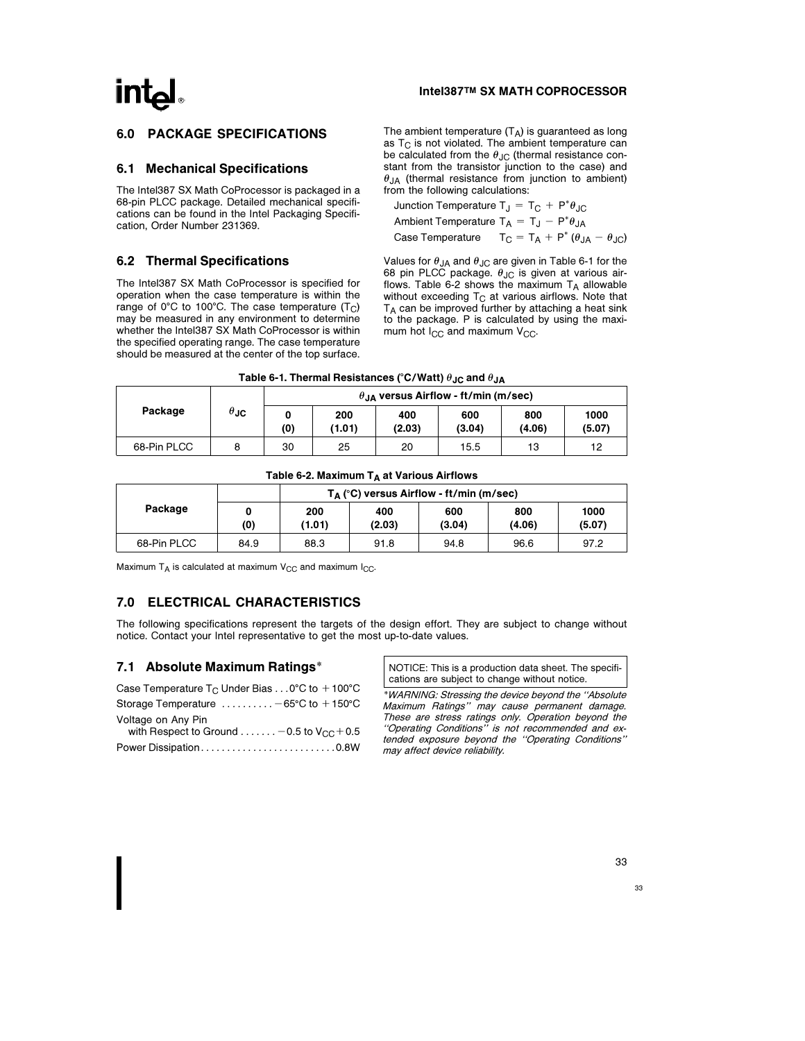## 6.0 PACKAGE SPECIFICATIONS

### 6.1 Mechanical Specifications

The Intel387 SX Math CoProcessor is packaged in a 68-pin PLCC package. Detailed mechanical specifications can be found in the Intel Packaging Specification, Order Number 231369.

### 6.2 Thermal Specifications

The Intel387 SX Math CoProcessor is specified for operation when the case temperature is within the range of 0°C to 100°C. The case temperature ($T_C$) may be measured in any environment to determine whether the Intel387 SX Math CoProcessor is within the specified operating range. The case temperature should be measured at the center of the top surface.

The ambient temperature ($T_A$) is guaranteed as long as $T_C$ is not violated. The ambient temperature can be calculated from the $\theta_{JC}$ (thermal resistance constant from the transistor junction to the case) and $\theta_{JA}$ (thermal resistance from junction to ambient) from the following calculations:

Junction Temperature $T_J = T_C + P^* \theta_{JC}$

Ambient Temperature $T_A = T_J - P^* \theta_{JA}$

Case Temperature $T_C = T_A + P^* (\theta_{JA} - \theta_{JC})$

Values for $\theta_{JA}$ and $\theta_{JC}$ are given in Table 6-1 for the 68 pin PLCC package. $\theta_{JC}$ is given at various airflows. Table 6-2 shows the maximum $T_A$ allowable without exceeding $T_C$ at various airflows. Note that $T_A$ can be improved further by attaching a heat sink to the package. P is calculated by using the maximum hot $I_{CC}$ and maximum $V_{CC}$.

**Table 6-1. Thermal Resistances (°C/Watt) $\theta_{JC}$ and $\theta_{JA}$**

| Package | $\theta_{JC}$ | $\theta_{JA}$ versus Airflow - ft/min (m/sec) | | | | | |
|---|---|---|---|---|---|---|---|
| | | 0 (0) | 200 (1.01) | 400 (2.03) | 600 (3.04) | 800 (4.06) | 1000 (5.07) |
| 68-Pin PLCC | 8 | 30 | 25 | 20 | 15.5 | 13 | 12 |

**Table 6-2. Maximum $T_A$ at Various Airflows**

| Package | $T_A$ (°C) versus Airflow - ft/min (m/sec) | | | | | |
|---|---|---|---|---|---|---|
| | 0 (0) | 200 (1.01) | 400 (2.03) | 600 (3.04) | 800 (4.06) | 1000 (5.07) |
| 68-Pin PLCC | 84.9 | 88.3 | 91.8 | 94.8 | 96.6 | 97.2 |

Maximum $T_A$ is calculated at maximum $V_{CC}$ and maximum $I_{CC}$.

## 7.0 ELECTRICAL CHARACTERISTICS

The following specifications represent the targets of the design effort. They are subject to change without notice. Contact your Intel representative to get the most up-to-date values.

### 7.1 Absolute Maximum Ratings*

Case Temperature $T_C$ Under Bias . . . 0°C to +100°C

Storage Temperature . . . . . . . . . . −65°C to +150°C

Voltage on Any Pin with Respect to Ground . . . . . . . −0.5 to $V_{CC}$ + 0.5

Power Dissipation . . . . . . . . . . . . . . . . . . . . . . . . . . 0.8W

NOTICE: This is a production data sheet. The specifications are subject to change without notice.

**WARNING: Stressing the device beyond the "Absolute Maximum Ratings" may cause permanent damage. These are stress ratings only. Operation beyond the "Operating Conditions" is not recommended and extended exposure beyond the "Operating Conditions" may affect device reliability.*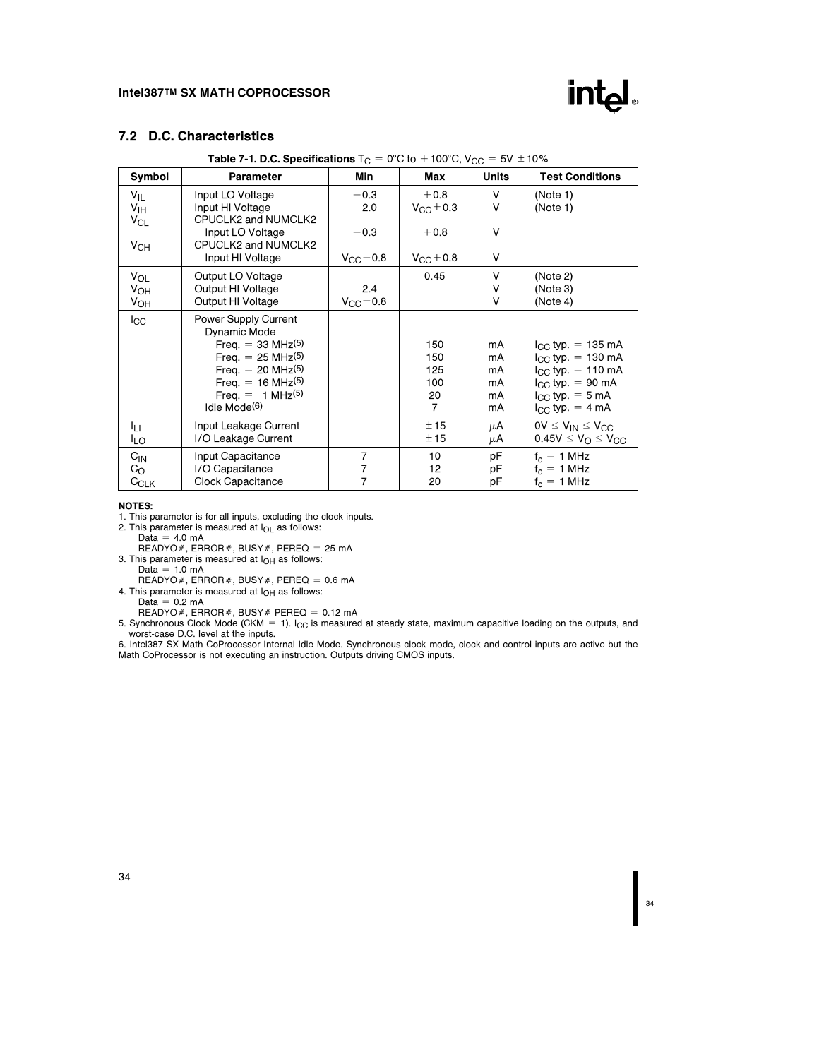## 7.2 D.C. Characteristics

**Table 7-1. D.C. Specifications** $T_C = 0°C$ to $+100°C$, $V_{CC} = 5V \pm 10\%$

| Symbol | Parameter | Min | Max | Units | Test Conditions |
|---|---|---|---|---|---|
| $V_{IL}$ | Input LO Voltage | −0.3 | +0.8 | V | (Note 1) |
| $V_{IH}$ | Input HI Voltage | 2.0 | $V_{CC}+0.3$ | V | (Note 1) |
| $V_{CL}$ | CPUCLK2 and NUMCLK2 Input LO Voltage | −0.3 | +0.8 | V | |
| $V_{CH}$ | CPUCLK2 and NUMCLK2 Input HI Voltage | $V_{CC}-0.8$ | $V_{CC}+0.8$ | V | |
| $V_{OL}$ | Output LO Voltage | | 0.45 | V | (Note 2) |
| $V_{OH}$ | Output HI Voltage | 2.4 | | V | (Note 3) |
| $V_{OH}$ | Output HI Voltage | $V_{CC}-0.8$ | | V | (Note 4) |
| $I_{CC}$ | Power Supply Current | | | | |
| | Dynamic Mode | | | | |
| | Freq. = 33 MHz(5) | | 150 | mA | $I_{CC}$ typ. = 135 mA |
| | Freq. = 25 MHz(5) | | 150 | mA | $I_{CC}$ typ. = 130 mA |
| | Freq. = 20 MHz(5) | | 125 | mA | $I_{CC}$ typ. = 110 mA |
| | Freq. = 16 MHz(5) | | 100 | mA | $I_{CC}$ typ. = 90 mA |
| | Freq. = 1 MHz(5) | | 20 | mA | $I_{CC}$ typ. = 5 mA |
| | Idle Mode(6) | | 7 | mA | $I_{CC}$ typ. = 4 mA |
| $I_{LI}$ | Input Leakage Current | | ±15 | μA | $0V \leq V_{IN} \leq V_{CC}$ |
| $I_{LO}$ | I/O Leakage Current | | ±15 | μA | $0.45V \leq V_O \leq V_{CC}$ |
| $C_{IN}$ | Input Capacitance | 7 | 10 | pF | $f_c = 1$ MHz |
| $C_O$ | I/O Capacitance | 7 | 12 | pF | $f_c = 1$ MHz |
| $C_{CLK}$ | Clock Capacitance | 7 | 20 | pF | $f_c = 1$ MHz |

**NOTES:**

1. This parameter is for all inputs, excluding the clock inputs.
2. This parameter is measured at $I_{OL}$ as follows:
   Data = 4.0 mA
   READYO#, ERROR#, BUSY#, PEREQ = 25 mA
3. This parameter is measured at $I_{OH}$ as follows:
   Data = 1.0 mA
   READYO#, ERROR#, BUSY#, PEREQ = 0.6 mA
4. This parameter is measured at $I_{OH}$ as follows:
   Data = 0.2 mA
   READYO#, ERROR#, BUSY# PEREQ = 0.12 mA
5. Synchronous Clock Mode (CKM = 1). $I_{CC}$ is measured at steady state, maximum capacitive loading on the outputs, and worst-case D.C. level at the inputs.
6. Intel387 SX Math CoProcessor Internal Idle Mode. Synchronous clock mode, clock and control inputs are active but the Math CoProcessor is not executing an instruction. Outputs driving CMOS inputs.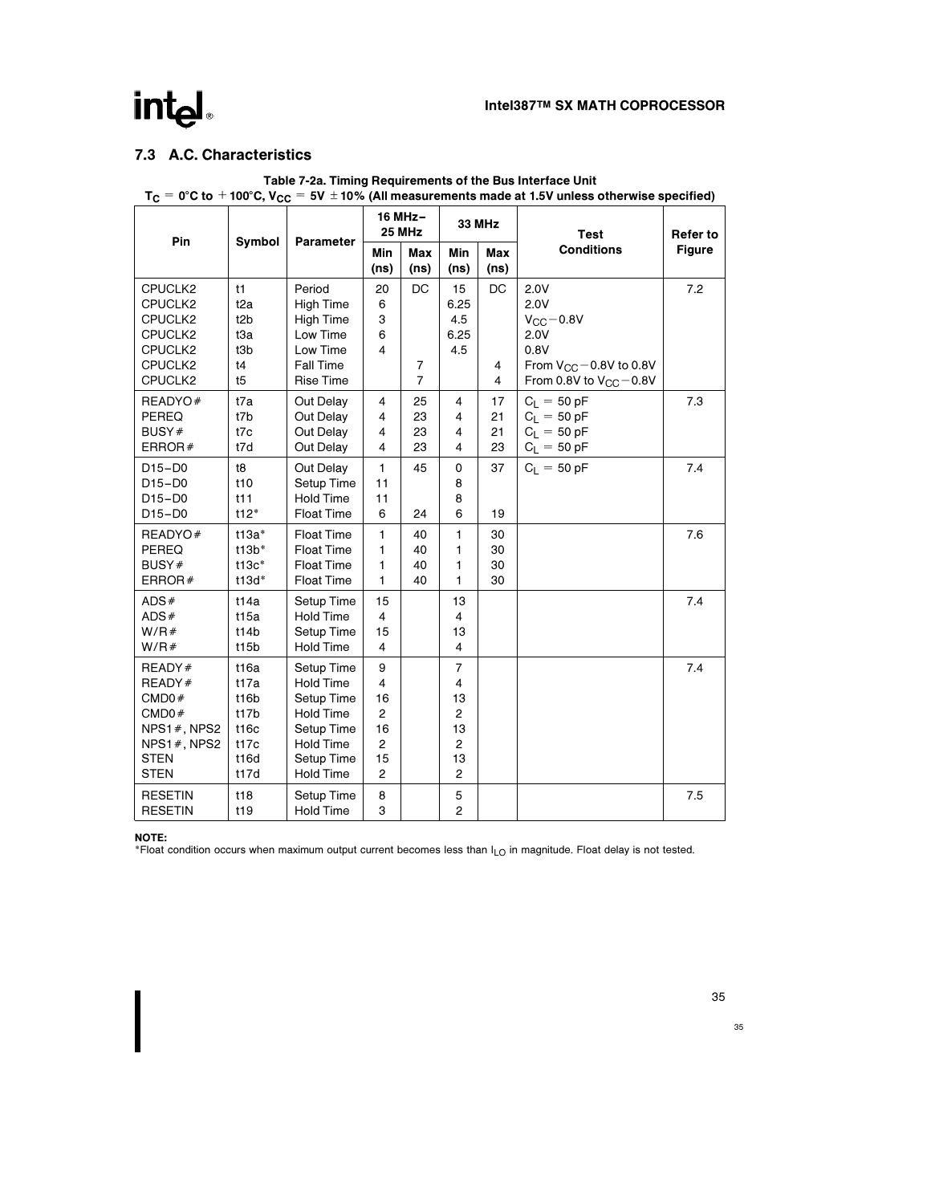## 7.3 A.C. Characteristics

**Table 7-2a. Timing Requirements of the Bus Interface Unit**
$T_C$ = 0°C to +100°C, $V_{CC}$ = 5V ±10% (All measurements made at 1.5V unless otherwise specified)

| Pin | Symbol | Parameter | 16 MHz–25 MHz | | 33 MHz | | Test Conditions | Refer to Figure |
|---|---|---|---|---|---|---|---|---|
| | | | Min (ns) | Max (ns) | Min (ns) | Max (ns) | | |
| CPUCLK2 | t1 | Period | 20 | DC | 15 | DC | 2.0V | 7.2 |
| CPUCLK2 | t2a | High Time | 6 | | 6.25 | | 2.0V | |
| CPUCLK2 | t2b | High Time | 3 | | 4.5 | | $V_{CC}$ − 0.8V | |
| CPUCLK2 | t3a | Low Time | 6 | | 6.25 | | 2.0V | |
| CPUCLK2 | t3b | Low Time | 4 | | 4.5 | | 0.8V | |
| CPUCLK2 | t4 | Fall Time | | 7 | | 4 | From $V_{CC}$ − 0.8V to 0.8V | |
| CPUCLK2 | t5 | Rise Time | | 7 | | 4 | From 0.8V to $V_{CC}$ − 0.8V | |
| READYO# | t7a | Out Delay | 4 | 25 | 4 | 17 | $C_L$ = 50 pF | 7.3 |
| PEREQ | t7b | Out Delay | 4 | 23 | 4 | 21 | $C_L$ = 50 pF | |
| BUSY# | t7c | Out Delay | 4 | 23 | 4 | 21 | $C_L$ = 50 pF | |
| ERROR# | t7d | Out Delay | 4 | 23 | 4 | 23 | $C_L$ = 50 pF | |
| D15–D0 | t8 | Out Delay | 1 | 45 | 0 | 37 | $C_L$ = 50 pF | 7.4 |
| D15–D0 | t10 | Setup Time | 11 | | 8 | | | |
| D15–D0 | t11 | Hold Time | 11 | | 8 | | | |
| D15–D0 | t12* | Float Time | 6 | 24 | 6 | 19 | | |
| READYO# | t13a* | Float Time | 1 | 40 | 1 | 30 | | 7.6 |
| PEREQ | t13b* | Float Time | 1 | 40 | 1 | 30 | | |
| BUSY# | t13c* | Float Time | 1 | 40 | 1 | 30 | | |
| ERROR# | t13d* | Float Time | 1 | 40 | 1 | 30 | | |
| ADS# | t14a | Setup Time | 15 | | 13 | | | 7.4 |
| ADS# | t15a | Hold Time | 4 | | 4 | | | |
| W/R# | t14b | Setup Time | 15 | | 13 | | | |
| W/R# | t15b | Hold Time | 4 | | 4 | | | |
| READY# | t16a | Setup Time | 9 | | 7 | | | 7.4 |
| READY# | t17a | Hold Time | 4 | | 4 | | | |
| CMD0# | t16b | Setup Time | 16 | | 13 | | | |
| CMD0# | t17b | Hold Time | 2 | | 2 | | | |
| NPS1#, NPS2 | t16c | Setup Time | 16 | | 13 | | | |
| NPS1#, NPS2 | t17c | Hold Time | 2 | | 2 | | | |
| STEN | t16d | Setup Time | 15 | | 13 | | | |
| STEN | t17d | Hold Time | 2 | | 2 | | | |
| RESETIN | t18 | Setup Time | 8 | | 5 | | | 7.5 |
| RESETIN | t19 | Hold Time | 3 | | 2 | | | |

**NOTE:**
*Float condition occurs when maximum output current becomes less than $I_{LO}$ in magnitude. Float delay is not tested.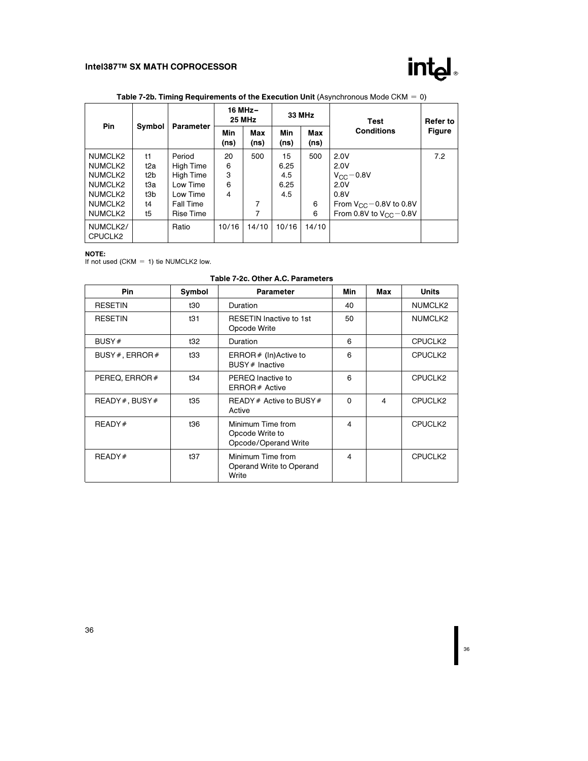**Table 7-2b. Timing Requirements of the Execution Unit** (Asynchronous Mode CKM = 0)

| Pin | Symbol | Parameter | 16 MHz–25 MHz | | 33 MHz | | Test Conditions | Refer to Figure |
|---|---|---|---|---|---|---|---|---|
| | | | Min (ns) | Max (ns) | Min (ns) | Max (ns) | | |
| NUMCLK2 | t1 | Period | 20 | 500 | 15 | 500 | 2.0V | 7.2 |
| NUMCLK2 | t2a | High Time | 6 | | 6.25 | | 2.0V | |
| NUMCLK2 | t2b | High Time | 3 | | 4.5 | | $V_{CC} - 0.8V$ | |
| NUMCLK2 | t3a | Low Time | 6 | | 6.25 | | 2.0V | |
| NUMCLK2 | t3b | Low Time | 4 | | 4.5 | | 0.8V | |
| NUMCLK2 | t4 | Fall Time | | 7 | | 6 | From $V_{CC} - 0.8V$ to 0.8V | |
| NUMCLK2 | t5 | Rise Time | | 7 | | 6 | From 0.8V to $V_{CC} - 0.8V$ | |
| NUMCLK2/ CPUCLK2 | | Ratio | 10/16 | 14/10 | 10/16 | 14/10 | | |

**NOTE:**
If not used (CKM = 1) tie NUMCLK2 low.

**Table 7-2c. Other A.C. Parameters**

| Pin | Symbol | Parameter | Min | Max | Units |
|---|---|---|---|---|---|
| RESETIN | t30 | Duration | 40 | | NUMCLK2 |
| RESETIN | t31 | RESETIN Inactive to 1st Opcode Write | 50 | | NUMCLK2 |
| BUSY# | t32 | Duration | 6 | | CPUCLK2 |
| BUSY#, ERROR# | t33 | ERROR# (In)Active to BUSY# Inactive | 6 | | CPUCLK2 |
| PEREQ, ERROR# | t34 | PEREQ Inactive to ERROR# Active | 6 | | CPUCLK2 |
| READY#, BUSY# | t35 | READY# Active to BUSY# Active | 0 | 4 | CPUCLK2 |
| READY# | t36 | Minimum Time from Opcode Write to Opcode/Operand Write | 4 | | CPUCLK2 |
| READY# | t37 | Minimum Time from Operand Write to Operand Write | 4 | | CPUCLK2 |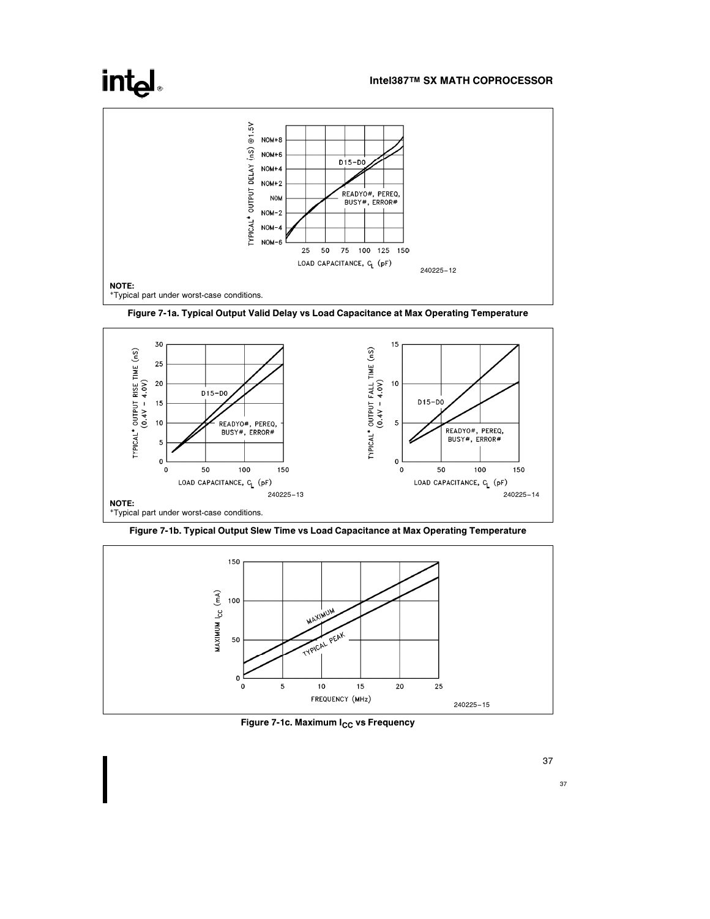NOTE:
*Typical part under worst-case conditions.

**Figure 7-1a. Typical Output Valid Delay vs Load Capacitance at Max Operating Temperature**

NOTE:
*Typical part under worst-case conditions.

**Figure 7-1b. Typical Output Slew Time vs Load Capacitance at Max Operating Temperature**

**Figure 7-1c. Maximum $I_{CC}$ vs Frequency**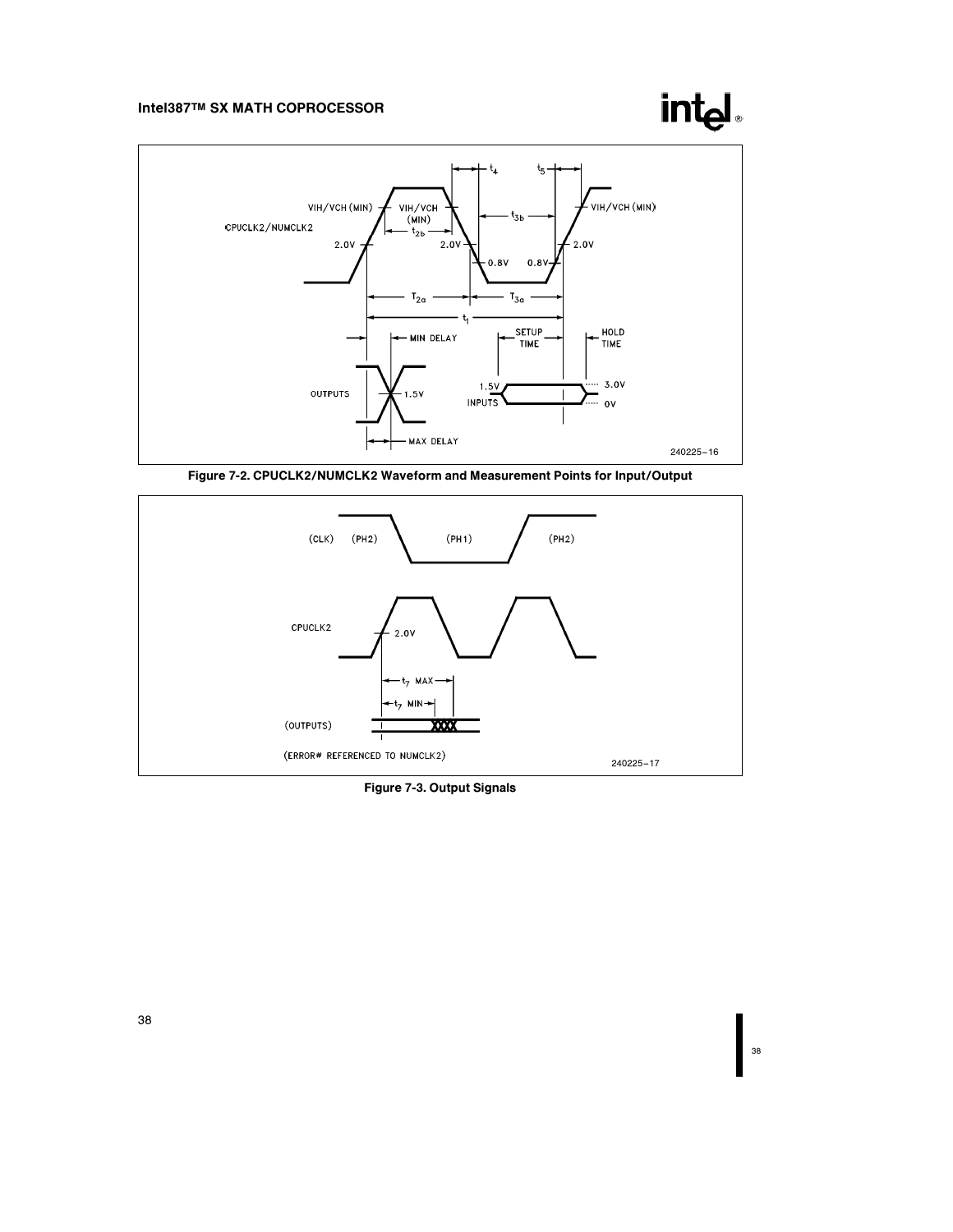Figure 7-2. CPUCLK2/NUMCLK2 Waveform and Measurement Points for Input/Output

Figure 7-3. Output Signals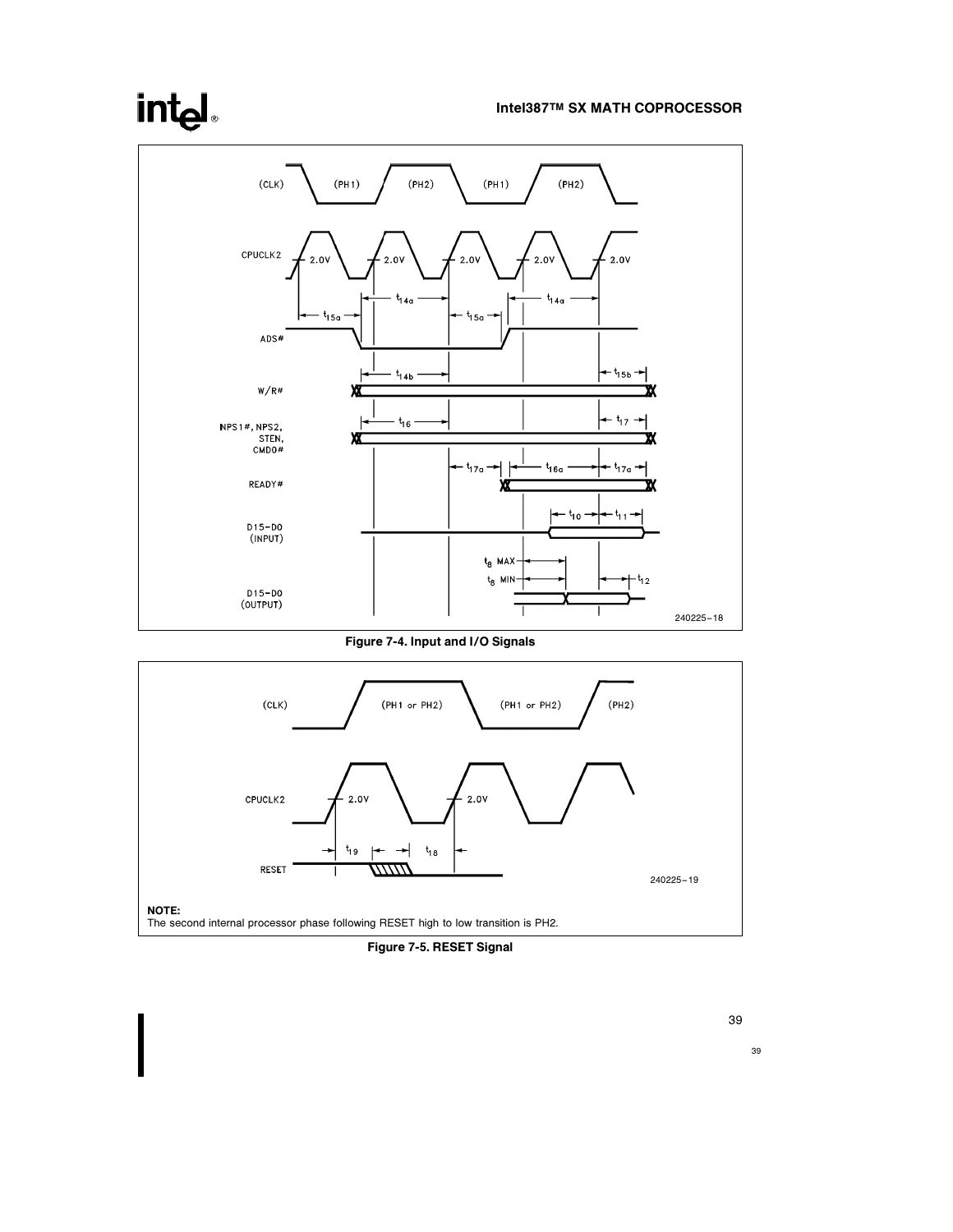Figure 7-4. Input and I/O Signals

NOTE:
The second internal processor phase following RESET high to low transition is PH2.

Figure 7-5. RESET Signal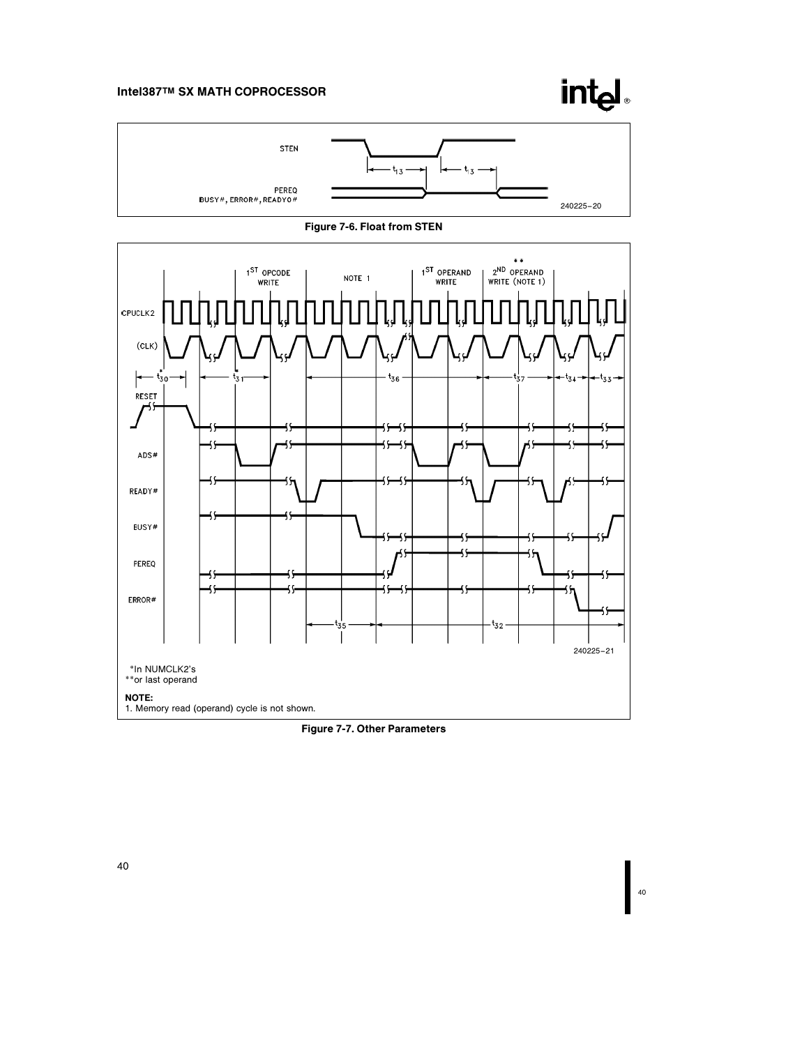STEN

PEREQ
BUSY#, ERROR#, READYO#

240225–20

**Figure 7-6. Float from STEN**

1ST OPCODE WRITE

NOTE 1

1ST OPERAND WRITE

** 2ND OPERAND WRITE (NOTE 1)

CPUCLK2

(CLK)

RESET

ADS#

READY#

BUSY#

PEREQ

ERROR#

240225–21

*In NUMCLK2's
**or last operand

**NOTE:**
1. Memory read (operand) cycle is not shown.

**Figure 7-7. Other Parameters**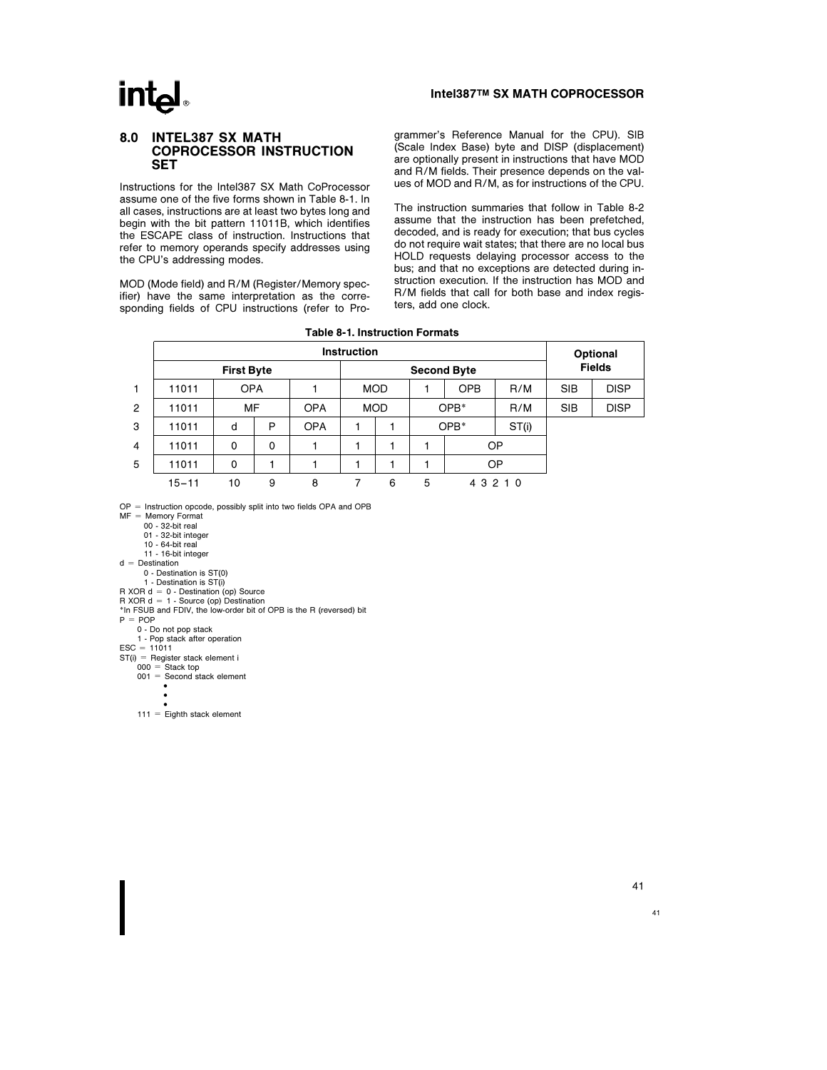## 8.0 INTEL387 SX MATH COPROCESSOR INSTRUCTION SET

Instructions for the Intel387 SX Math CoProcessor assume one of the five forms shown in Table 8-1. In all cases, instructions are at least two bytes long and begin with the bit pattern 11011B, which identifies the ESCAPE class of instruction. Instructions that refer to memory operands specify addresses using the CPU's addressing modes.

MOD (Mode field) and R/M (Register/Memory specifier) have the same interpretation as the corresponding fields of CPU instructions (refer to Programmer's Reference Manual for the CPU). SIB (Scale Index Base) byte and DISP (displacement) are optionally present in instructions that have MOD and R/M fields. Their presence depends on the values of MOD and R/M, as for instructions of the CPU.

The instruction summaries that follow in Table 8-2 assume that the instruction has been prefetched, decoded, and is ready for execution; that bus cycles do not require wait states; that there are no local bus HOLD requests delaying processor access to the bus; and that no exceptions are detected during instruction execution. If the instruction has MOD and R/M fields that call for both base and index registers, add one clock.

**Table 8-1. Instruction Formats**

| | Instruction | | | | | | | | | Optional Fields | |
|---|---|---|---|---|---|---|---|---|---|---|---|
| | First Byte | | | | Second Byte | | | | | | |
| 1 | 11011 | OPA | | 1 | MOD | | 1 | OPB | R/M | SIB | DISP |
| 2 | 11011 | MF | | OPA | MOD | | OPB* | | R/M | SIB | DISP |
| 3 | 11011 | d | P | OPA | 1 | 1 | OPB* | | ST(i) | | |
| 4 | 11011 | 0 | 0 | 1 | 1 | 1 | 1 | OP | | | |
| 5 | 11011 | 0 | 1 | 1 | 1 | 1 | 1 | OP | | | |
| | 15–11 | 10 | 9 | 8 | 7 | 6 | 5 | 4 3 2 1 0 | | | |

OP = Instruction opcode, possibly split into two fields OPA and OPB
MF = Memory Format
- 00 - 32-bit real
- 01 - 32-bit integer
- 10 - 64-bit real
- 11 - 16-bit integer

d = Destination
- 0 - Destination is ST(0)
- 1 - Destination is ST(i)

R XOR d = 0 - Destination (op) Source
R XOR d = 1 - Source (op) Destination
*In FSUB and FDIV, the low-order bit of OPB is the R (reversed) bit
P = POP
- 0 - Do not pop stack
- 1 - Pop stack after operation

ESC = 11011
ST(i) = Register stack element i
- 000 = Stack top
- 001 = Second stack element
- •
- •
- •
- 111 = Eighth stack element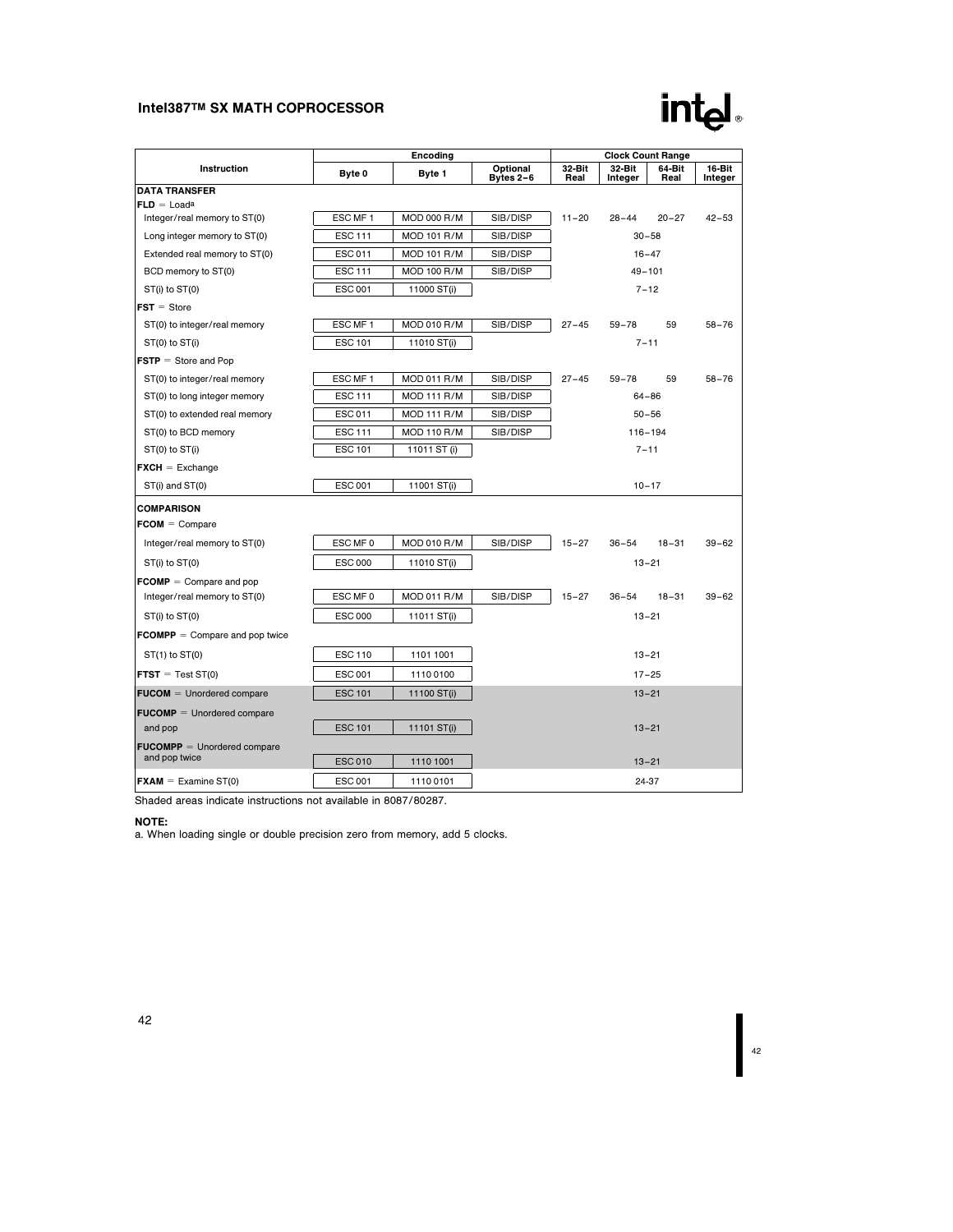| Instruction | Encoding | | | Clock Count Range | | | |
|---|---|---|---|---|---|---|---|
| | Byte 0 | Byte 1 | Optional Bytes 2–6 | 32-Bit Real | 32-Bit Integer | 64-Bit Real | 16-Bit Integer |
| **DATA TRANSFER** | | | | | | | |
| **FLD** = Load[a] | | | | | | | |
| Integer/real memory to ST(0) | ESC MF 1 | MOD 000 R/M | SIB/DISP | 11–20 | 28–44 | 20–27 | 42–53 |
| Long integer memory to ST(0) | ESC 111 | MOD 101 R/M | SIB/DISP | 30–58 | | | |
| Extended real memory to ST(0) | ESC 011 | MOD 101 R/M | SIB/DISP | 16–47 | | | |
| BCD memory to ST(0) | ESC 111 | MOD 100 R/M | SIB/DISP | 49–101 | | | |
| ST(i) to ST(0) | ESC 001 | 11000 ST(i) | | 7–12 | | | |
| **FST** = Store | | | | | | | |
| ST(0) to integer/real memory | ESC MF 1 | MOD 010 R/M | SIB/DISP | 27–45 | 59–78 | 59 | 58–76 |
| ST(0) to ST(i) | ESC 101 | 11010 ST(i) | | 7–11 | | | |
| **FSTP** = Store and Pop | | | | | | | |
| ST(0) to integer/real memory | ESC MF 1 | MOD 011 R/M | SIB/DISP | 27–45 | 59–78 | 59 | 58–76 |
| ST(0) to long integer memory | ESC 111 | MOD 111 R/M | SIB/DISP | 64–86 | | | |
| ST(0) to extended real memory | ESC 011 | MOD 111 R/M | SIB/DISP | 50–56 | | | |
| ST(0) to BCD memory | ESC 111 | MOD 110 R/M | SIB/DISP | 116–194 | | | |
| ST(0) to ST(i) | ESC 101 | 11011 ST (i) | | 7–11 | | | |
| **FXCH** = Exchange | | | | | | | |
| ST(i) and ST(0) | ESC 001 | 11001 ST(i) | | 10–17 | | | |
| **COMPARISON** | | | | | | | |
| **FCOM** = Compare | | | | | | | |
| Integer/real memory to ST(0) | ESC MF 0 | MOD 010 R/M | SIB/DISP | 15–27 | 36–54 | 18–31 | 39–62 |
| ST(i) to ST(0) | ESC 000 | 11010 ST(i) | | 13–21 | | | |
| **FCOMP** = Compare and pop | | | | | | | |
| Integer/real memory to ST(0) | ESC MF 0 | MOD 011 R/M | SIB/DISP | 15–27 | 36–54 | 18–31 | 39–62 |
| ST(i) to ST(0) | ESC 000 | 11011 ST(i) | | 13–21 | | | |
| **FCOMPP** = Compare and pop twice | | | | | | | |
| ST(1) to ST(0) | ESC 110 | 1101 1001 | | 13–21 | | | |
| **FTST** = Test ST(0) | ESC 001 | 1110 0100 | | 17–25 | | | |
| **FUCOM** = Unordered compare | ESC 101 | 11100 ST(i) | | 13–21 | | | |
| **FUCOMP** = Unordered compare and pop | ESC 101 | 11101 ST(i) | | 13–21 | | | |
| **FUCOMPP** = Unordered compare and pop twice | ESC 010 | 1110 1001 | | 13–21 | | | |
| **FXAM** = Examine ST(0) | ESC 001 | 1110 0101 | | 24-37 | | | |

Shaded areas indicate instructions not available in 8087/80287.

**NOTE:**
a. When loading single or double precision zero from memory, add 5 clocks.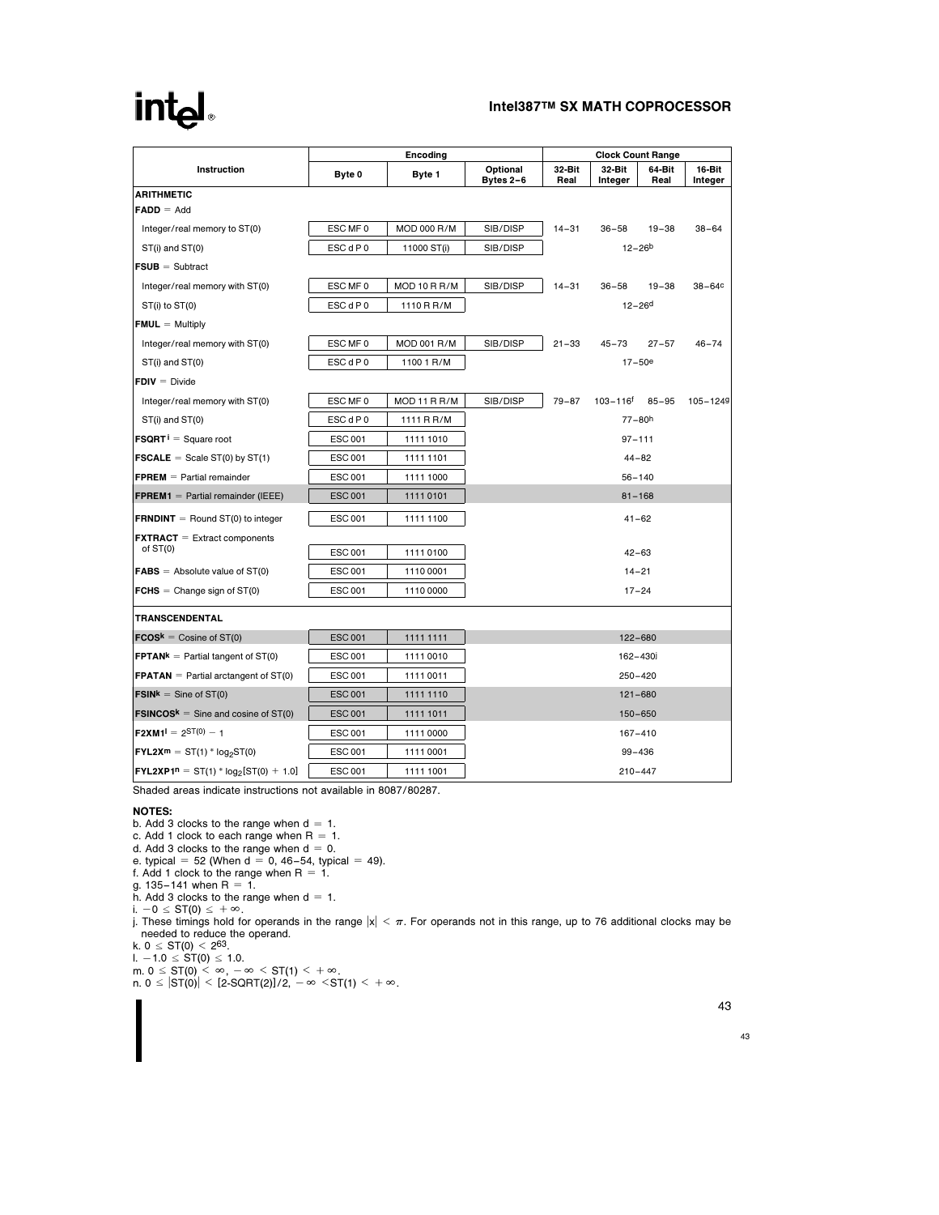| Instruction | Encoding | | | Clock Count Range | | | |
|---|---|---|---|---|---|---|---|
| | Byte 0 | Byte 1 | Optional Bytes 2–6 | 32-Bit Real | 32-Bit Integer | 64-Bit Real | 16-Bit Integer |
| **ARITHMETIC** | | | | | | | |
| **FADD** = Add | | | | | | | |
| Integer/real memory to ST(0) | ESC MF 0 | MOD 000 R/M | SIB/DISP | 14–31 | 36–58 | 19–38 | 38–64 |
| ST(i) and ST(0) | ESC d P 0 | 11000 ST(i) | SIB/DISP | 12–26[b] | | | |
| **FSUB** = Subtract | | | | | | | |
| Integer/real memory with ST(0) | ESC MF 0 | MOD 10 R R/M | SIB/DISP | 14–31 | 36–58 | 19–38 | 38–64[c] |
| ST(i) to ST(0) | ESC d P 0 | 1110 R R/M | | 12–26[d] | | | |
| **FMUL** = Multiply | | | | | | | |
| Integer/real memory with ST(0) | ESC MF 0 | MOD 001 R/M | SIB/DISP | 21–33 | 45–73 | 27–57 | 46–74 |
| ST(i) and ST(0) | ESC d P 0 | 1100 1 R/M | | 17–50[e] | | | |
| **FDIV** = Divide | | | | | | | |
| Integer/real memory with ST(0) | ESC MF 0 | MOD 11 R R/M | SIB/DISP | 79–87 | 103–116[f] | 85–95 | 105–124[g] |
| ST(i) and ST(0) | ESC d P 0 | 1111 R R/M | | 77–80[h] | | | |
| **FSQRT**[i] = Square root | ESC 001 | 1111 1010 | | 97–111 | | | |
| **FSCALE** = Scale ST(0) by ST(1) | ESC 001 | 1111 1101 | | 44–82 | | | |
| **FPREM** = Partial remainder | ESC 001 | 1111 1000 | | 56–140 | | | |
| **FPREM1** = Partial remainder (IEEE) | ESC 001 | 1111 0101 | | 81–168 | | | |
| **FRNDINT** = Round ST(0) to integer | ESC 001 | 1111 1100 | | 41–62 | | | |
| **FXTRACT** = Extract components of ST(0) | ESC 001 | 1111 0100 | | 42–63 | | | |
| **FABS** = Absolute value of ST(0) | ESC 001 | 1110 0001 | | 14–21 | | | |
| **FCHS** = Change sign of ST(0) | ESC 001 | 1110 0000 | | 17–24 | | | |
| **TRANSCENDENTAL** | | | | | | | |
| **FCOS**[k] = Cosine of ST(0) | ESC 001 | 1111 1111 | | 122–680 | | | |
| **FPTAN**[k] = Partial tangent of ST(0) | ESC 001 | 1111 0010 | | 162–430[j] | | | |
| **FPATAN** = Partial arctangent of ST(0) | ESC 001 | 1111 0011 | | 250–420 | | | |
| **FSIN**[k] = Sine of ST(0) | ESC 001 | 1111 1110 | | 121–680 | | | |
| **FSINCOS**[k] = Sine and cosine of ST(0) | ESC 001 | 1111 1011 | | 150–650 | | | |
| **F2XM1**[l] = $2^{ST(0)} - 1$ | ESC 001 | 1111 0000 | | 167–410 | | | |
| **FYL2X**[m] = ST(1) * $\log_2$ST(0) | ESC 001 | 1111 0001 | | 99–436 | | | |
| **FYL2XP1**[n] = ST(1) * $\log_2$[ST(0) + 1.0] | ESC 001 | 1111 1001 | | 210–447 | | | |

Shaded areas indicate instructions not available in 8087/80287.

**NOTES:**

b. Add 3 clocks to the range when d = 1.
c. Add 1 clock to each range when R = 1.
d. Add 3 clocks to the range when d = 0.
e. typical = 52 (When d = 0, 46–54, typical = 49).
f. Add 1 clock to the range when R = 1.
g. 135–141 when R = 1.
h. Add 3 clocks to the range when d = 1.
i. $-0 \leq ST(0) \leq +\infty$.
j. These timings hold for operands in the range $|x| < \pi$. For operands not in this range, up to 76 additional clocks may be needed to reduce the operand.
k. $0 \leq |ST(0)| < 2^{63}$.
l. $-1.0 \leq ST(0) \leq 1.0$.
m. $0 \leq ST(0) < \infty$, $-\infty < ST(1) < +\infty$.
n. $0 \leq |ST(0)| < [2\text{-SQRT}(2)]/2$, $-\infty < ST(1) < +\infty$.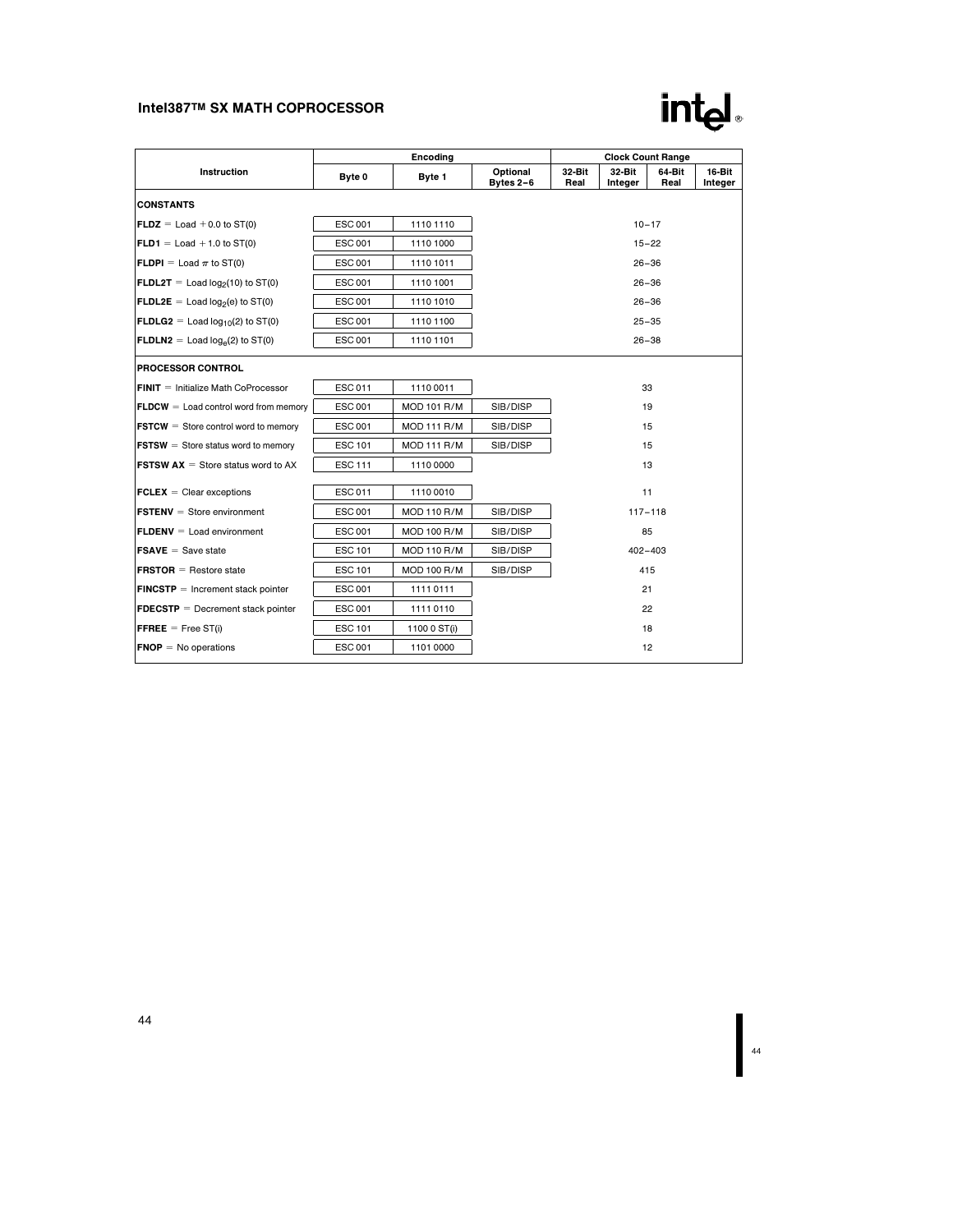| Instruction | Encoding | | | Clock Count Range | | | |
|---|---|---|---|---|---|---|---|
| | Byte 0 | Byte 1 | Optional Bytes 2–6 | 32-Bit Real | 32-Bit Integer | 64-Bit Real | 16-Bit Integer |
| **CONSTANTS** | | | | | | | |
| **FLDZ** = Load +0.0 to ST(0) | ESC 001 | 1110 1110 | | 10–17 | | | |
| **FLD1** = Load +1.0 to ST(0) | ESC 001 | 1110 1000 | | 15–22 | | | |
| **FLDPI** = Load $\pi$ to ST(0) | ESC 001 | 1110 1011 | | 26–36 | | | |
| **FLDL2T** = Load $\log_2(10)$ to ST(0) | ESC 001 | 1110 1001 | | 26–36 | | | |
| **FLDL2E** = Load $\log_2(e)$ to ST(0) | ESC 001 | 1110 1010 | | 26–36 | | | |
| **FLDLG2** = Load $\log_{10}(2)$ to ST(0) | ESC 001 | 1110 1100 | | 25–35 | | | |
| **FLDLN2** = Load $\log_e(2)$ to ST(0) | ESC 001 | 1110 1101 | | 26–38 | | | |
| **PROCESSOR CONTROL** | | | | | | | |
| **FINIT** = Initialize Math CoProcessor | ESC 011 | 1110 0011 | | 33 | | | |
| **FLDCW** = Load control word from memory | ESC 001 | MOD 101 R/M | SIB/DISP | 19 | | | |
| **FSTCW** = Store control word to memory | ESC 001 | MOD 111 R/M | SIB/DISP | 15 | | | |
| **FSTSW** = Store status word to memory | ESC 101 | MOD 111 R/M | SIB/DISP | 15 | | | |
| **FSTSW AX** = Store status word to AX | ESC 111 | 1110 0000 | | 13 | | | |
| **FCLEX** = Clear exceptions | ESC 011 | 1110 0010 | | 11 | | | |
| **FSTENV** = Store environment | ESC 001 | MOD 110 R/M | SIB/DISP | 117–118 | | | |
| **FLDENV** = Load environment | ESC 001 | MOD 100 R/M | SIB/DISP | 85 | | | |
| **FSAVE** = Save state | ESC 101 | MOD 110 R/M | SIB/DISP | 402–403 | | | |
| **FRSTOR** = Restore state | ESC 101 | MOD 100 R/M | SIB/DISP | 415 | | | |
| **FINCSTP** = Increment stack pointer | ESC 001 | 1111 0111 | | 21 | | | |
| **FDECSTP** = Decrement stack pointer | ESC 001 | 1111 0110 | | 22 | | | |
| **FFREE** = Free ST(i) | ESC 101 | 1100 0 ST(i) | | 18 | | | |
| **FNOP** = No operations | ESC 001 | 1101 0000 | | 12 | | | |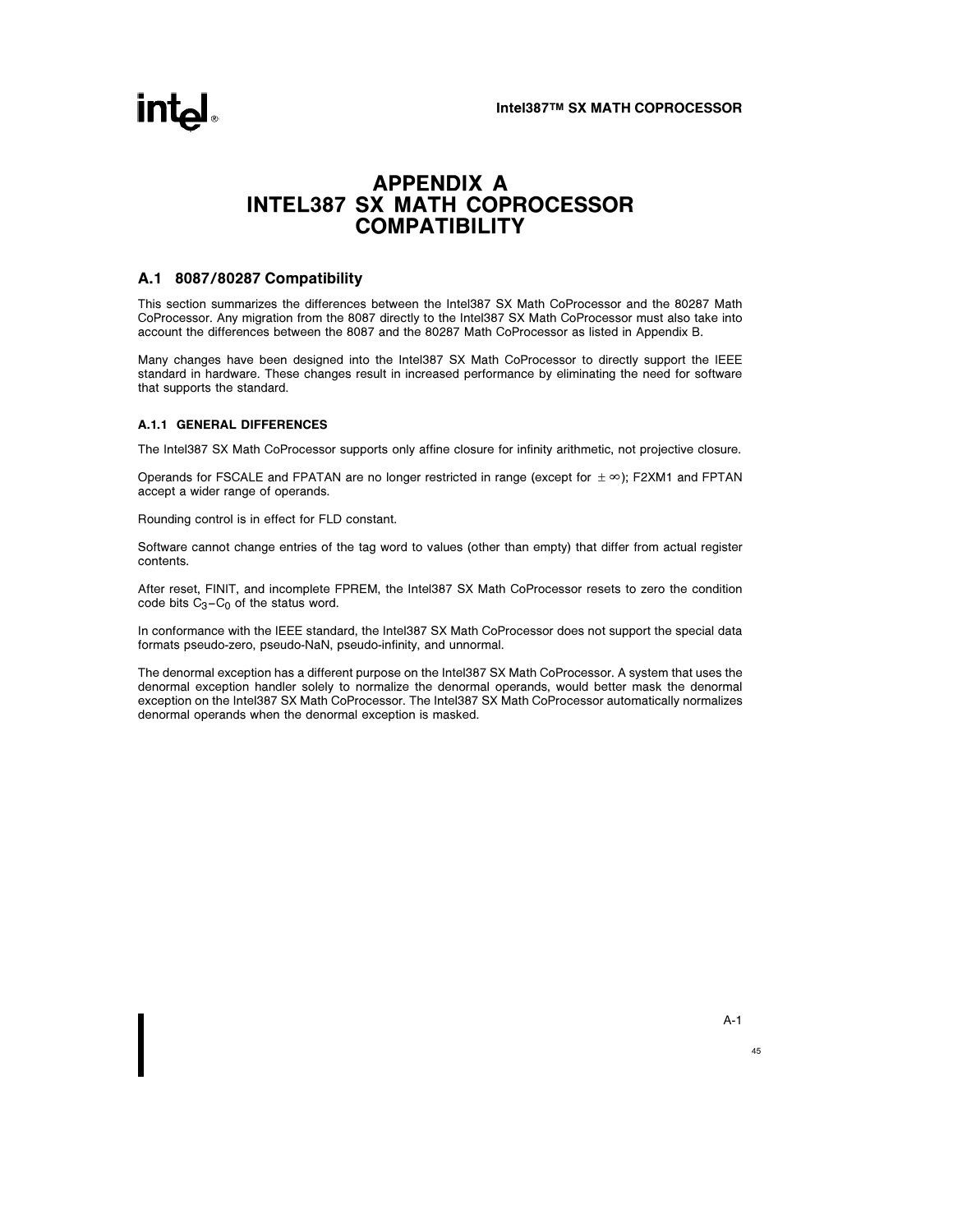# APPENDIX A
# INTEL387 SX MATH COPROCESSOR COMPATIBILITY

## A.1 8087/80287 Compatibility

This section summarizes the differences between the Intel387 SX Math CoProcessor and the 80287 Math CoProcessor. Any migration from the 8087 directly to the Intel387 SX Math CoProcessor must also take into account the differences between the 8087 and the 80287 Math CoProcessor as listed in Appendix B.

Many changes have been designed into the Intel387 SX Math CoProcessor to directly support the IEEE standard in hardware. These changes result in increased performance by eliminating the need for software that supports the standard.

### A.1.1 GENERAL DIFFERENCES

The Intel387 SX Math CoProcessor supports only affine closure for infinity arithmetic, not projective closure.

Operands for FSCALE and FPATAN are no longer restricted in range (except for $\pm\infty$); F2XM1 and FPTAN accept a wider range of operands.

Rounding control is in effect for FLD constant.

Software cannot change entries of the tag word to values (other than empty) that differ from actual register contents.

After reset, FINIT, and incomplete FPREM, the Intel387 SX Math CoProcessor resets to zero the condition code bits $C_3$–$C_0$ of the status word.

In conformance with the IEEE standard, the Intel387 SX Math CoProcessor does not support the special data formats pseudo-zero, pseudo-NaN, pseudo-infinity, and unnormal.

The denormal exception has a different purpose on the Intel387 SX Math CoProcessor. A system that uses the denormal exception handler solely to normalize the denormal operands, would better mask the denormal exception on the Intel387 SX Math CoProcessor. The Intel387 SX Math CoProcessor automatically normalizes denormal operands when the denormal exception is masked.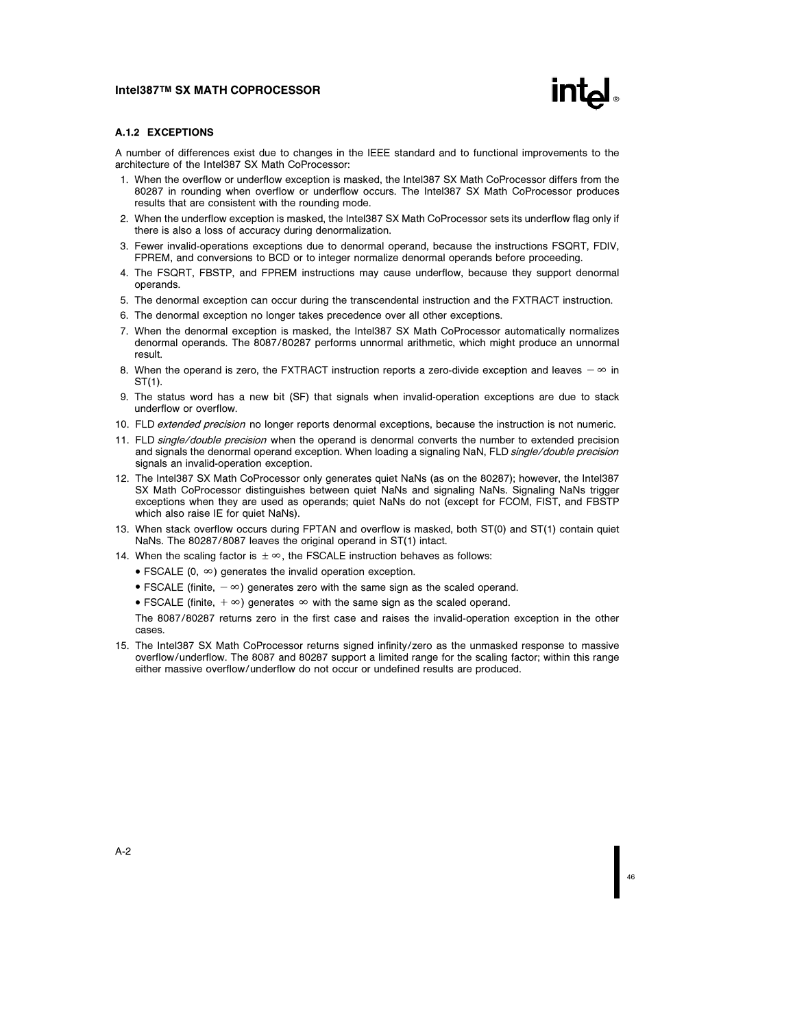### A.1.2 EXCEPTIONS

A number of differences exist due to changes in the IEEE standard and to functional improvements to the architecture of the Intel387 SX Math CoProcessor:

1. When the overflow or underflow exception is masked, the Intel387 SX Math CoProcessor differs from the 80287 in rounding when overflow or underflow occurs. The Intel387 SX Math CoProcessor produces results that are consistent with the rounding mode.
2. When the underflow exception is masked, the Intel387 SX Math CoProcessor sets its underflow flag only if there is also a loss of accuracy during denormalization.
3. Fewer invalid-operations exceptions due to denormal operand, because the instructions FSQRT, FDIV, FPREM, and conversions to BCD or to integer normalize denormal operands before proceeding.
4. The FSQRT, FBSTP, and FPREM instructions may cause underflow, because they support denormal operands.
5. The denormal exception can occur during the transcendental instruction and the FXTRACT instruction.
6. The denormal exception no longer takes precedence over all other exceptions.
7. When the denormal exception is masked, the Intel387 SX Math CoProcessor automatically normalizes denormal operands. The 8087/80287 performs unnormal arithmetic, which might produce an unnormal result.
8. When the operand is zero, the FXTRACT instruction reports a zero-divide exception and leaves $-\infty$ in ST(1).
9. The status word has a new bit (SF) that signals when invalid-operation exceptions are due to stack underflow or overflow.
10. FLD *extended precision* no longer reports denormal exceptions, because the instruction is not numeric.
11. FLD *single/double precision* when the operand is denormal converts the number to extended precision and signals the denormal operand exception. When loading a signaling NaN, FLD *single/double precision* signals an invalid-operation exception.
12. The Intel387 SX Math CoProcessor only generates quiet NaNs (as on the 80287); however, the Intel387 SX Math CoProcessor distinguishes between quiet NaNs and signaling NaNs. Signaling NaNs trigger exceptions when they are used as operands; quiet NaNs do not (except for FCOM, FIST, and FBSTP which also raise IE for quiet NaNs).
13. When stack overflow occurs during FPTAN and overflow is masked, both ST(0) and ST(1) contain quiet NaNs. The 80287/8087 leaves the original operand in ST(1) intact.
14. When the scaling factor is $\pm\infty$, the FSCALE instruction behaves as follows:
    - FSCALE (0, $\infty$) generates the invalid operation exception.
    - FSCALE (finite, $-\infty$) generates zero with the same sign as the scaled operand.
    - FSCALE (finite, $+\infty$) generates $\infty$ with the same sign as the scaled operand.

    The 8087/80287 returns zero in the first case and raises the invalid-operation exception in the other cases.
15. The Intel387 SX Math CoProcessor returns signed infinity/zero as the unmasked response to massive overflow/underflow. The 8087 and 80287 support a limited range for the scaling factor; within this range either massive overflow/underflow do not occur or undefined results are produced.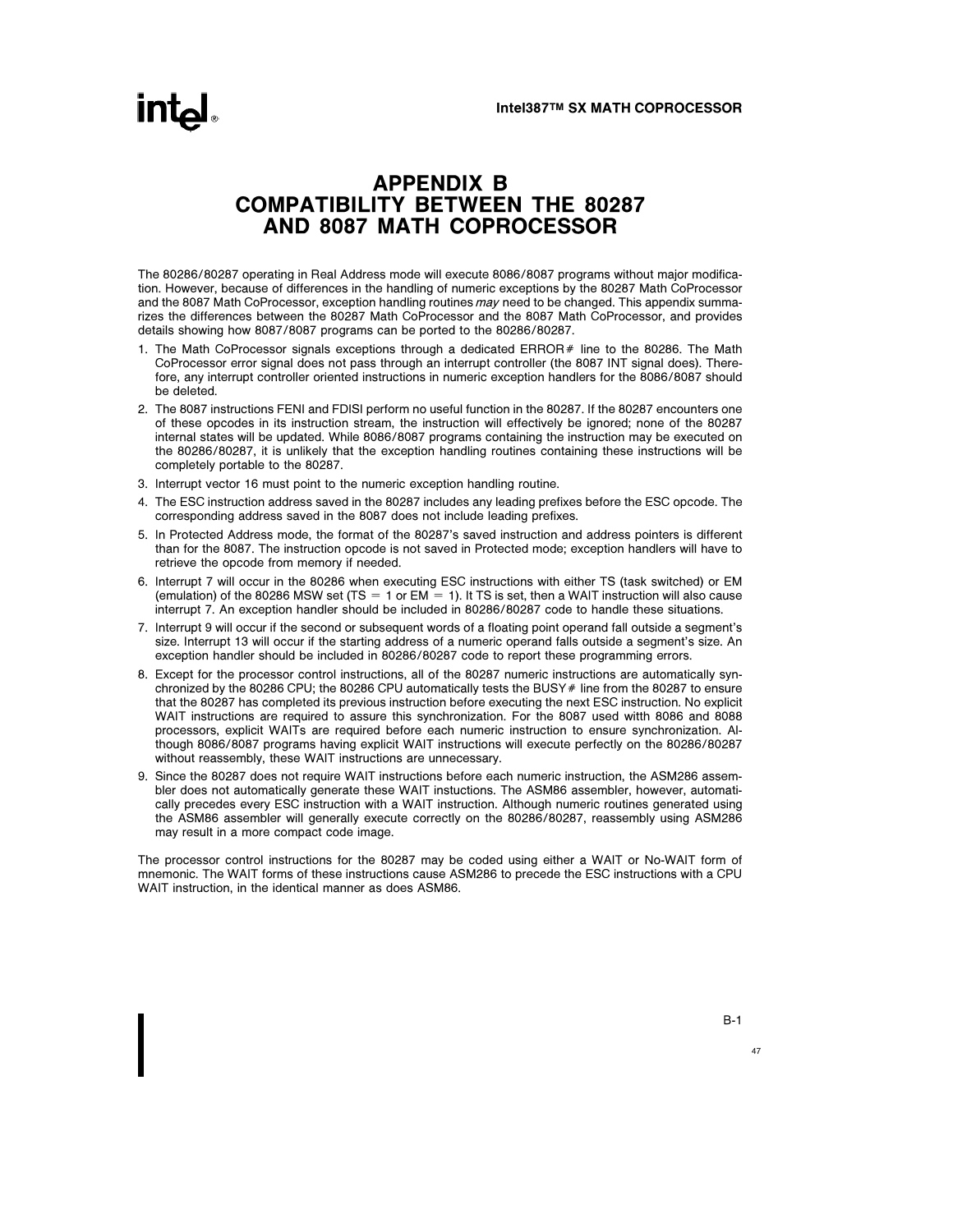# APPENDIX B
# COMPATIBILITY BETWEEN THE 80287 AND 8087 MATH COPROCESSOR

The 80286/80287 operating in Real Address mode will execute 8086/8087 programs without major modification. However, because of differences in the handling of numeric exceptions by the 80287 Math CoProcessor and the 8087 Math CoProcessor, exception handling routines *may* need to be changed. This appendix summarizes the differences between the 80287 Math CoProcessor and the 8087 Math CoProcessor, and provides details showing how 8087/8087 programs can be ported to the 80286/80287.

1. The Math CoProcessor signals exceptions through a dedicated ERROR# line to the 80286. The Math CoProcessor error signal does not pass through an interrupt controller (the 8087 INT signal does). Therefore, any interrupt controller oriented instructions in numeric exception handlers for the 8086/8087 should be deleted.
2. The 8087 instructions FENI and FDISI perform no useful function in the 80287. If the 80287 encounters one of these opcodes in its instruction stream, the instruction will effectively be ignored; none of the 80287 internal states will be updated. While 8086/8087 programs containing the instruction may be executed on the 80286/80287, it is unlikely that the exception handling routines containing these instructions will be completely portable to the 80287.
3. Interrupt vector 16 must point to the numeric exception handling routine.
4. The ESC instruction address saved in the 80287 includes any leading prefixes before the ESC opcode. The corresponding address saved in the 8087 does not include leading prefixes.
5. In Protected Address mode, the format of the 80287's saved instruction and address pointers is different than for the 8087. The instruction opcode is not saved in Protected mode; exception handlers will have to retrieve the opcode from memory if needed.
6. Interrupt 7 will occur in the 80286 when executing ESC instructions with either TS (task switched) or EM (emulation) of the 80286 MSW set (TS = 1 or EM = 1). It TS is set, then a WAIT instruction will also cause interrupt 7. An exception handler should be included in 80286/80287 code to handle these situations.
7. Interrupt 9 will occur if the second or subsequent words of a floating point operand fall outside a segment's size. Interrupt 13 will occur if the starting address of a numeric operand falls outside a segment's size. An exception handler should be included in 80286/80287 code to report these programming errors.
8. Except for the processor control instructions, all of the 80287 numeric instructions are automatically synchronized by the 80286 CPU; the 80286 CPU automatically tests the BUSY# line from the 80287 to ensure that the 80287 has completed its previous instruction before executing the next ESC instruction. No explicit WAIT instructions are required to assure this synchronization. For the 8087 used witth 8086 and 8088 processors, explicit WAITs are required before each numeric instruction to ensure synchronization. Although 8086/8087 programs having explicit WAIT instructions will execute perfectly on the 80286/80287 without reassembly, these WAIT instructions are unnecessary.
9. Since the 80287 does not require WAIT instructions before each numeric instruction, the ASM286 assembler does not automatically generate these WAIT instuctions. The ASM86 assembler, however, automatically precedes every ESC instruction with a WAIT instruction. Although numeric routines generated using the ASM86 assembler will generally execute correctly on the 80286/80287, reassembly using ASM286 may result in a more compact code image.

The processor control instructions for the 80287 may be coded using either a WAIT or No-WAIT form of mnemonic. The WAIT forms of these instructions cause ASM286 to precede the ESC instructions with a CPU WAIT instruction, in the identical manner as does ASM86.